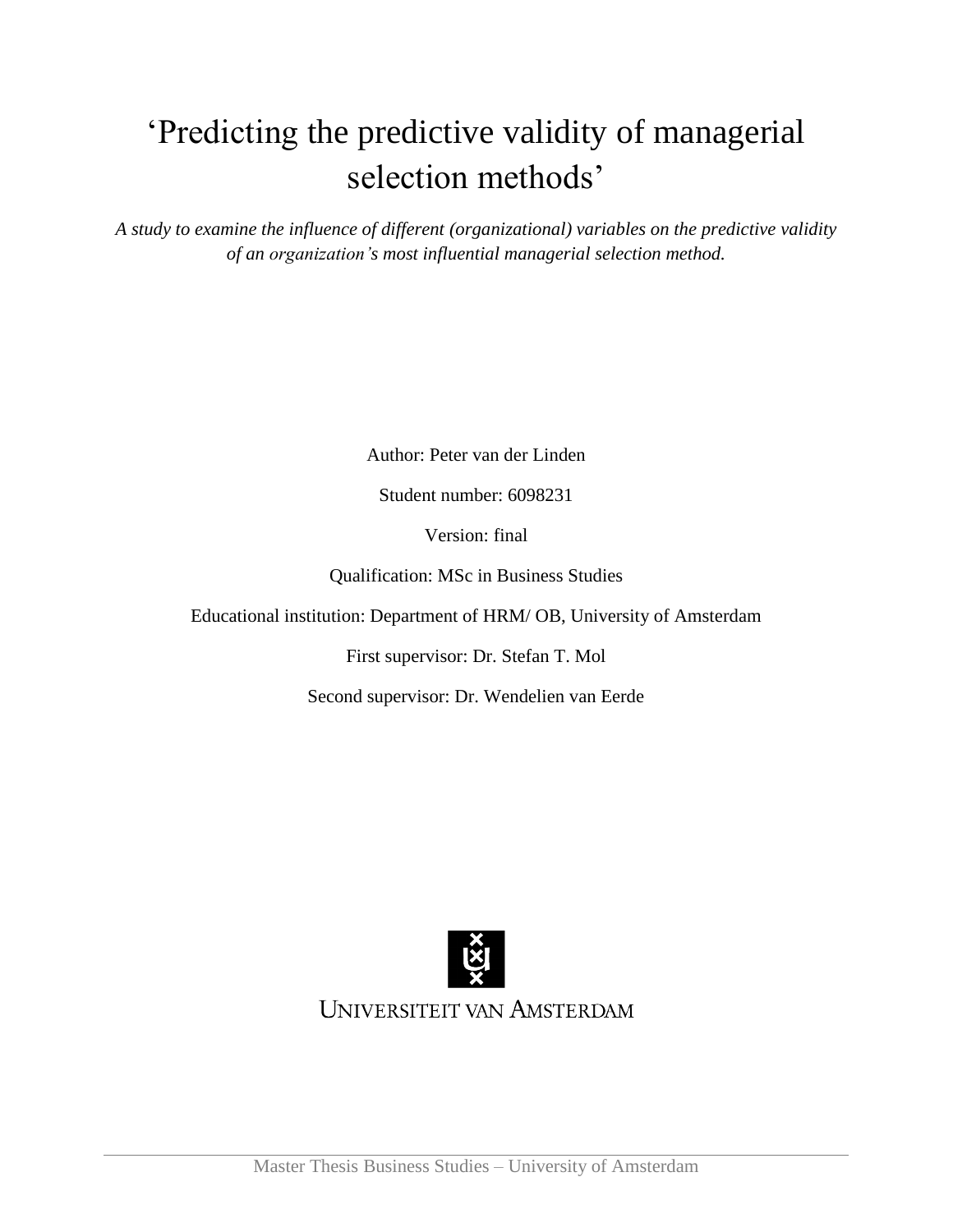# ‘Predicting the predictive validity of managerial selection methods’

*A study to examine the influence of different (organizational) variables on the predictive validity of an organization’s most influential managerial selection method.*

Author: Peter van der Linden

Student number: 6098231

Version: final

Qualification: MSc in Business Studies

Educational institution: Department of HRM/ OB, University of Amsterdam

First supervisor: Dr. Stefan T. Mol

Second supervisor: Dr. Wendelien van Eerde

UNIVERSITEIT VAN AMSTERDAM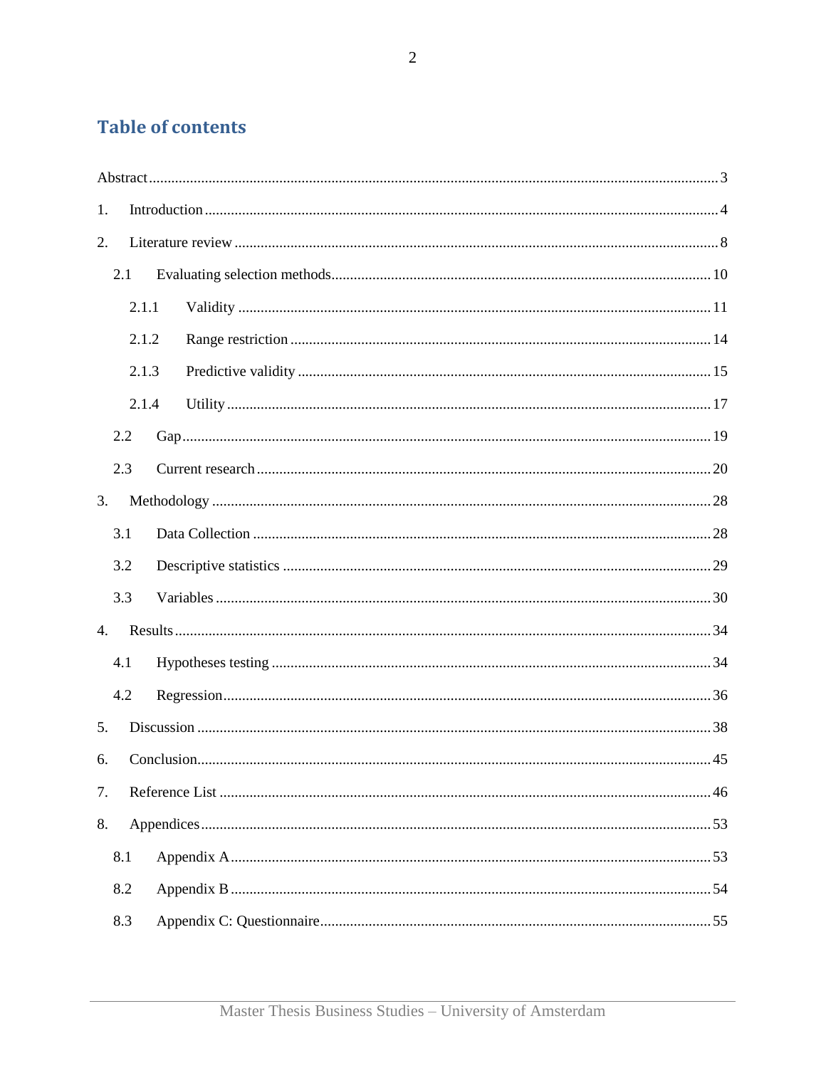## Table of contents

Abstract ... 3

1. Introduction ... 4
2. Literature review ... 8
   - 2.1 Evaluating selection methods ... 10
     - 2.1.1 Validity ... 11
     - 2.1.2 Range restriction ... 14
     - 2.1.3 Predictive validity ... 15
     - 2.1.4 Utility ... 17
   - 2.2 Gap ... 19
   - 2.3 Current research ... 20
3. Methodology ... 28
   - 3.1 Data Collection ... 28
   - 3.2 Descriptive statistics ... 29
   - 3.3 Variables ... 30
4. Results ... 34
   - 4.1 Hypotheses testing ... 34
   - 4.2 Regression ... 36
5. Discussion ... 38
6. Conclusion ... 45
7. Reference List ... 46
8. Appendices ... 53
   - 8.1 Appendix A ... 53
   - 8.2 Appendix B ... 54
   - 8.3 Appendix C: Questionnaire ... 55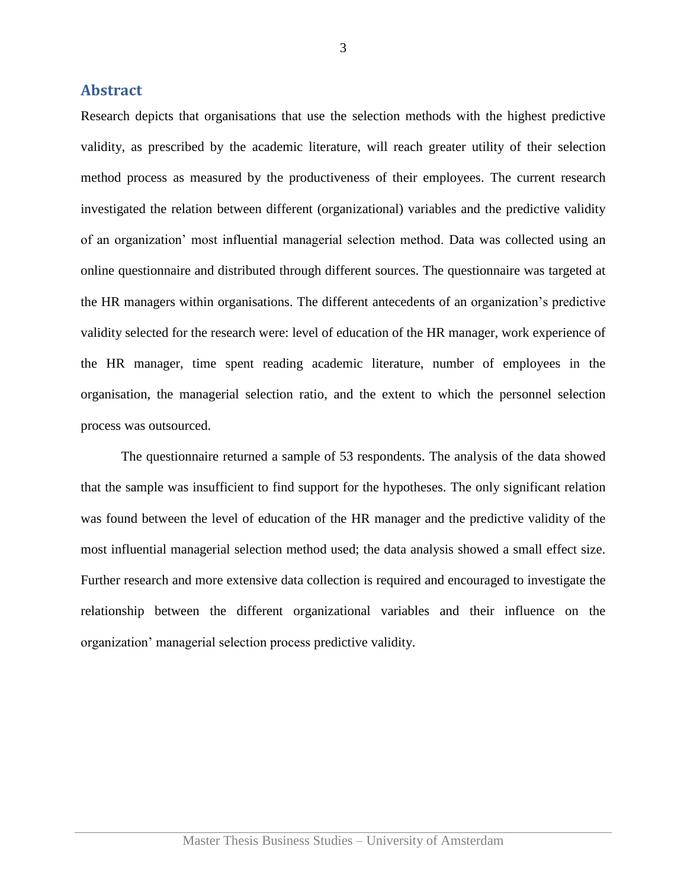## Abstract

Research depicts that organisations that use the selection methods with the highest predictive validity, as prescribed by the academic literature, will reach greater utility of their selection method process as measured by the productiveness of their employees. The current research investigated the relation between different (organizational) variables and the predictive validity of an organization' most influential managerial selection method. Data was collected using an online questionnaire and distributed through different sources. The questionnaire was targeted at the HR managers within organisations. The different antecedents of an organization's predictive validity selected for the research were: level of education of the HR manager, work experience of the HR manager, time spent reading academic literature, number of employees in the organisation, the managerial selection ratio, and the extent to which the personnel selection process was outsourced.

The questionnaire returned a sample of 53 respondents. The analysis of the data showed that the sample was insufficient to find support for the hypotheses. The only significant relation was found between the level of education of the HR manager and the predictive validity of the most influential managerial selection method used; the data analysis showed a small effect size. Further research and more extensive data collection is required and encouraged to investigate the relationship between the different organizational variables and their influence on the organization' managerial selection process predictive validity.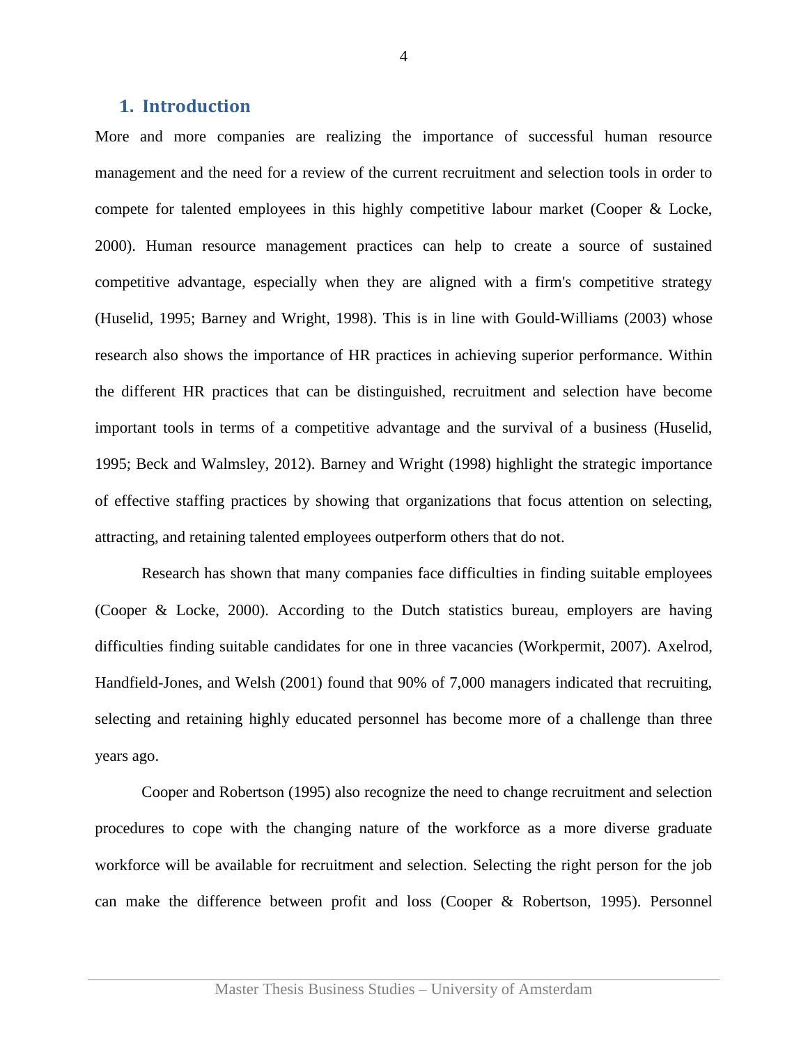## 1. Introduction

More and more companies are realizing the importance of successful human resource management and the need for a review of the current recruitment and selection tools in order to compete for talented employees in this highly competitive labour market (Cooper & Locke, 2000). Human resource management practices can help to create a source of sustained competitive advantage, especially when they are aligned with a firm's competitive strategy (Huselid, 1995; Barney and Wright, 1998). This is in line with Gould-Williams (2003) whose research also shows the importance of HR practices in achieving superior performance. Within the different HR practices that can be distinguished, recruitment and selection have become important tools in terms of a competitive advantage and the survival of a business (Huselid, 1995; Beck and Walmsley, 2012). Barney and Wright (1998) highlight the strategic importance of effective staffing practices by showing that organizations that focus attention on selecting, attracting, and retaining talented employees outperform others that do not.

Research has shown that many companies face difficulties in finding suitable employees (Cooper & Locke, 2000). According to the Dutch statistics bureau, employers are having difficulties finding suitable candidates for one in three vacancies (Workpermit, 2007). Axelrod, Handfield-Jones, and Welsh (2001) found that 90% of 7,000 managers indicated that recruiting, selecting and retaining highly educated personnel has become more of a challenge than three years ago.

Cooper and Robertson (1995) also recognize the need to change recruitment and selection procedures to cope with the changing nature of the workforce as a more diverse graduate workforce will be available for recruitment and selection. Selecting the right person for the job can make the difference between profit and loss (Cooper & Robertson, 1995). Personnel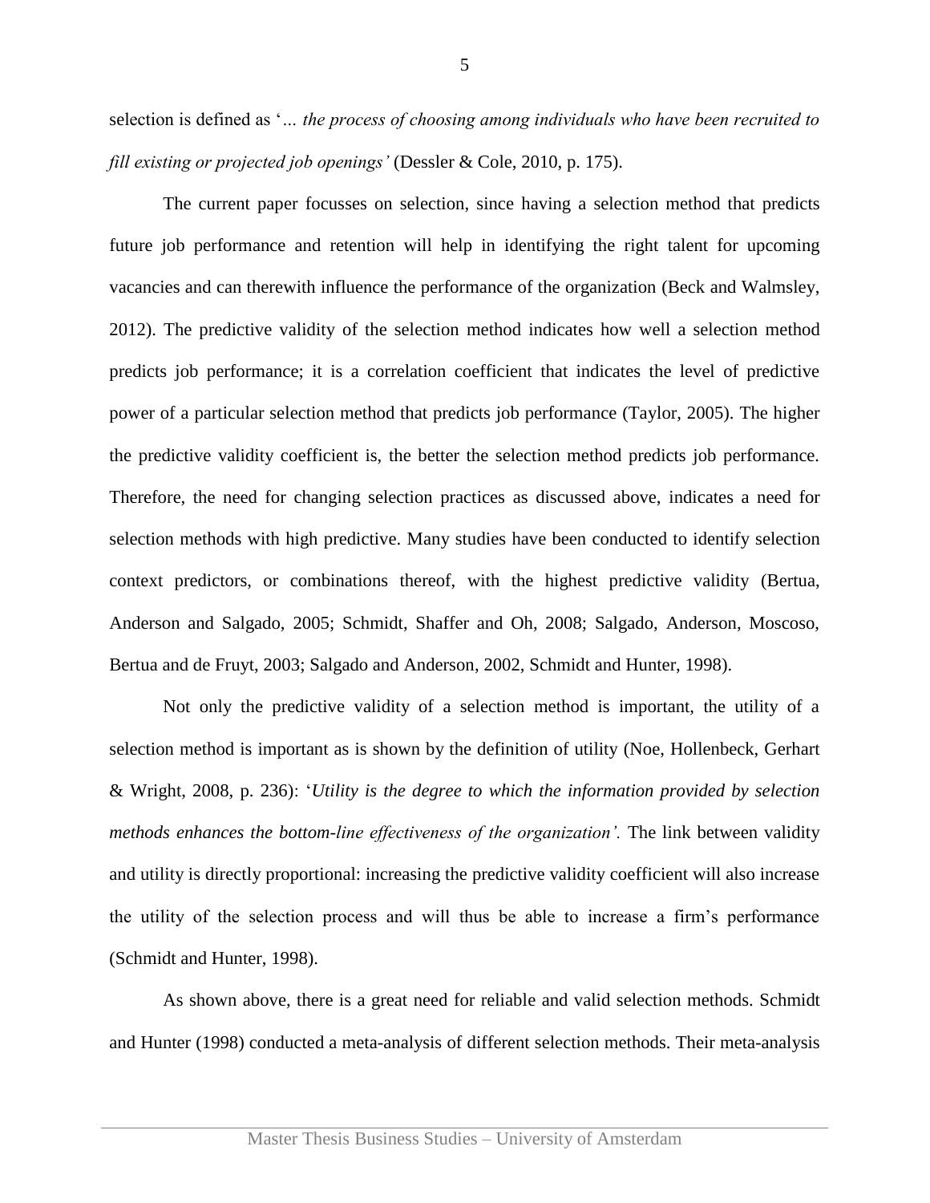selection is defined as '*... the process of choosing among individuals who have been recruited to fill existing or projected job openings'* (Dessler & Cole, 2010, p. 175).

The current paper focusses on selection, since having a selection method that predicts future job performance and retention will help in identifying the right talent for upcoming vacancies and can therewith influence the performance of the organization (Beck and Walmsley, 2012). The predictive validity of the selection method indicates how well a selection method predicts job performance; it is a correlation coefficient that indicates the level of predictive power of a particular selection method that predicts job performance (Taylor, 2005). The higher the predictive validity coefficient is, the better the selection method predicts job performance. Therefore, the need for changing selection practices as discussed above, indicates a need for selection methods with high predictive. Many studies have been conducted to identify selection context predictors, or combinations thereof, with the highest predictive validity (Bertua, Anderson and Salgado, 2005; Schmidt, Shaffer and Oh, 2008; Salgado, Anderson, Moscoso, Bertua and de Fruyt, 2003; Salgado and Anderson, 2002, Schmidt and Hunter, 1998).

Not only the predictive validity of a selection method is important, the utility of a selection method is important as is shown by the definition of utility (Noe, Hollenbeck, Gerhart & Wright, 2008, p. 236): '*Utility is the degree to which the information provided by selection methods enhances the bottom-line effectiveness of the organization'.* The link between validity and utility is directly proportional: increasing the predictive validity coefficient will also increase the utility of the selection process and will thus be able to increase a firm's performance (Schmidt and Hunter, 1998).

As shown above, there is a great need for reliable and valid selection methods. Schmidt and Hunter (1998) conducted a meta-analysis of different selection methods. Their meta-analysis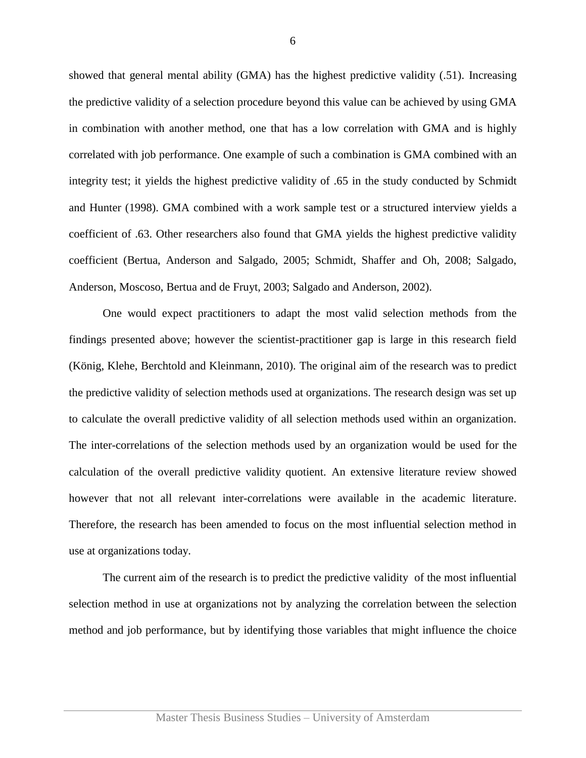showed that general mental ability (GMA) has the highest predictive validity (.51). Increasing the predictive validity of a selection procedure beyond this value can be achieved by using GMA in combination with another method, one that has a low correlation with GMA and is highly correlated with job performance. One example of such a combination is GMA combined with an integrity test; it yields the highest predictive validity of .65 in the study conducted by Schmidt and Hunter (1998). GMA combined with a work sample test or a structured interview yields a coefficient of .63. Other researchers also found that GMA yields the highest predictive validity coefficient (Bertua, Anderson and Salgado, 2005; Schmidt, Shaffer and Oh, 2008; Salgado, Anderson, Moscoso, Bertua and de Fruyt, 2003; Salgado and Anderson, 2002).

One would expect practitioners to adapt the most valid selection methods from the findings presented above; however the scientist-practitioner gap is large in this research field (König, Klehe, Berchtold and Kleinmann, 2010). The original aim of the research was to predict the predictive validity of selection methods used at organizations. The research design was set up to calculate the overall predictive validity of all selection methods used within an organization. The inter-correlations of the selection methods used by an organization would be used for the calculation of the overall predictive validity quotient. An extensive literature review showed however that not all relevant inter-correlations were available in the academic literature. Therefore, the research has been amended to focus on the most influential selection method in use at organizations today.

The current aim of the research is to predict the predictive validity of the most influential selection method in use at organizations not by analyzing the correlation between the selection method and job performance, but by identifying those variables that might influence the choice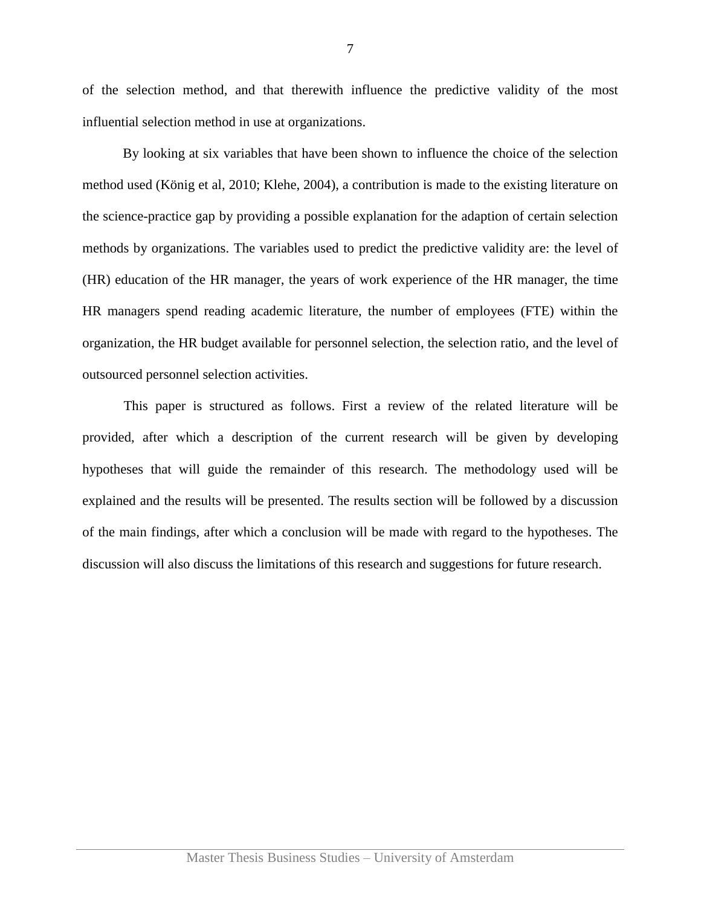of the selection method, and that therewith influence the predictive validity of the most influential selection method in use at organizations.

By looking at six variables that have been shown to influence the choice of the selection method used (König et al, 2010; Klehe, 2004), a contribution is made to the existing literature on the science-practice gap by providing a possible explanation for the adaption of certain selection methods by organizations. The variables used to predict the predictive validity are: the level of (HR) education of the HR manager, the years of work experience of the HR manager, the time HR managers spend reading academic literature, the number of employees (FTE) within the organization, the HR budget available for personnel selection, the selection ratio, and the level of outsourced personnel selection activities.

This paper is structured as follows. First a review of the related literature will be provided, after which a description of the current research will be given by developing hypotheses that will guide the remainder of this research. The methodology used will be explained and the results will be presented. The results section will be followed by a discussion of the main findings, after which a conclusion will be made with regard to the hypotheses. The discussion will also discuss the limitations of this research and suggestions for future research.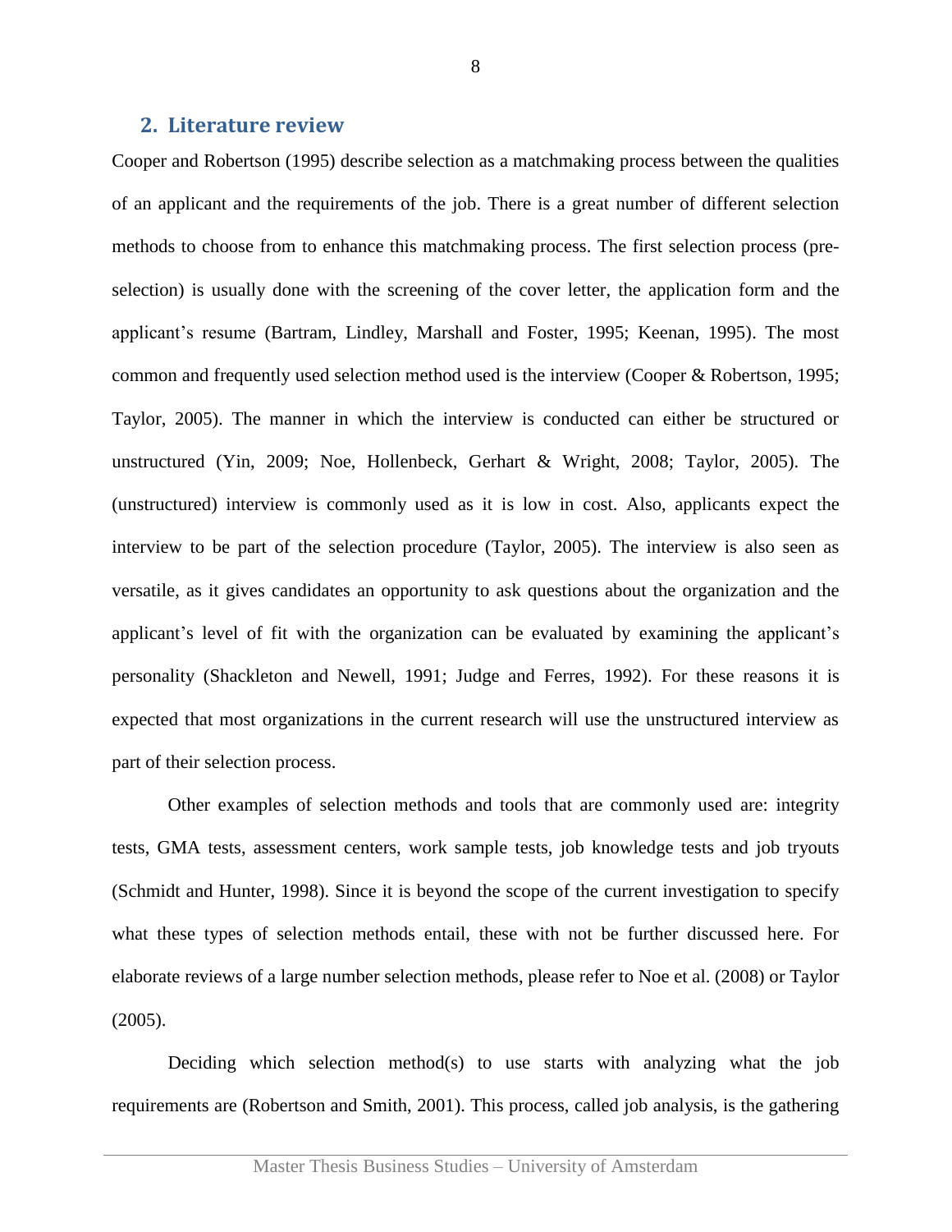## 2. Literature review

Cooper and Robertson (1995) describe selection as a matchmaking process between the qualities of an applicant and the requirements of the job. There is a great number of different selection methods to choose from to enhance this matchmaking process. The first selection process (pre-selection) is usually done with the screening of the cover letter, the application form and the applicant's resume (Bartram, Lindley, Marshall and Foster, 1995; Keenan, 1995). The most common and frequently used selection method used is the interview (Cooper & Robertson, 1995; Taylor, 2005). The manner in which the interview is conducted can either be structured or unstructured (Yin, 2009; Noe, Hollenbeck, Gerhart & Wright, 2008; Taylor, 2005). The (unstructured) interview is commonly used as it is low in cost. Also, applicants expect the interview to be part of the selection procedure (Taylor, 2005). The interview is also seen as versatile, as it gives candidates an opportunity to ask questions about the organization and the applicant's level of fit with the organization can be evaluated by examining the applicant's personality (Shackleton and Newell, 1991; Judge and Ferres, 1992). For these reasons it is expected that most organizations in the current research will use the unstructured interview as part of their selection process.

Other examples of selection methods and tools that are commonly used are: integrity tests, GMA tests, assessment centers, work sample tests, job knowledge tests and job tryouts (Schmidt and Hunter, 1998). Since it is beyond the scope of the current investigation to specify what these types of selection methods entail, these with not be further discussed here. For elaborate reviews of a large number selection methods, please refer to Noe et al. (2008) or Taylor (2005).

Deciding which selection method(s) to use starts with analyzing what the job requirements are (Robertson and Smith, 2001). This process, called job analysis, is the gathering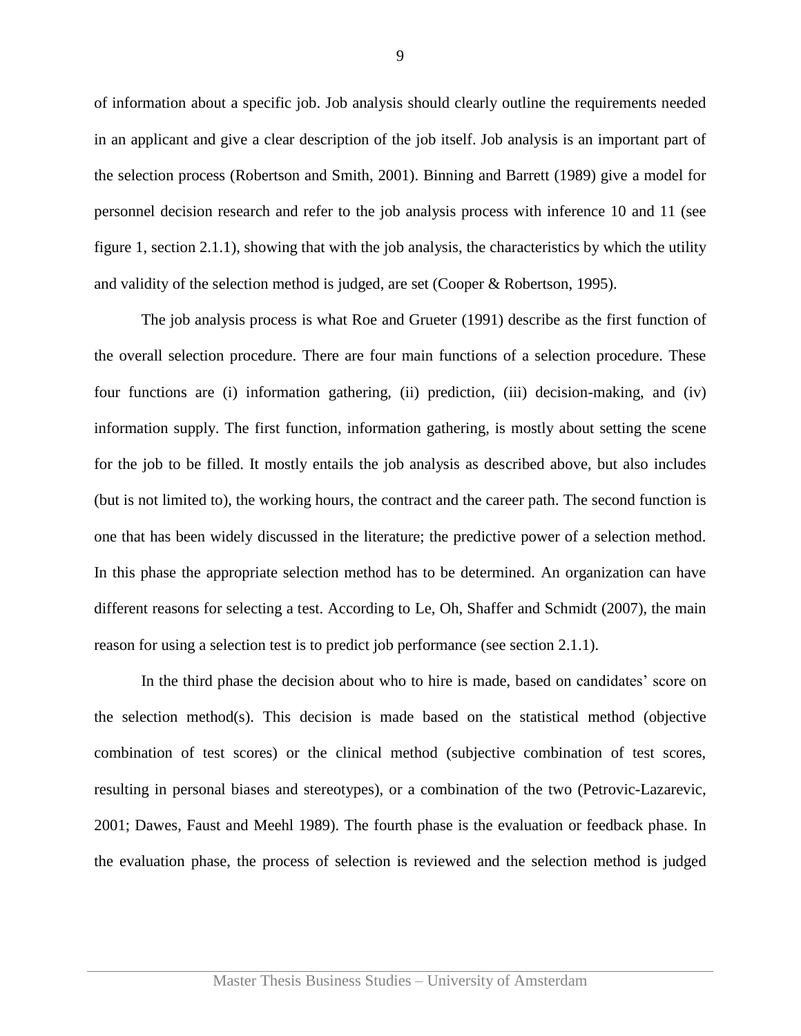of information about a specific job. Job analysis should clearly outline the requirements needed in an applicant and give a clear description of the job itself. Job analysis is an important part of the selection process (Robertson and Smith, 2001). Binning and Barrett (1989) give a model for personnel decision research and refer to the job analysis process with inference 10 and 11 (see figure 1, section 2.1.1), showing that with the job analysis, the characteristics by which the utility and validity of the selection method is judged, are set (Cooper & Robertson, 1995).

The job analysis process is what Roe and Grueter (1991) describe as the first function of the overall selection procedure. There are four main functions of a selection procedure. These four functions are (i) information gathering, (ii) prediction, (iii) decision-making, and (iv) information supply. The first function, information gathering, is mostly about setting the scene for the job to be filled. It mostly entails the job analysis as described above, but also includes (but is not limited to), the working hours, the contract and the career path. The second function is one that has been widely discussed in the literature; the predictive power of a selection method. In this phase the appropriate selection method has to be determined. An organization can have different reasons for selecting a test. According to Le, Oh, Shaffer and Schmidt (2007), the main reason for using a selection test is to predict job performance (see section 2.1.1).

In the third phase the decision about who to hire is made, based on candidates' score on the selection method(s). This decision is made based on the statistical method (objective combination of test scores) or the clinical method (subjective combination of test scores, resulting in personal biases and stereotypes), or a combination of the two (Petrovic-Lazarevic, 2001; Dawes, Faust and Meehl 1989). The fourth phase is the evaluation or feedback phase. In the evaluation phase, the process of selection is reviewed and the selection method is judged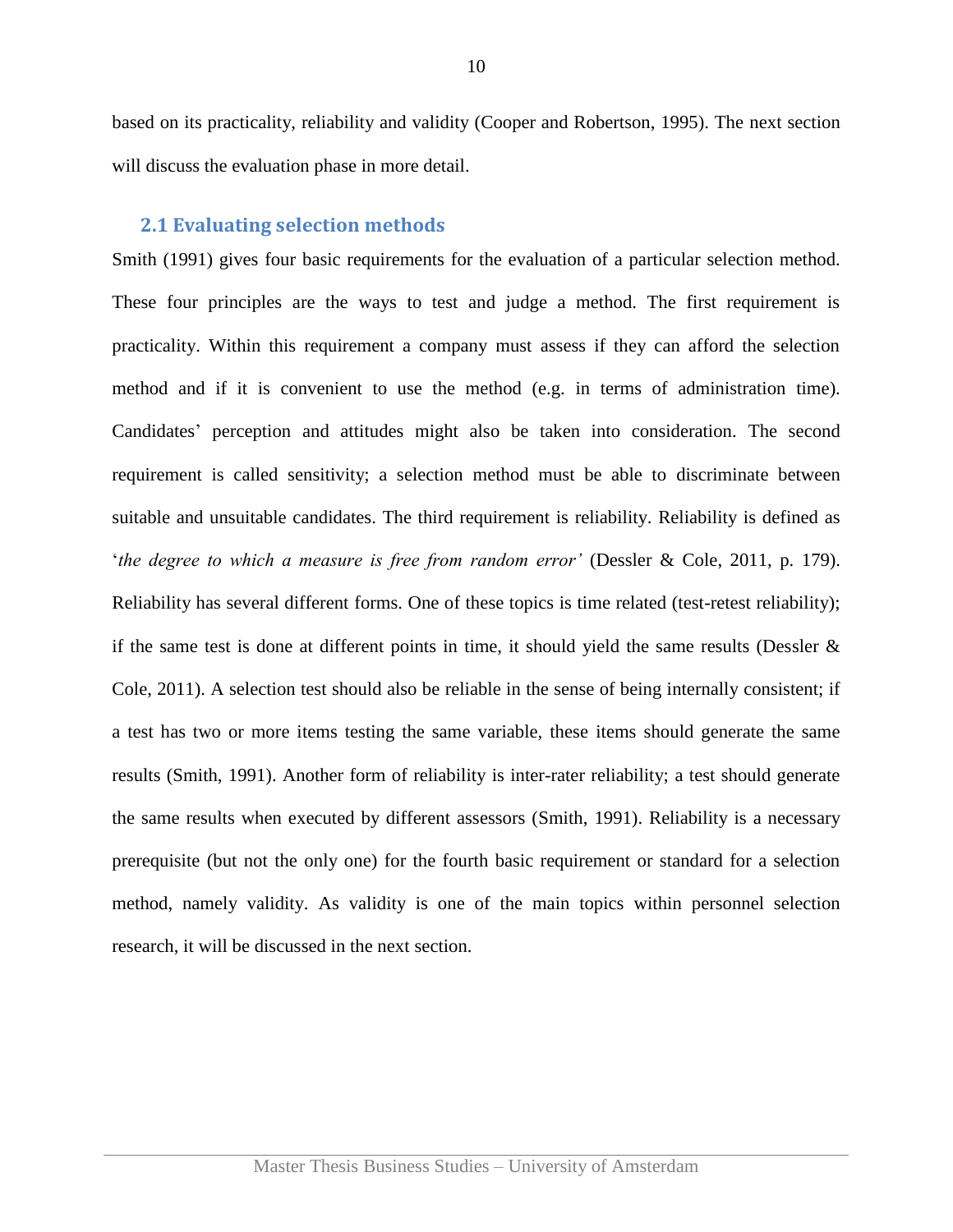based on its practicality, reliability and validity (Cooper and Robertson, 1995). The next section will discuss the evaluation phase in more detail.

## 2.1 Evaluating selection methods

Smith (1991) gives four basic requirements for the evaluation of a particular selection method. These four principles are the ways to test and judge a method. The first requirement is practicality. Within this requirement a company must assess if they can afford the selection method and if it is convenient to use the method (e.g. in terms of administration time). Candidates' perception and attitudes might also be taken into consideration. The second requirement is called sensitivity; a selection method must be able to discriminate between suitable and unsuitable candidates. The third requirement is reliability. Reliability is defined as '*the degree to which a measure is free from random error'* (Dessler & Cole, 2011, p. 179). Reliability has several different forms. One of these topics is time related (test-retest reliability); if the same test is done at different points in time, it should yield the same results (Dessler & Cole, 2011). A selection test should also be reliable in the sense of being internally consistent; if a test has two or more items testing the same variable, these items should generate the same results (Smith, 1991). Another form of reliability is inter-rater reliability; a test should generate the same results when executed by different assessors (Smith, 1991). Reliability is a necessary prerequisite (but not the only one) for the fourth basic requirement or standard for a selection method, namely validity. As validity is one of the main topics within personnel selection research, it will be discussed in the next section.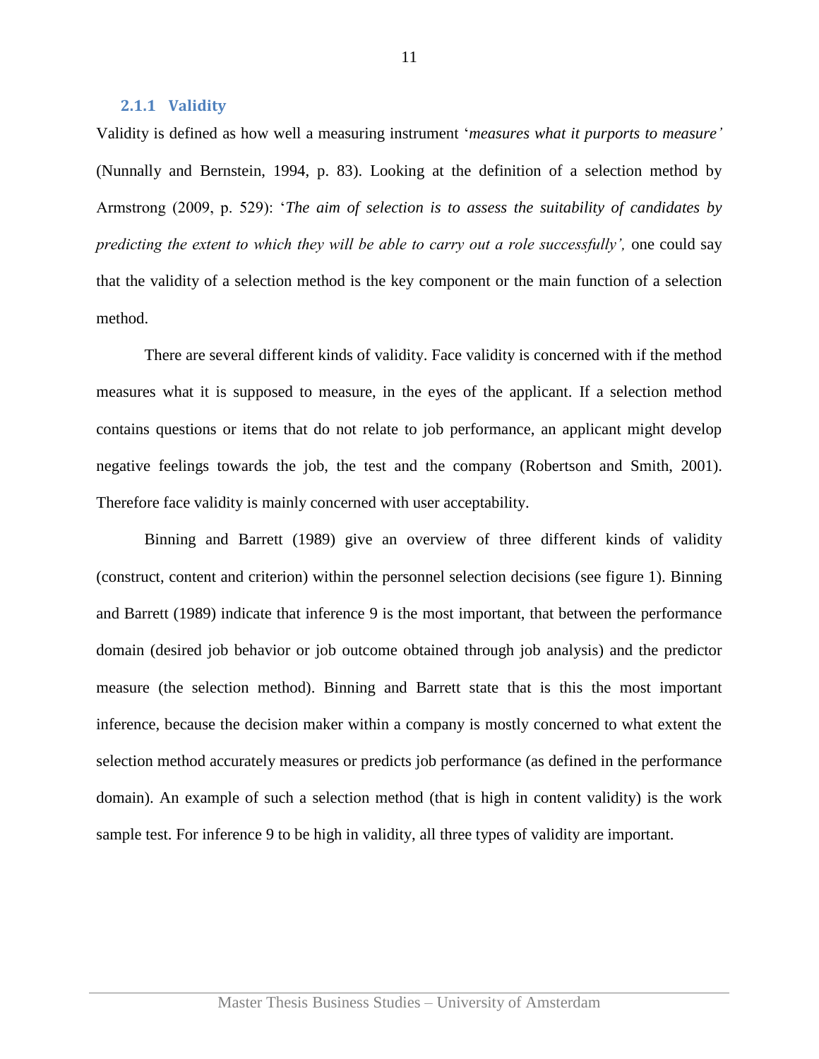### 2.1.1 Validity

Validity is defined as how well a measuring instrument '*measures what it purports to measure'* (Nunnally and Bernstein, 1994, p. 83). Looking at the definition of a selection method by Armstrong (2009, p. 529): '*The aim of selection is to assess the suitability of candidates by predicting the extent to which they will be able to carry out a role successfully',* one could say that the validity of a selection method is the key component or the main function of a selection method.

There are several different kinds of validity. Face validity is concerned with if the method measures what it is supposed to measure, in the eyes of the applicant. If a selection method contains questions or items that do not relate to job performance, an applicant might develop negative feelings towards the job, the test and the company (Robertson and Smith, 2001). Therefore face validity is mainly concerned with user acceptability.

Binning and Barrett (1989) give an overview of three different kinds of validity (construct, content and criterion) within the personnel selection decisions (see figure 1). Binning and Barrett (1989) indicate that inference 9 is the most important, that between the performance domain (desired job behavior or job outcome obtained through job analysis) and the predictor measure (the selection method). Binning and Barrett state that is this the most important inference, because the decision maker within a company is mostly concerned to what extent the selection method accurately measures or predicts job performance (as defined in the performance domain). An example of such a selection method (that is high in content validity) is the work sample test. For inference 9 to be high in validity, all three types of validity are important.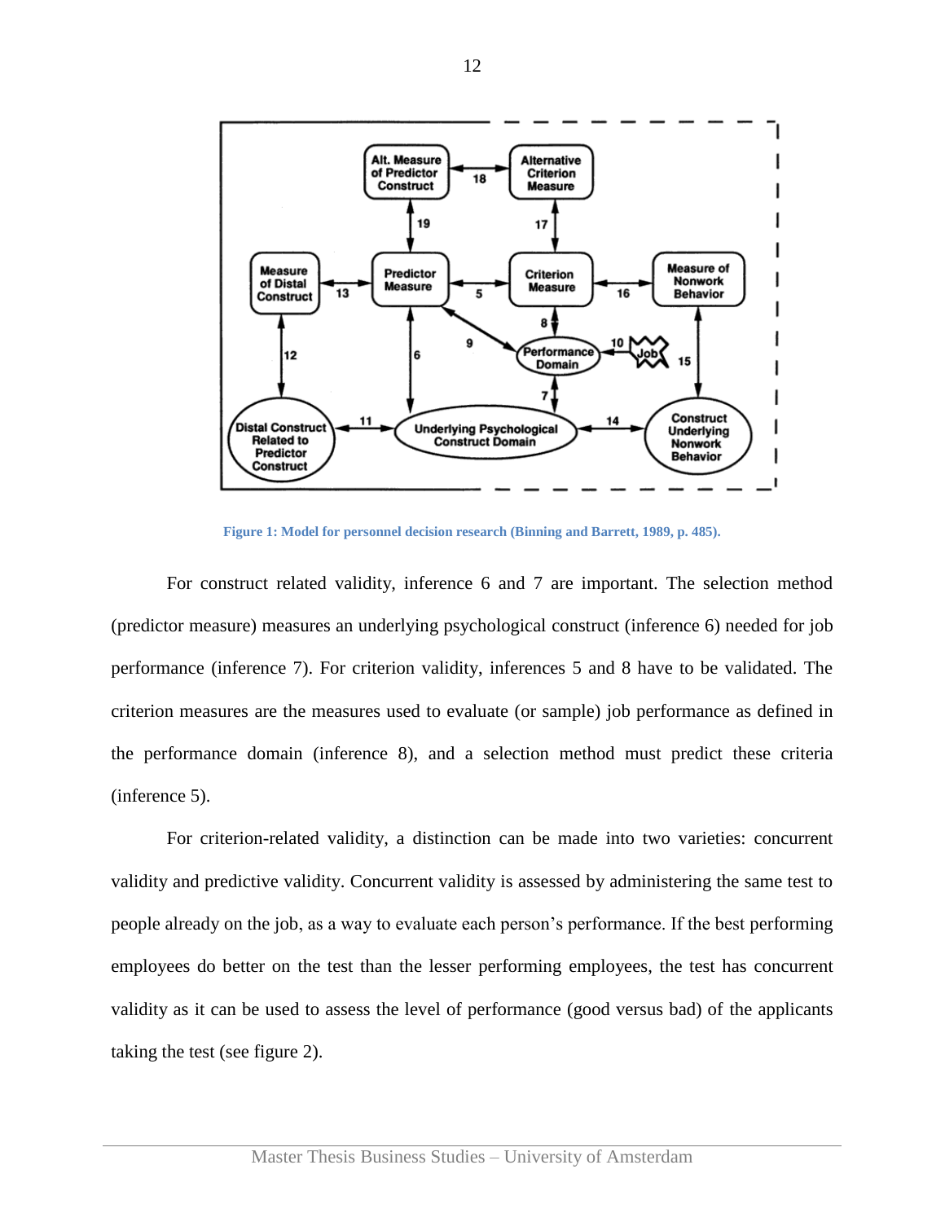Figure 1: Model for personnel decision research (Binning and Barrett, 1989, p. 485).

For construct related validity, inference 6 and 7 are important. The selection method (predictor measure) measures an underlying psychological construct (inference 6) needed for job performance (inference 7). For criterion validity, inferences 5 and 8 have to be validated. The criterion measures are the measures used to evaluate (or sample) job performance as defined in the performance domain (inference 8), and a selection method must predict these criteria (inference 5).

For criterion-related validity, a distinction can be made into two varieties: concurrent validity and predictive validity. Concurrent validity is assessed by administering the same test to people already on the job, as a way to evaluate each person's performance. If the best performing employees do better on the test than the lesser performing employees, the test has concurrent validity as it can be used to assess the level of performance (good versus bad) of the applicants taking the test (see figure 2).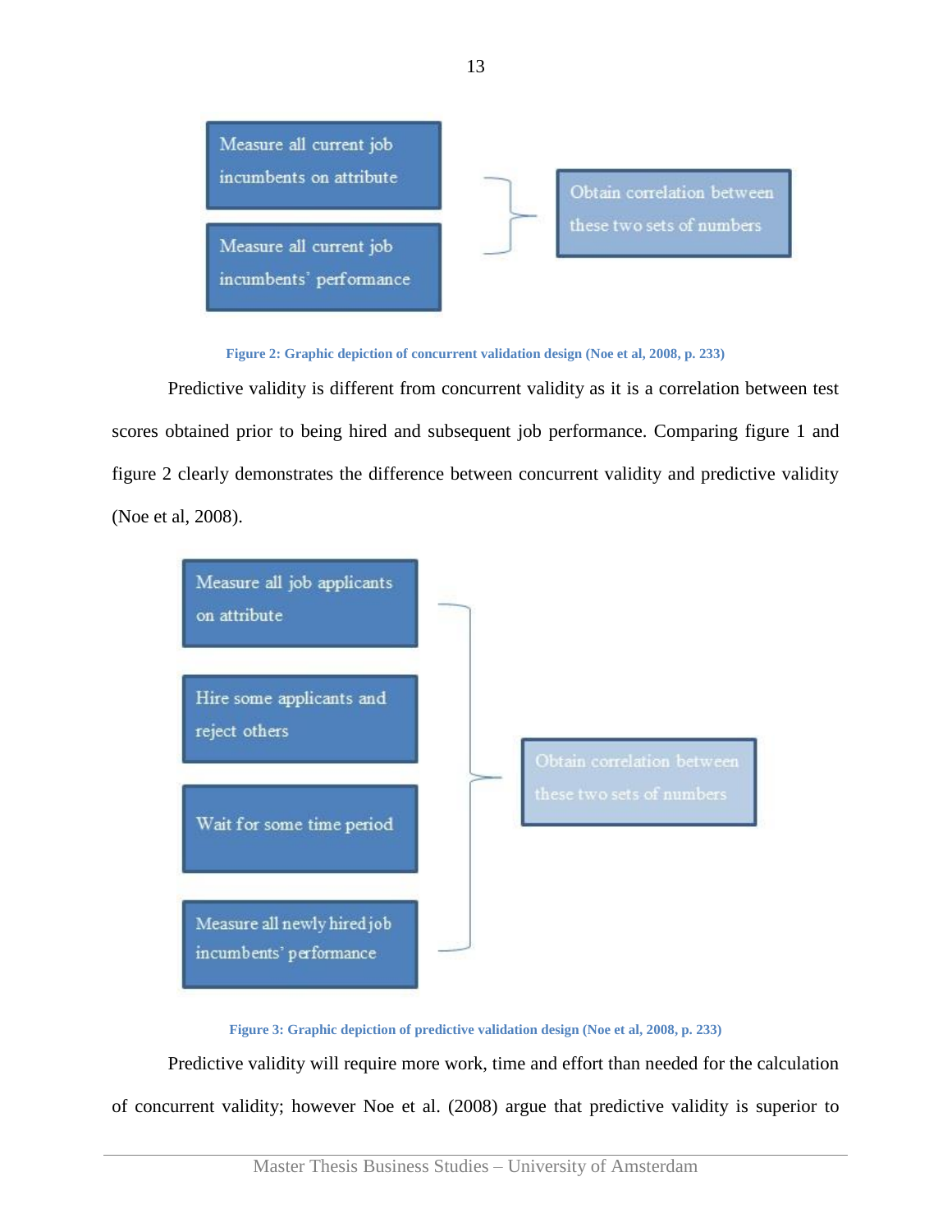Measure all current job incumbents on attribute

Measure all current job incumbents' performance

Obtain correlation between these two sets of numbers

**Figure 2: Graphic depiction of concurrent validation design (Noe et al, 2008, p. 233)**

Predictive validity is different from concurrent validity as it is a correlation between test scores obtained prior to being hired and subsequent job performance. Comparing figure 1 and figure 2 clearly demonstrates the difference between concurrent validity and predictive validity (Noe et al, 2008).

Measure all job applicants on attribute

Hire some applicants and reject others

Wait for some time period

Measure all newly hired job incumbents' performance

Obtain correlation between these two sets of numbers

**Figure 3: Graphic depiction of predictive validation design (Noe et al, 2008, p. 233)**

Predictive validity will require more work, time and effort than needed for the calculation of concurrent validity; however Noe et al. (2008) argue that predictive validity is superior to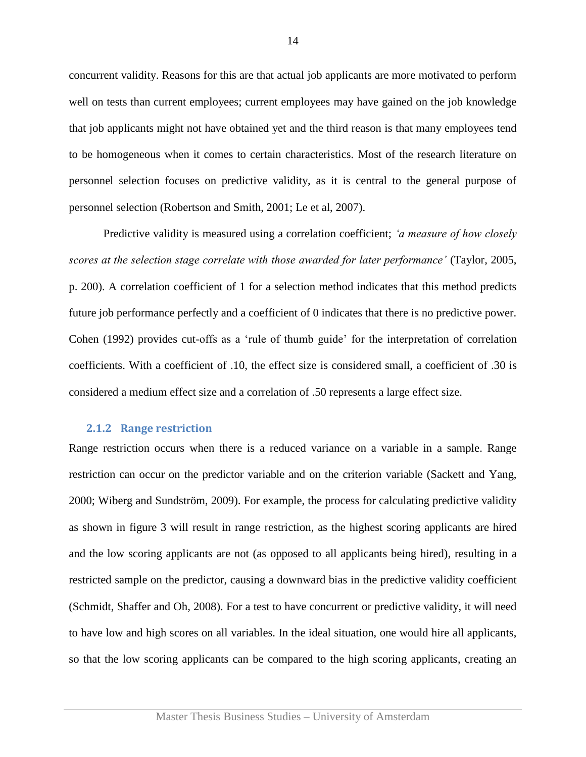concurrent validity. Reasons for this are that actual job applicants are more motivated to perform well on tests than current employees; current employees may have gained on the job knowledge that job applicants might not have obtained yet and the third reason is that many employees tend to be homogeneous when it comes to certain characteristics. Most of the research literature on personnel selection focuses on predictive validity, as it is central to the general purpose of personnel selection (Robertson and Smith, 2001; Le et al, 2007).

Predictive validity is measured using a correlation coefficient; *'a measure of how closely scores at the selection stage correlate with those awarded for later performance'* (Taylor, 2005, p. 200). A correlation coefficient of 1 for a selection method indicates that this method predicts future job performance perfectly and a coefficient of 0 indicates that there is no predictive power. Cohen (1992) provides cut-offs as a 'rule of thumb guide' for the interpretation of correlation coefficients. With a coefficient of .10, the effect size is considered small, a coefficient of .30 is considered a medium effect size and a correlation of .50 represents a large effect size.

### 2.1.2 Range restriction

Range restriction occurs when there is a reduced variance on a variable in a sample. Range restriction can occur on the predictor variable and on the criterion variable (Sackett and Yang, 2000; Wiberg and Sundström, 2009). For example, the process for calculating predictive validity as shown in figure 3 will result in range restriction, as the highest scoring applicants are hired and the low scoring applicants are not (as opposed to all applicants being hired), resulting in a restricted sample on the predictor, causing a downward bias in the predictive validity coefficient (Schmidt, Shaffer and Oh, 2008). For a test to have concurrent or predictive validity, it will need to have low and high scores on all variables. In the ideal situation, one would hire all applicants, so that the low scoring applicants can be compared to the high scoring applicants, creating an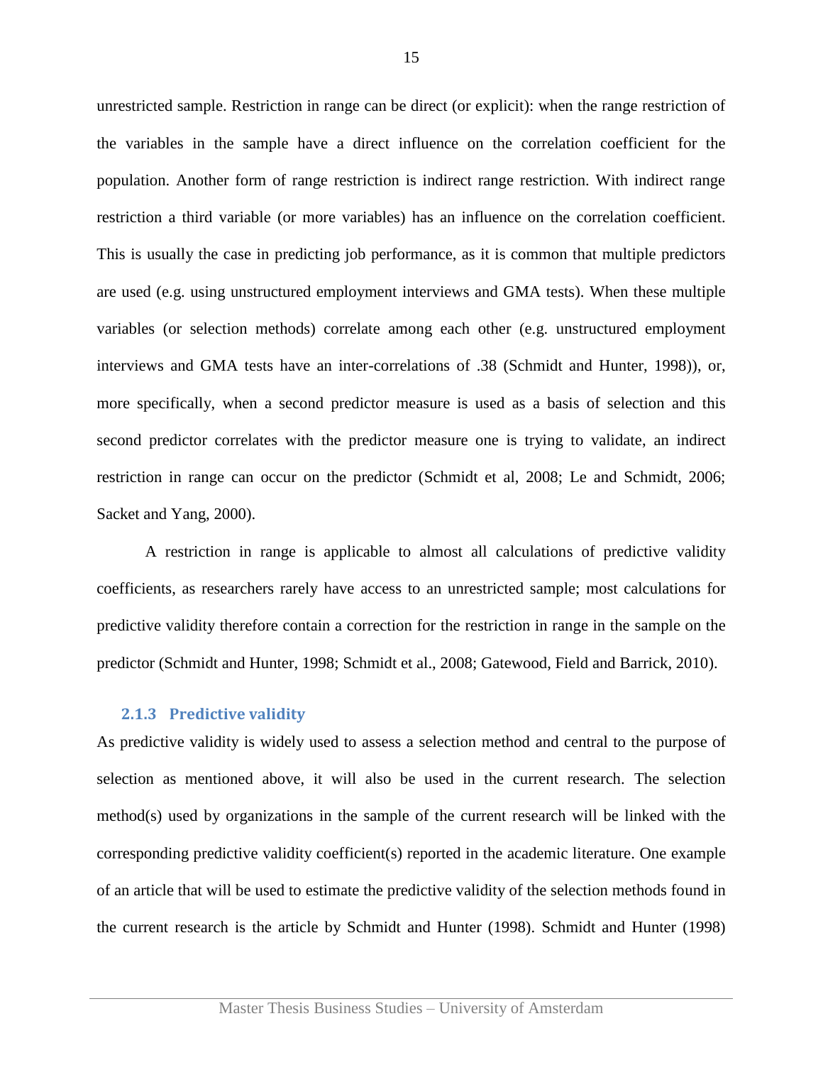unrestricted sample. Restriction in range can be direct (or explicit): when the range restriction of the variables in the sample have a direct influence on the correlation coefficient for the population. Another form of range restriction is indirect range restriction. With indirect range restriction a third variable (or more variables) has an influence on the correlation coefficient. This is usually the case in predicting job performance, as it is common that multiple predictors are used (e.g. using unstructured employment interviews and GMA tests). When these multiple variables (or selection methods) correlate among each other (e.g. unstructured employment interviews and GMA tests have an inter-correlations of .38 (Schmidt and Hunter, 1998)), or, more specifically, when a second predictor measure is used as a basis of selection and this second predictor correlates with the predictor measure one is trying to validate, an indirect restriction in range can occur on the predictor (Schmidt et al, 2008; Le and Schmidt, 2006; Sacket and Yang, 2000).

A restriction in range is applicable to almost all calculations of predictive validity coefficients, as researchers rarely have access to an unrestricted sample; most calculations for predictive validity therefore contain a correction for the restriction in range in the sample on the predictor (Schmidt and Hunter, 1998; Schmidt et al., 2008; Gatewood, Field and Barrick, 2010).

### 2.1.3 Predictive validity

As predictive validity is widely used to assess a selection method and central to the purpose of selection as mentioned above, it will also be used in the current research. The selection method(s) used by organizations in the sample of the current research will be linked with the corresponding predictive validity coefficient(s) reported in the academic literature. One example of an article that will be used to estimate the predictive validity of the selection methods found in the current research is the article by Schmidt and Hunter (1998). Schmidt and Hunter (1998)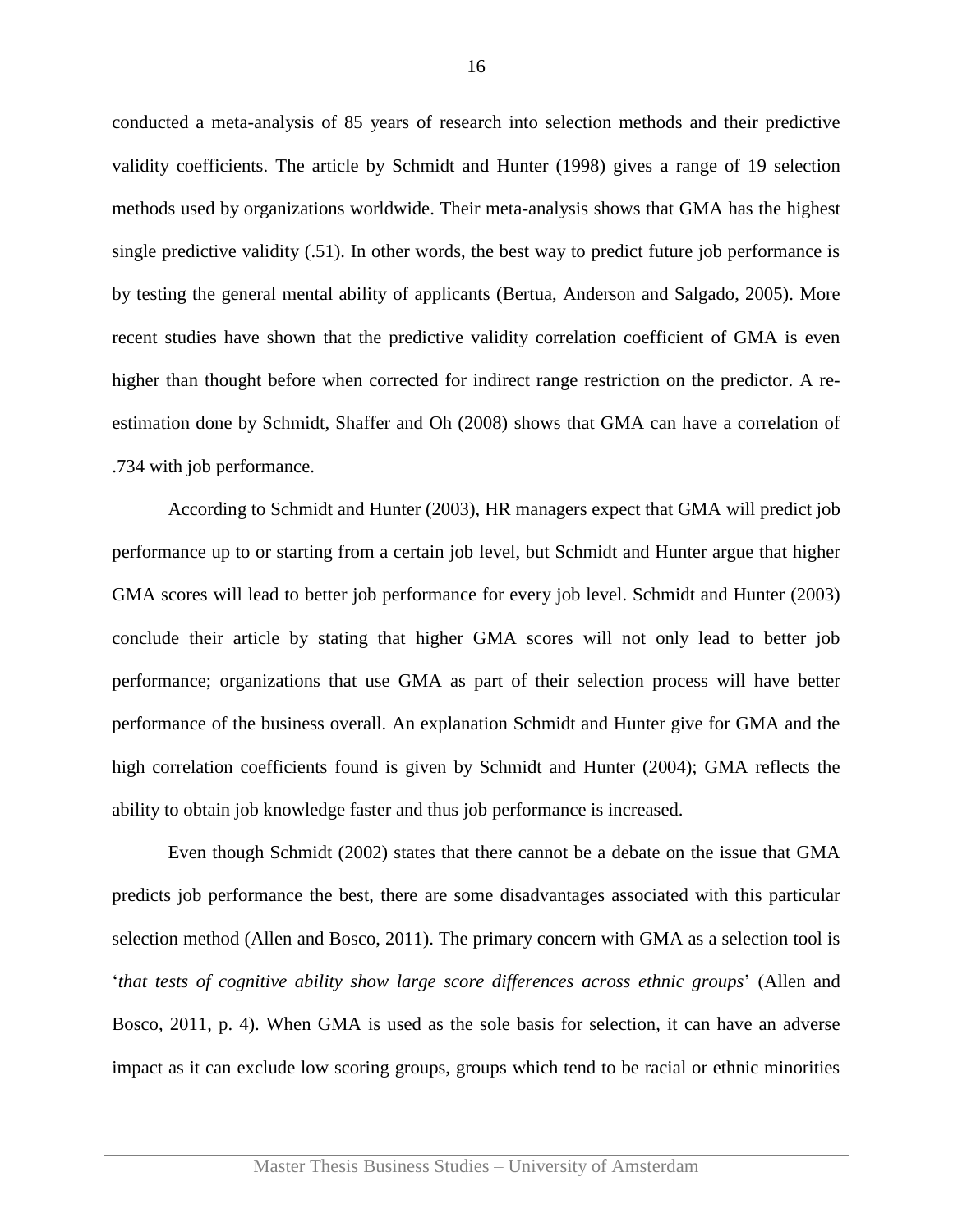conducted a meta-analysis of 85 years of research into selection methods and their predictive validity coefficients. The article by Schmidt and Hunter (1998) gives a range of 19 selection methods used by organizations worldwide. Their meta-analysis shows that GMA has the highest single predictive validity (.51). In other words, the best way to predict future job performance is by testing the general mental ability of applicants (Bertua, Anderson and Salgado, 2005). More recent studies have shown that the predictive validity correlation coefficient of GMA is even higher than thought before when corrected for indirect range restriction on the predictor. A re-estimation done by Schmidt, Shaffer and Oh (2008) shows that GMA can have a correlation of .734 with job performance.

According to Schmidt and Hunter (2003), HR managers expect that GMA will predict job performance up to or starting from a certain job level, but Schmidt and Hunter argue that higher GMA scores will lead to better job performance for every job level. Schmidt and Hunter (2003) conclude their article by stating that higher GMA scores will not only lead to better job performance; organizations that use GMA as part of their selection process will have better performance of the business overall. An explanation Schmidt and Hunter give for GMA and the high correlation coefficients found is given by Schmidt and Hunter (2004); GMA reflects the ability to obtain job knowledge faster and thus job performance is increased.

Even though Schmidt (2002) states that there cannot be a debate on the issue that GMA predicts job performance the best, there are some disadvantages associated with this particular selection method (Allen and Bosco, 2011). The primary concern with GMA as a selection tool is '*that tests of cognitive ability show large score differences across ethnic groups*' (Allen and Bosco, 2011, p. 4). When GMA is used as the sole basis for selection, it can have an adverse impact as it can exclude low scoring groups, groups which tend to be racial or ethnic minorities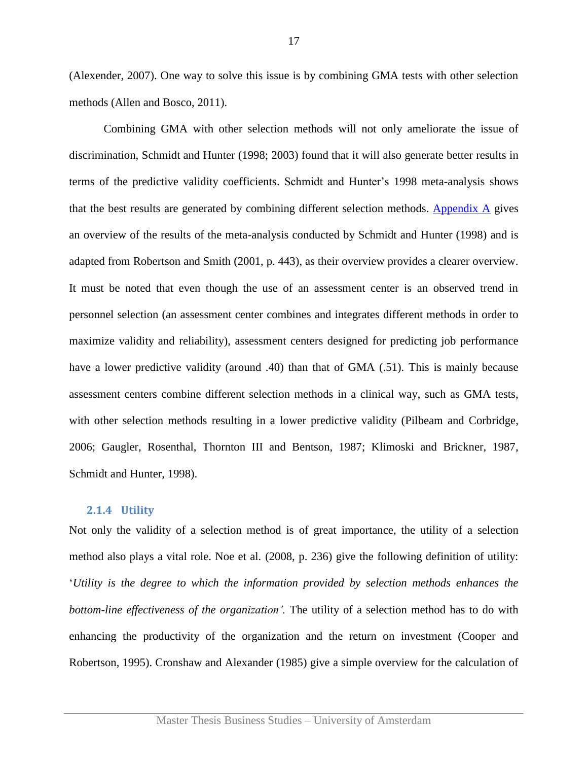(Alexender, 2007). One way to solve this issue is by combining GMA tests with other selection methods (Allen and Bosco, 2011).

Combining GMA with other selection methods will not only ameliorate the issue of discrimination, Schmidt and Hunter (1998; 2003) found that it will also generate better results in terms of the predictive validity coefficients. Schmidt and Hunter's 1998 meta-analysis shows that the best results are generated by combining different selection methods. Appendix A gives an overview of the results of the meta-analysis conducted by Schmidt and Hunter (1998) and is adapted from Robertson and Smith (2001, p. 443), as their overview provides a clearer overview. It must be noted that even though the use of an assessment center is an observed trend in personnel selection (an assessment center combines and integrates different methods in order to maximize validity and reliability), assessment centers designed for predicting job performance have a lower predictive validity (around .40) than that of GMA (.51). This is mainly because assessment centers combine different selection methods in a clinical way, such as GMA tests, with other selection methods resulting in a lower predictive validity (Pilbeam and Corbridge, 2006; Gaugler, Rosenthal, Thornton III and Bentson, 1987; Klimoski and Brickner, 1987, Schmidt and Hunter, 1998).

### 2.1.4 Utility

Not only the validity of a selection method is of great importance, the utility of a selection method also plays a vital role. Noe et al. (2008, p. 236) give the following definition of utility: '*Utility is the degree to which the information provided by selection methods enhances the bottom-line effectiveness of the organization'.* The utility of a selection method has to do with enhancing the productivity of the organization and the return on investment (Cooper and Robertson, 1995). Cronshaw and Alexander (1985) give a simple overview for the calculation of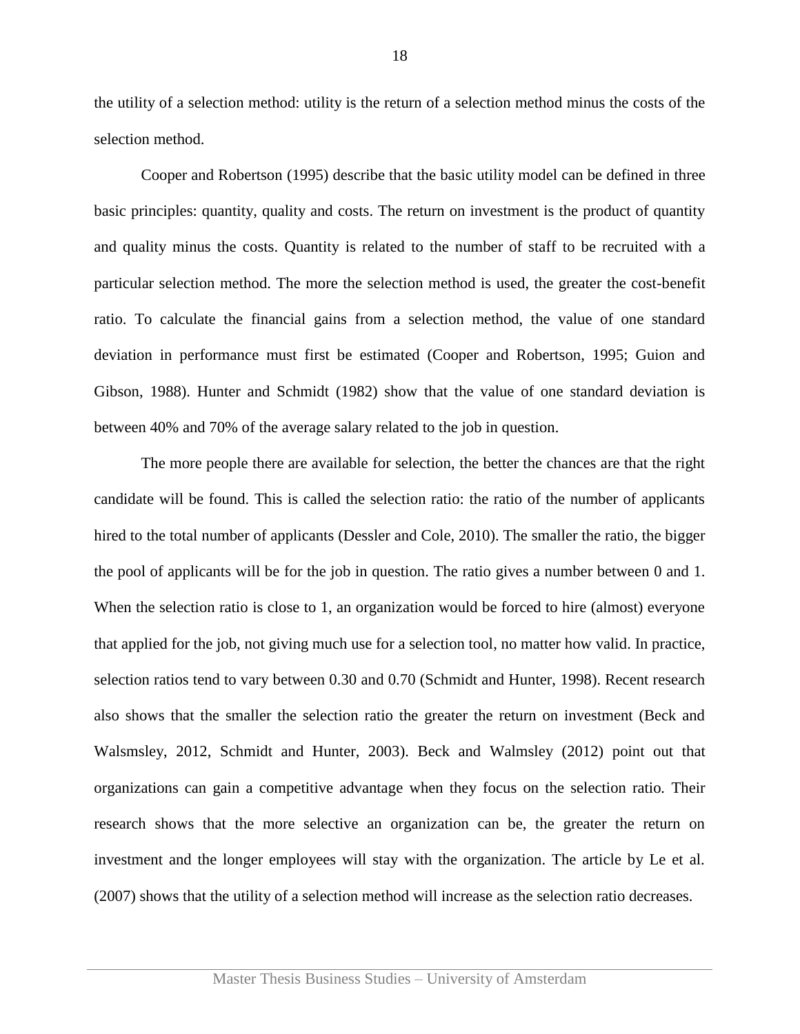the utility of a selection method: utility is the return of a selection method minus the costs of the selection method.

Cooper and Robertson (1995) describe that the basic utility model can be defined in three basic principles: quantity, quality and costs. The return on investment is the product of quantity and quality minus the costs. Quantity is related to the number of staff to be recruited with a particular selection method. The more the selection method is used, the greater the cost-benefit ratio. To calculate the financial gains from a selection method, the value of one standard deviation in performance must first be estimated (Cooper and Robertson, 1995; Guion and Gibson, 1988). Hunter and Schmidt (1982) show that the value of one standard deviation is between 40% and 70% of the average salary related to the job in question.

The more people there are available for selection, the better the chances are that the right candidate will be found. This is called the selection ratio: the ratio of the number of applicants hired to the total number of applicants (Dessler and Cole, 2010). The smaller the ratio, the bigger the pool of applicants will be for the job in question. The ratio gives a number between 0 and 1. When the selection ratio is close to 1, an organization would be forced to hire (almost) everyone that applied for the job, not giving much use for a selection tool, no matter how valid. In practice, selection ratios tend to vary between 0.30 and 0.70 (Schmidt and Hunter, 1998). Recent research also shows that the smaller the selection ratio the greater the return on investment (Beck and Walsmsley, 2012, Schmidt and Hunter, 2003). Beck and Walmsley (2012) point out that organizations can gain a competitive advantage when they focus on the selection ratio. Their research shows that the more selective an organization can be, the greater the return on investment and the longer employees will stay with the organization. The article by Le et al. (2007) shows that the utility of a selection method will increase as the selection ratio decreases.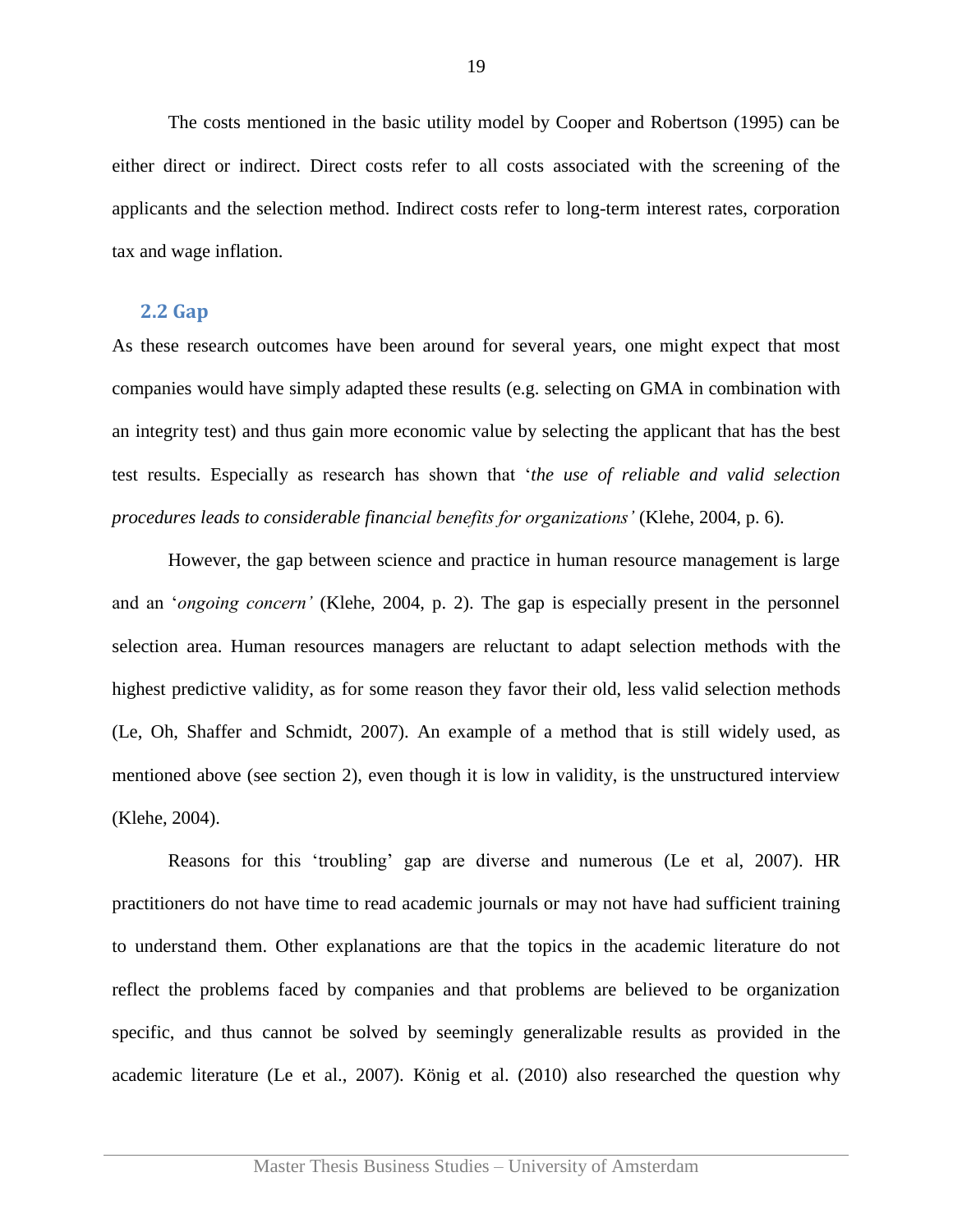The costs mentioned in the basic utility model by Cooper and Robertson (1995) can be either direct or indirect. Direct costs refer to all costs associated with the screening of the applicants and the selection method. Indirect costs refer to long-term interest rates, corporation tax and wage inflation.

## 2.2 Gap

As these research outcomes have been around for several years, one might expect that most companies would have simply adapted these results (e.g. selecting on GMA in combination with an integrity test) and thus gain more economic value by selecting the applicant that has the best test results. Especially as research has shown that '*the use of reliable and valid selection procedures leads to considerable financial benefits for organizations'* (Klehe, 2004, p. 6).

However, the gap between science and practice in human resource management is large and an '*ongoing concern'* (Klehe, 2004, p. 2). The gap is especially present in the personnel selection area. Human resources managers are reluctant to adapt selection methods with the highest predictive validity, as for some reason they favor their old, less valid selection methods (Le, Oh, Shaffer and Schmidt, 2007). An example of a method that is still widely used, as mentioned above (see section 2), even though it is low in validity, is the unstructured interview (Klehe, 2004).

Reasons for this 'troubling' gap are diverse and numerous (Le et al, 2007). HR practitioners do not have time to read academic journals or may not have had sufficient training to understand them. Other explanations are that the topics in the academic literature do not reflect the problems faced by companies and that problems are believed to be organization specific, and thus cannot be solved by seemingly generalizable results as provided in the academic literature (Le et al., 2007). König et al. (2010) also researched the question why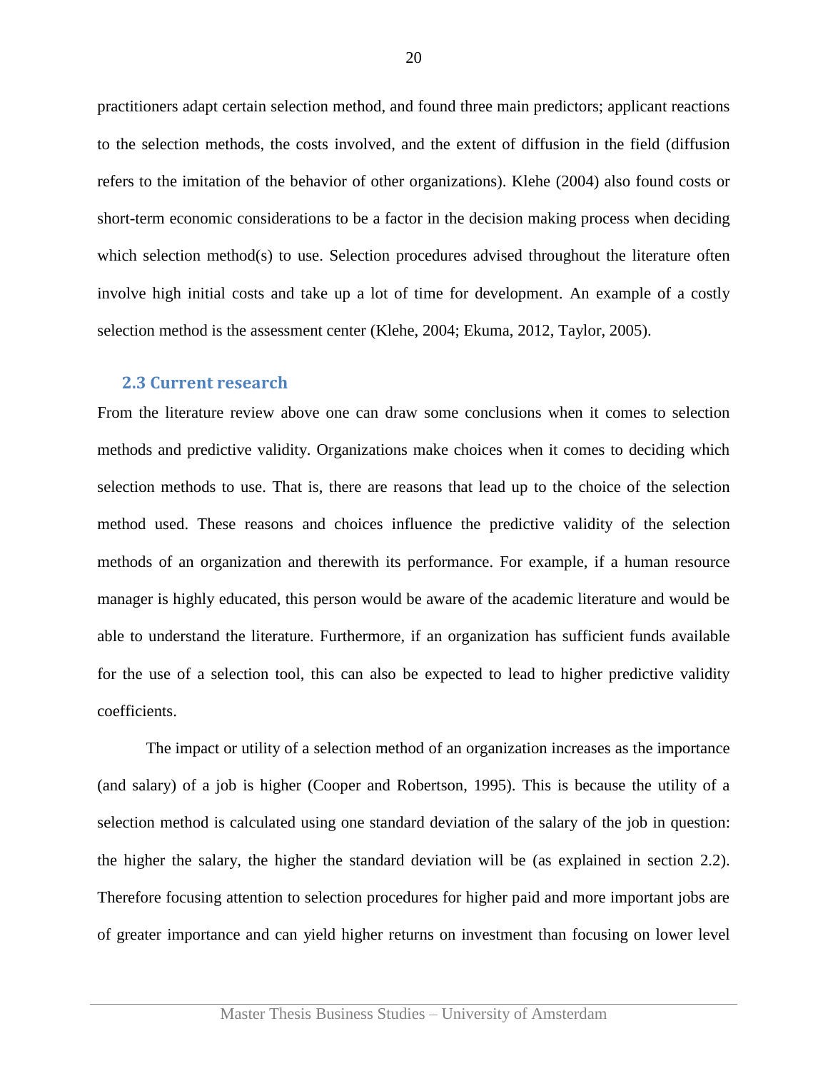practitioners adapt certain selection method, and found three main predictors; applicant reactions to the selection methods, the costs involved, and the extent of diffusion in the field (diffusion refers to the imitation of the behavior of other organizations). Klehe (2004) also found costs or short-term economic considerations to be a factor in the decision making process when deciding which selection method(s) to use. Selection procedures advised throughout the literature often involve high initial costs and take up a lot of time for development. An example of a costly selection method is the assessment center (Klehe, 2004; Ekuma, 2012, Taylor, 2005).

## 2.3 Current research

From the literature review above one can draw some conclusions when it comes to selection methods and predictive validity. Organizations make choices when it comes to deciding which selection methods to use. That is, there are reasons that lead up to the choice of the selection method used. These reasons and choices influence the predictive validity of the selection methods of an organization and therewith its performance. For example, if a human resource manager is highly educated, this person would be aware of the academic literature and would be able to understand the literature. Furthermore, if an organization has sufficient funds available for the use of a selection tool, this can also be expected to lead to higher predictive validity coefficients.

The impact or utility of a selection method of an organization increases as the importance (and salary) of a job is higher (Cooper and Robertson, 1995). This is because the utility of a selection method is calculated using one standard deviation of the salary of the job in question: the higher the salary, the higher the standard deviation will be (as explained in section 2.2). Therefore focusing attention to selection procedures for higher paid and more important jobs are of greater importance and can yield higher returns on investment than focusing on lower level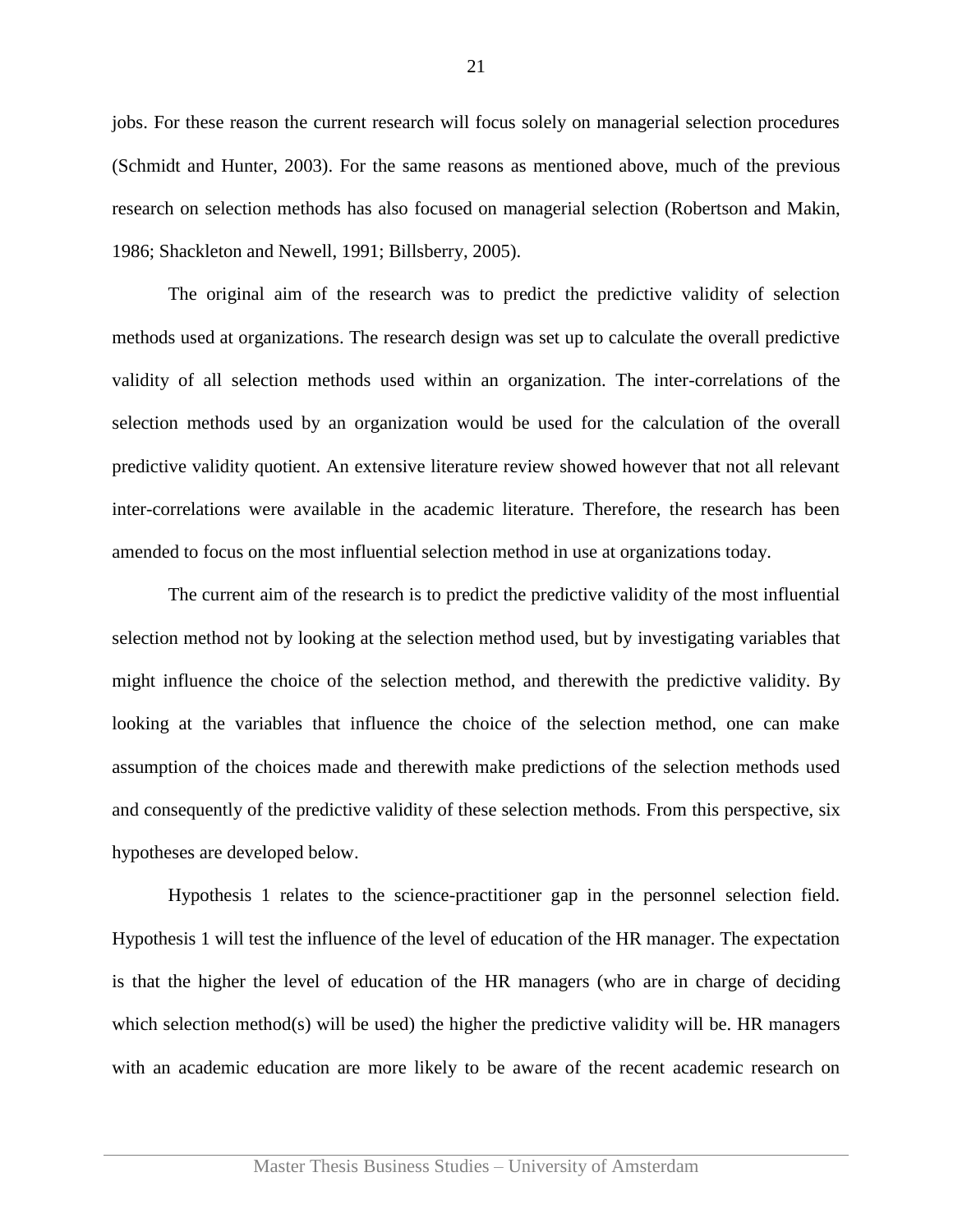jobs. For these reason the current research will focus solely on managerial selection procedures (Schmidt and Hunter, 2003). For the same reasons as mentioned above, much of the previous research on selection methods has also focused on managerial selection (Robertson and Makin, 1986; Shackleton and Newell, 1991; Billsberry, 2005).

The original aim of the research was to predict the predictive validity of selection methods used at organizations. The research design was set up to calculate the overall predictive validity of all selection methods used within an organization. The inter-correlations of the selection methods used by an organization would be used for the calculation of the overall predictive validity quotient. An extensive literature review showed however that not all relevant inter-correlations were available in the academic literature. Therefore, the research has been amended to focus on the most influential selection method in use at organizations today.

The current aim of the research is to predict the predictive validity of the most influential selection method not by looking at the selection method used, but by investigating variables that might influence the choice of the selection method, and therewith the predictive validity. By looking at the variables that influence the choice of the selection method, one can make assumption of the choices made and therewith make predictions of the selection methods used and consequently of the predictive validity of these selection methods. From this perspective, six hypotheses are developed below.

Hypothesis 1 relates to the science-practitioner gap in the personnel selection field. Hypothesis 1 will test the influence of the level of education of the HR manager. The expectation is that the higher the level of education of the HR managers (who are in charge of deciding which selection method(s) will be used) the higher the predictive validity will be. HR managers with an academic education are more likely to be aware of the recent academic research on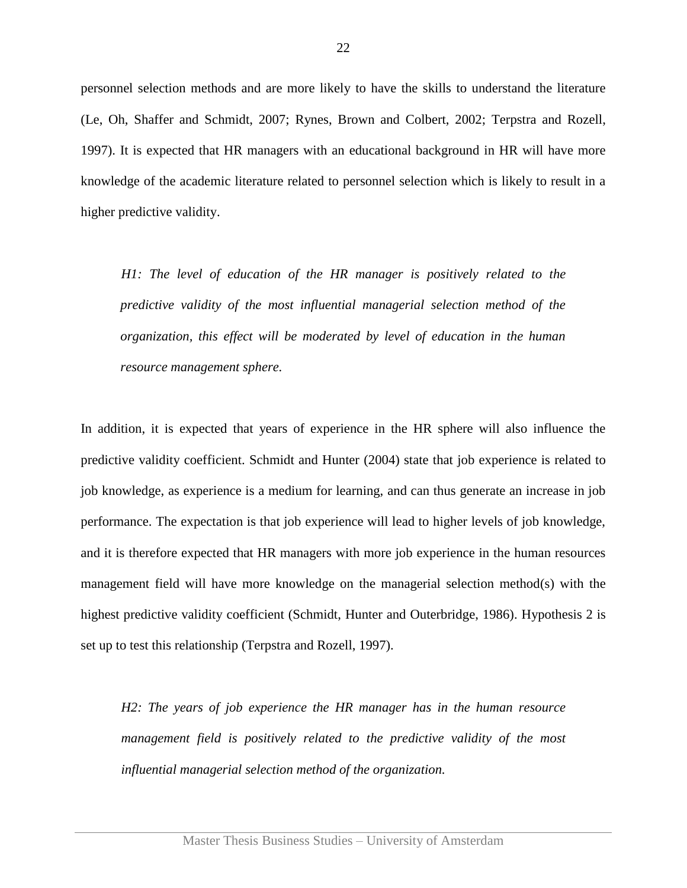personnel selection methods and are more likely to have the skills to understand the literature (Le, Oh, Shaffer and Schmidt, 2007; Rynes, Brown and Colbert, 2002; Terpstra and Rozell, 1997). It is expected that HR managers with an educational background in HR will have more knowledge of the academic literature related to personnel selection which is likely to result in a higher predictive validity.

> *H1: The level of education of the HR manager is positively related to the predictive validity of the most influential managerial selection method of the organization, this effect will be moderated by level of education in the human resource management sphere.*

In addition, it is expected that years of experience in the HR sphere will also influence the predictive validity coefficient. Schmidt and Hunter (2004) state that job experience is related to job knowledge, as experience is a medium for learning, and can thus generate an increase in job performance. The expectation is that job experience will lead to higher levels of job knowledge, and it is therefore expected that HR managers with more job experience in the human resources management field will have more knowledge on the managerial selection method(s) with the highest predictive validity coefficient (Schmidt, Hunter and Outerbridge, 1986). Hypothesis 2 is set up to test this relationship (Terpstra and Rozell, 1997).

> *H2: The years of job experience the HR manager has in the human resource management field is positively related to the predictive validity of the most influential managerial selection method of the organization.*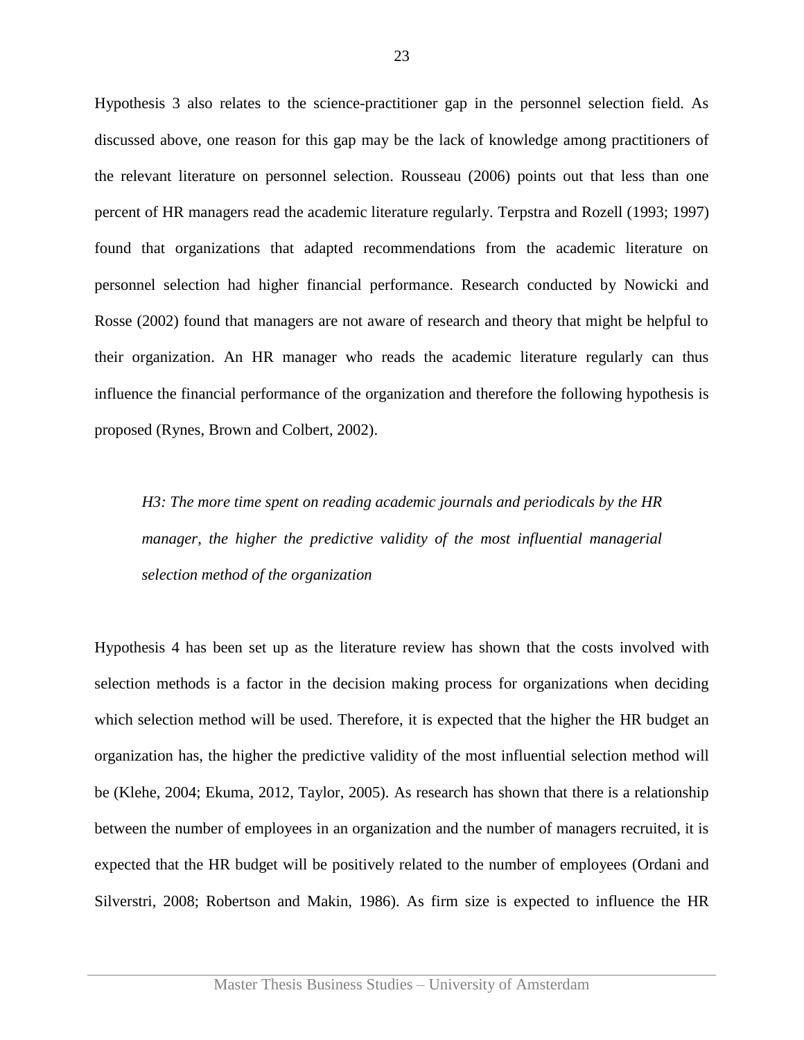Hypothesis 3 also relates to the science-practitioner gap in the personnel selection field. As discussed above, one reason for this gap may be the lack of knowledge among practitioners of the relevant literature on personnel selection. Rousseau (2006) points out that less than one percent of HR managers read the academic literature regularly. Terpstra and Rozell (1993; 1997) found that organizations that adapted recommendations from the academic literature on personnel selection had higher financial performance. Research conducted by Nowicki and Rosse (2002) found that managers are not aware of research and theory that might be helpful to their organization. An HR manager who reads the academic literature regularly can thus influence the financial performance of the organization and therefore the following hypothesis is proposed (Rynes, Brown and Colbert, 2002).

> *H3: The more time spent on reading academic journals and periodicals by the HR manager, the higher the predictive validity of the most influential managerial selection method of the organization*

Hypothesis 4 has been set up as the literature review has shown that the costs involved with selection methods is a factor in the decision making process for organizations when deciding which selection method will be used. Therefore, it is expected that the higher the HR budget an organization has, the higher the predictive validity of the most influential selection method will be (Klehe, 2004; Ekuma, 2012, Taylor, 2005). As research has shown that there is a relationship between the number of employees in an organization and the number of managers recruited, it is expected that the HR budget will be positively related to the number of employees (Ordani and Silverstri, 2008; Robertson and Makin, 1986). As firm size is expected to influence the HR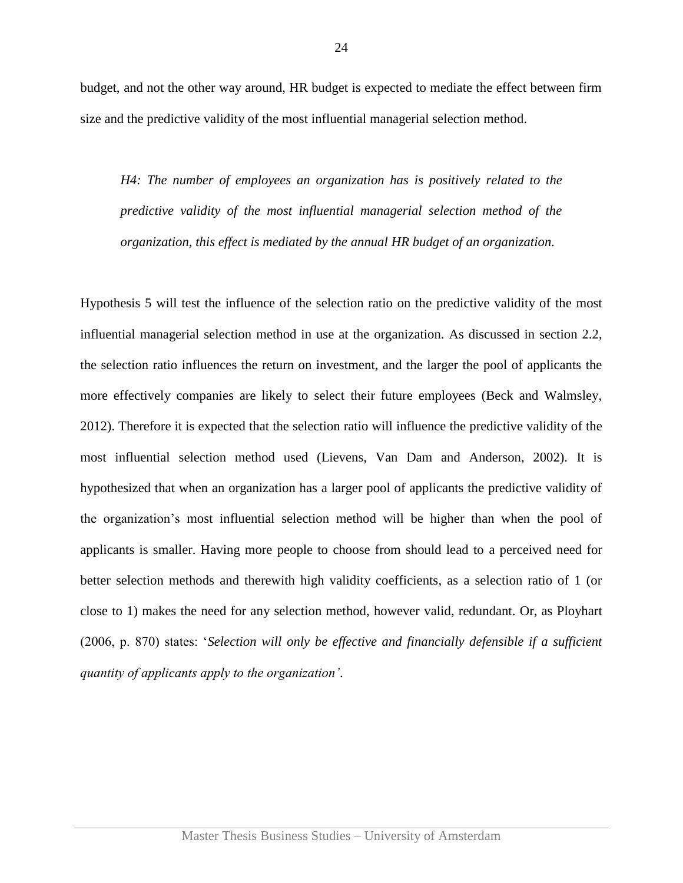budget, and not the other way around, HR budget is expected to mediate the effect between firm size and the predictive validity of the most influential managerial selection method.

> *H4: The number of employees an organization has is positively related to the predictive validity of the most influential managerial selection method of the organization, this effect is mediated by the annual HR budget of an organization.*

Hypothesis 5 will test the influence of the selection ratio on the predictive validity of the most influential managerial selection method in use at the organization. As discussed in section 2.2, the selection ratio influences the return on investment, and the larger the pool of applicants the more effectively companies are likely to select their future employees (Beck and Walmsley, 2012). Therefore it is expected that the selection ratio will influence the predictive validity of the most influential selection method used (Lievens, Van Dam and Anderson, 2002). It is hypothesized that when an organization has a larger pool of applicants the predictive validity of the organization's most influential selection method will be higher than when the pool of applicants is smaller. Having more people to choose from should lead to a perceived need for better selection methods and therewith high validity coefficients, as a selection ratio of 1 (or close to 1) makes the need for any selection method, however valid, redundant. Or, as Ployhart (2006, p. 870) states: '*Selection will only be effective and financially defensible if a sufficient quantity of applicants apply to the organization'*.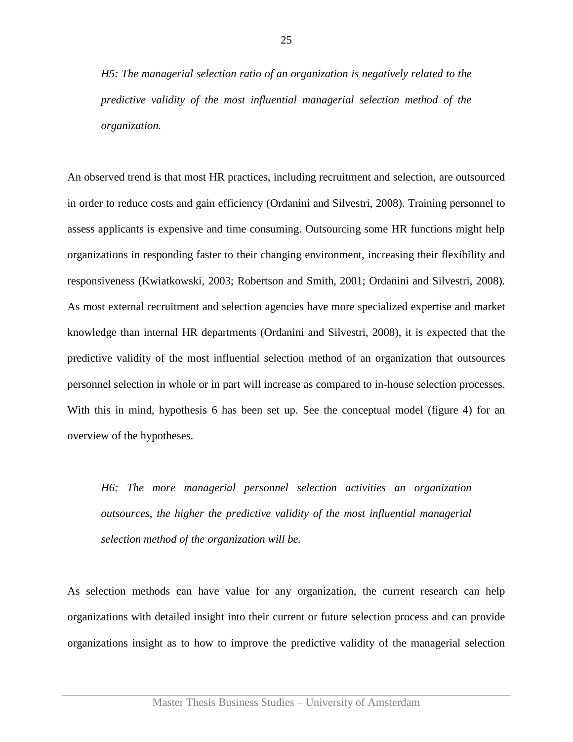*H5: The managerial selection ratio of an organization is negatively related to the predictive validity of the most influential managerial selection method of the organization.*

An observed trend is that most HR practices, including recruitment and selection, are outsourced in order to reduce costs and gain efficiency (Ordanini and Silvestri, 2008). Training personnel to assess applicants is expensive and time consuming. Outsourcing some HR functions might help organizations in responding faster to their changing environment, increasing their flexibility and responsiveness (Kwiatkowski, 2003; Robertson and Smith, 2001; Ordanini and Silvestri, 2008). As most external recruitment and selection agencies have more specialized expertise and market knowledge than internal HR departments (Ordanini and Silvestri, 2008), it is expected that the predictive validity of the most influential selection method of an organization that outsources personnel selection in whole or in part will increase as compared to in-house selection processes. With this in mind, hypothesis 6 has been set up. See the conceptual model (figure 4) for an overview of the hypotheses.

*H6: The more managerial personnel selection activities an organization outsources, the higher the predictive validity of the most influential managerial selection method of the organization will be.*

As selection methods can have value for any organization, the current research can help organizations with detailed insight into their current or future selection process and can provide organizations insight as to how to improve the predictive validity of the managerial selection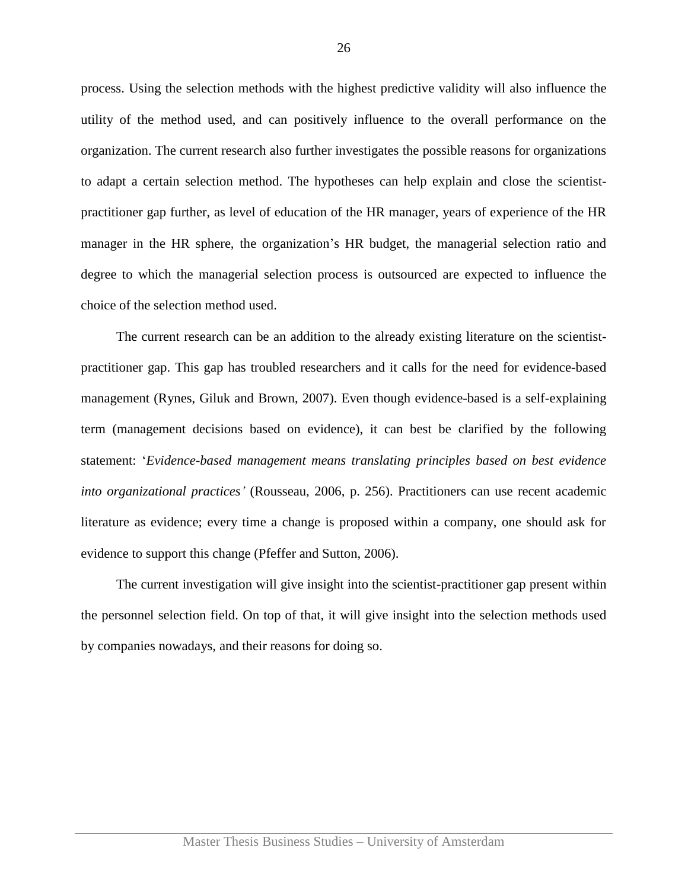process. Using the selection methods with the highest predictive validity will also influence the utility of the method used, and can positively influence to the overall performance on the organization. The current research also further investigates the possible reasons for organizations to adapt a certain selection method. The hypotheses can help explain and close the scientist-practitioner gap further, as level of education of the HR manager, years of experience of the HR manager in the HR sphere, the organization's HR budget, the managerial selection ratio and degree to which the managerial selection process is outsourced are expected to influence the choice of the selection method used.

The current research can be an addition to the already existing literature on the scientist-practitioner gap. This gap has troubled researchers and it calls for the need for evidence-based management (Rynes, Giluk and Brown, 2007). Even though evidence-based is a self-explaining term (management decisions based on evidence), it can best be clarified by the following statement: '*Evidence-based management means translating principles based on best evidence into organizational practices'* (Rousseau, 2006, p. 256). Practitioners can use recent academic literature as evidence; every time a change is proposed within a company, one should ask for evidence to support this change (Pfeffer and Sutton, 2006).

The current investigation will give insight into the scientist-practitioner gap present within the personnel selection field. On top of that, it will give insight into the selection methods used by companies nowadays, and their reasons for doing so.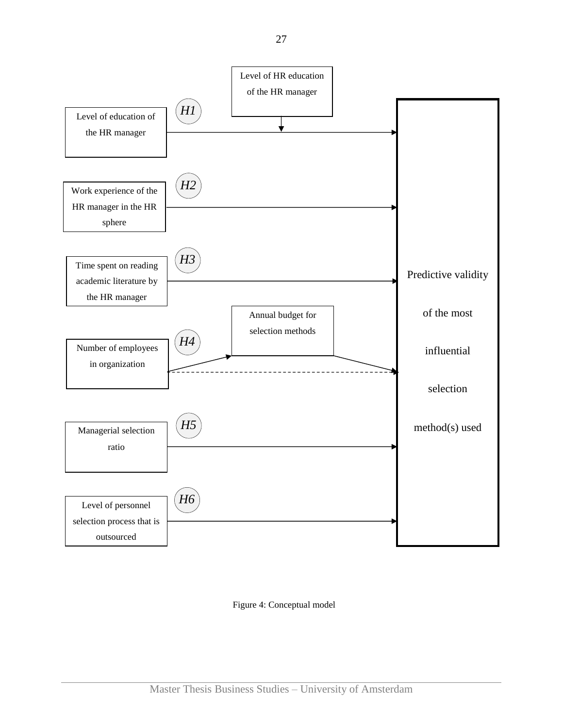Level of HR education of the HR manager

Level of education of the HR manager

*H1*

Work experience of the HR manager in the HR sphere

*H2*

Time spent on reading academic literature by the HR manager

*H3*

Annual budget for selection methods

Number of employees in organization

*H4*

Managerial selection ratio

*H5*

Level of personnel selection process that is outsourced

*H6*

Predictive validity of the most influential selection method(s) used

Figure 4: Conceptual model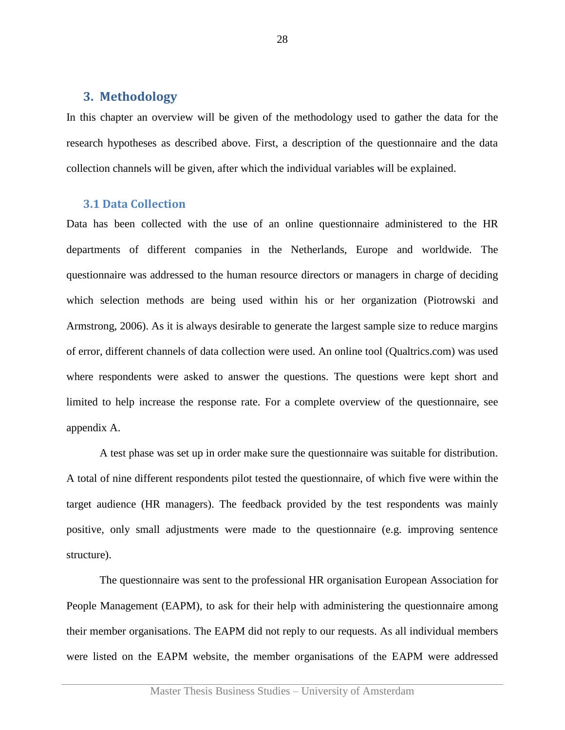# 3. Methodology

In this chapter an overview will be given of the methodology used to gather the data for the research hypotheses as described above. First, a description of the questionnaire and the data collection channels will be given, after which the individual variables will be explained.

## 3.1 Data Collection

Data has been collected with the use of an online questionnaire administered to the HR departments of different companies in the Netherlands, Europe and worldwide. The questionnaire was addressed to the human resource directors or managers in charge of deciding which selection methods are being used within his or her organization (Piotrowski and Armstrong, 2006). As it is always desirable to generate the largest sample size to reduce margins of error, different channels of data collection were used. An online tool (Qualtrics.com) was used where respondents were asked to answer the questions. The questions were kept short and limited to help increase the response rate. For a complete overview of the questionnaire, see appendix A.

A test phase was set up in order make sure the questionnaire was suitable for distribution. A total of nine different respondents pilot tested the questionnaire, of which five were within the target audience (HR managers). The feedback provided by the test respondents was mainly positive, only small adjustments were made to the questionnaire (e.g. improving sentence structure).

The questionnaire was sent to the professional HR organisation European Association for People Management (EAPM), to ask for their help with administering the questionnaire among their member organisations. The EAPM did not reply to our requests. As all individual members were listed on the EAPM website, the member organisations of the EAPM were addressed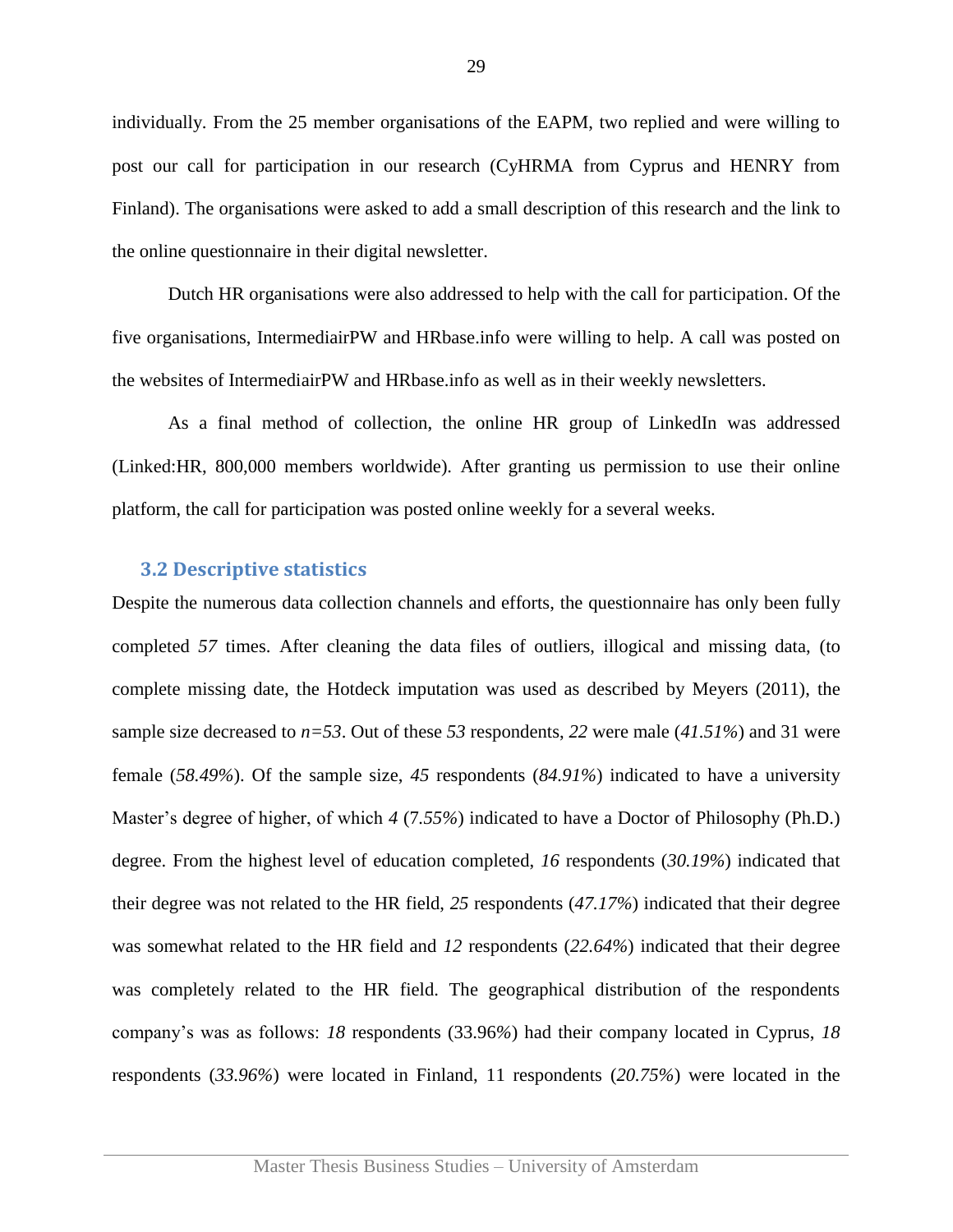individually. From the 25 member organisations of the EAPM, two replied and were willing to post our call for participation in our research (CyHRMA from Cyprus and HENRY from Finland). The organisations were asked to add a small description of this research and the link to the online questionnaire in their digital newsletter.

Dutch HR organisations were also addressed to help with the call for participation. Of the five organisations, IntermediairPW and HRbase.info were willing to help. A call was posted on the websites of IntermediairPW and HRbase.info as well as in their weekly newsletters.

As a final method of collection, the online HR group of LinkedIn was addressed (Linked:HR, 800,000 members worldwide). After granting us permission to use their online platform, the call for participation was posted online weekly for a several weeks.

## 3.2 Descriptive statistics

Despite the numerous data collection channels and efforts, the questionnaire has only been fully completed *57* times. After cleaning the data files of outliers, illogical and missing data, (to complete missing date, the Hotdeck imputation was used as described by Meyers (2011), the sample size decreased to *n=53*. Out of these *53* respondents, *22* were male (*41.51%*) and 31 were female (*58.49%*). Of the sample size, *45* respondents (*84.91%*) indicated to have a university Master's degree of higher, of which *4* (7*.55%*) indicated to have a Doctor of Philosophy (Ph.D.) degree. From the highest level of education completed, *16* respondents (*30.19%*) indicated that their degree was not related to the HR field, *25* respondents (*47.17%*) indicated that their degree was somewhat related to the HR field and *12* respondents (*22.64%*) indicated that their degree was completely related to the HR field. The geographical distribution of the respondents company's was as follows: *18* respondents (33.96*%*) had their company located in Cyprus, *18* respondents (*33.96%*) were located in Finland, 11 respondents (*20.75%*) were located in the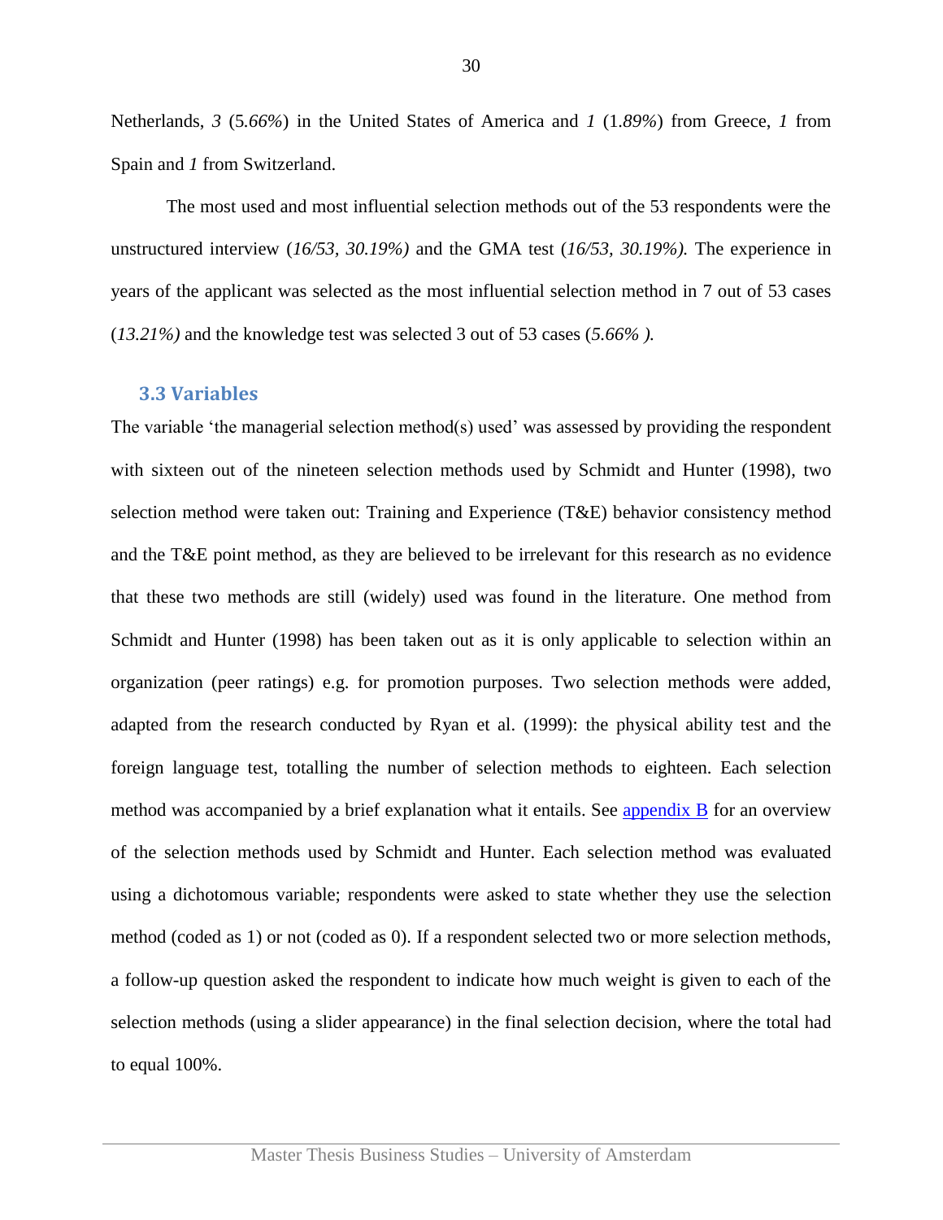Netherlands, *3* (5*.66%*) in the United States of America and *1* (1*.89%*) from Greece, *1* from Spain and *1* from Switzerland.

The most used and most influential selection methods out of the 53 respondents were the unstructured interview (*16/53, 30.19%)* and the GMA test (*16/53, 30.19%).* The experience in years of the applicant was selected as the most influential selection method in 7 out of 53 cases (*13.21%)* and the knowledge test was selected 3 out of 53 cases (*5.66% ).*

### 3.3 Variables

The variable 'the managerial selection method(s) used' was assessed by providing the respondent with sixteen out of the nineteen selection methods used by Schmidt and Hunter (1998), two selection method were taken out: Training and Experience (T&E) behavior consistency method and the T&E point method, as they are believed to be irrelevant for this research as no evidence that these two methods are still (widely) used was found in the literature. One method from Schmidt and Hunter (1998) has been taken out as it is only applicable to selection within an organization (peer ratings) e.g. for promotion purposes. Two selection methods were added, adapted from the research conducted by Ryan et al. (1999): the physical ability test and the foreign language test, totalling the number of selection methods to eighteen. Each selection method was accompanied by a brief explanation what it entails. See appendix B for an overview of the selection methods used by Schmidt and Hunter. Each selection method was evaluated using a dichotomous variable; respondents were asked to state whether they use the selection method (coded as 1) or not (coded as 0). If a respondent selected two or more selection methods, a follow-up question asked the respondent to indicate how much weight is given to each of the selection methods (using a slider appearance) in the final selection decision, where the total had to equal 100%.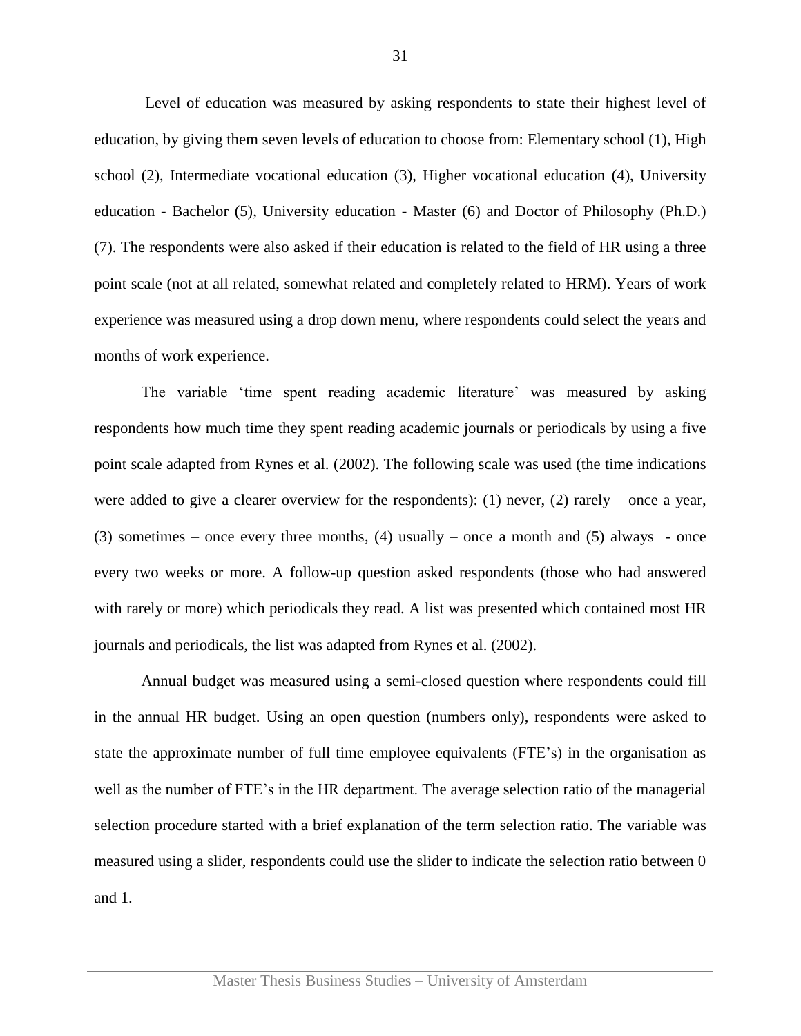Level of education was measured by asking respondents to state their highest level of education, by giving them seven levels of education to choose from: Elementary school (1), High school (2), Intermediate vocational education (3), Higher vocational education (4), University education - Bachelor (5), University education - Master (6) and Doctor of Philosophy (Ph.D.) (7). The respondents were also asked if their education is related to the field of HR using a three point scale (not at all related, somewhat related and completely related to HRM). Years of work experience was measured using a drop down menu, where respondents could select the years and months of work experience.

The variable 'time spent reading academic literature' was measured by asking respondents how much time they spent reading academic journals or periodicals by using a five point scale adapted from Rynes et al. (2002). The following scale was used (the time indications were added to give a clearer overview for the respondents): (1) never, (2) rarely – once a year, (3) sometimes – once every three months, (4) usually – once a month and (5) always - once every two weeks or more. A follow-up question asked respondents (those who had answered with rarely or more) which periodicals they read. A list was presented which contained most HR journals and periodicals, the list was adapted from Rynes et al. (2002).

Annual budget was measured using a semi-closed question where respondents could fill in the annual HR budget. Using an open question (numbers only), respondents were asked to state the approximate number of full time employee equivalents (FTE's) in the organisation as well as the number of FTE's in the HR department. The average selection ratio of the managerial selection procedure started with a brief explanation of the term selection ratio. The variable was measured using a slider, respondents could use the slider to indicate the selection ratio between 0 and 1.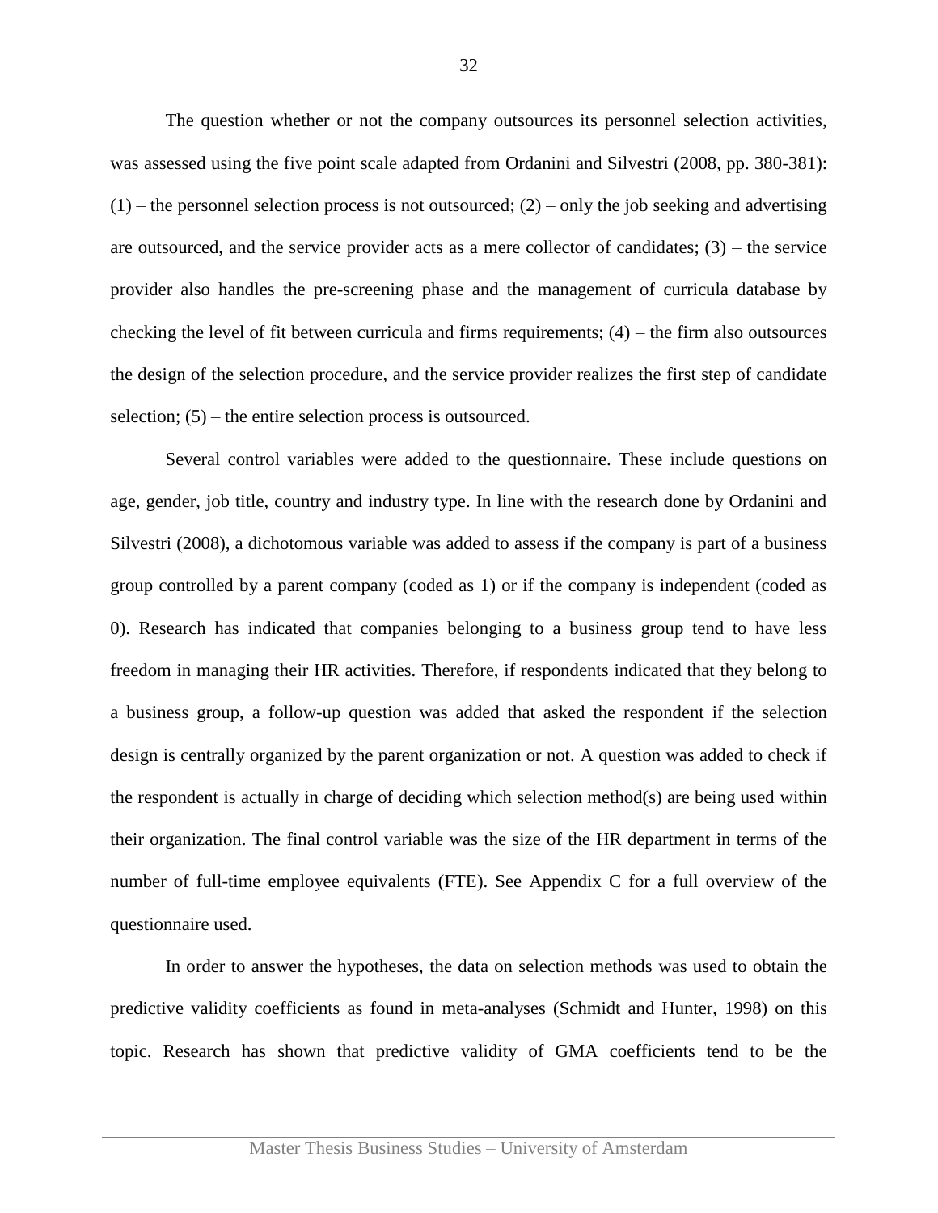The question whether or not the company outsources its personnel selection activities, was assessed using the five point scale adapted from Ordanini and Silvestri (2008, pp. 380-381): (1) – the personnel selection process is not outsourced; (2) – only the job seeking and advertising are outsourced, and the service provider acts as a mere collector of candidates; (3) – the service provider also handles the pre-screening phase and the management of curricula database by checking the level of fit between curricula and firms requirements; (4) – the firm also outsources the design of the selection procedure, and the service provider realizes the first step of candidate selection; (5) – the entire selection process is outsourced.

Several control variables were added to the questionnaire. These include questions on age, gender, job title, country and industry type. In line with the research done by Ordanini and Silvestri (2008), a dichotomous variable was added to assess if the company is part of a business group controlled by a parent company (coded as 1) or if the company is independent (coded as 0). Research has indicated that companies belonging to a business group tend to have less freedom in managing their HR activities. Therefore, if respondents indicated that they belong to a business group, a follow-up question was added that asked the respondent if the selection design is centrally organized by the parent organization or not. A question was added to check if the respondent is actually in charge of deciding which selection method(s) are being used within their organization. The final control variable was the size of the HR department in terms of the number of full-time employee equivalents (FTE). See Appendix C for a full overview of the questionnaire used.

In order to answer the hypotheses, the data on selection methods was used to obtain the predictive validity coefficients as found in meta-analyses (Schmidt and Hunter, 1998) on this topic. Research has shown that predictive validity of GMA coefficients tend to be the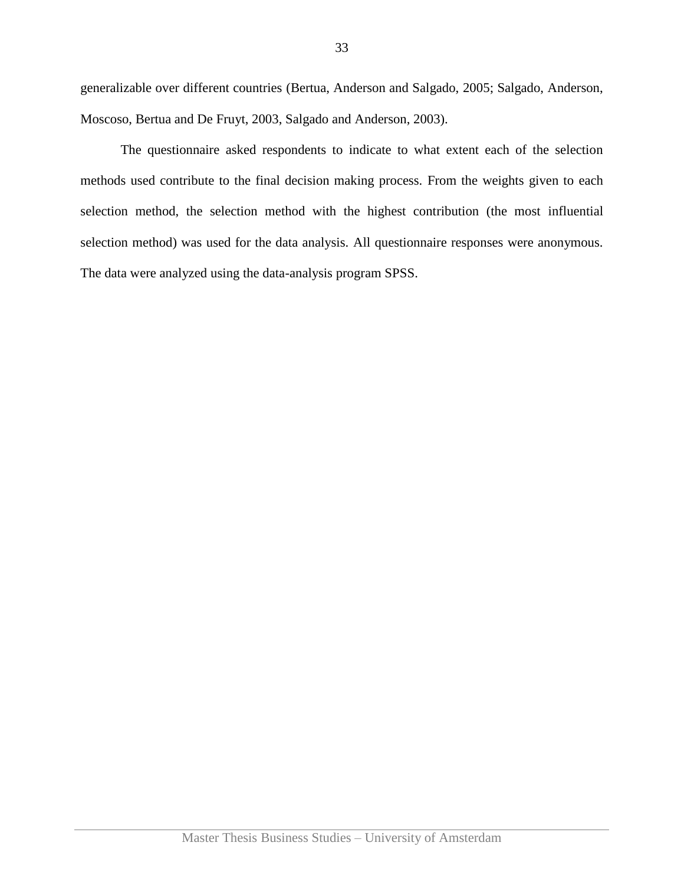generalizable over different countries (Bertua, Anderson and Salgado, 2005; Salgado, Anderson, Moscoso, Bertua and De Fruyt, 2003, Salgado and Anderson, 2003).

The questionnaire asked respondents to indicate to what extent each of the selection methods used contribute to the final decision making process. From the weights given to each selection method, the selection method with the highest contribution (the most influential selection method) was used for the data analysis. All questionnaire responses were anonymous. The data were analyzed using the data-analysis program SPSS.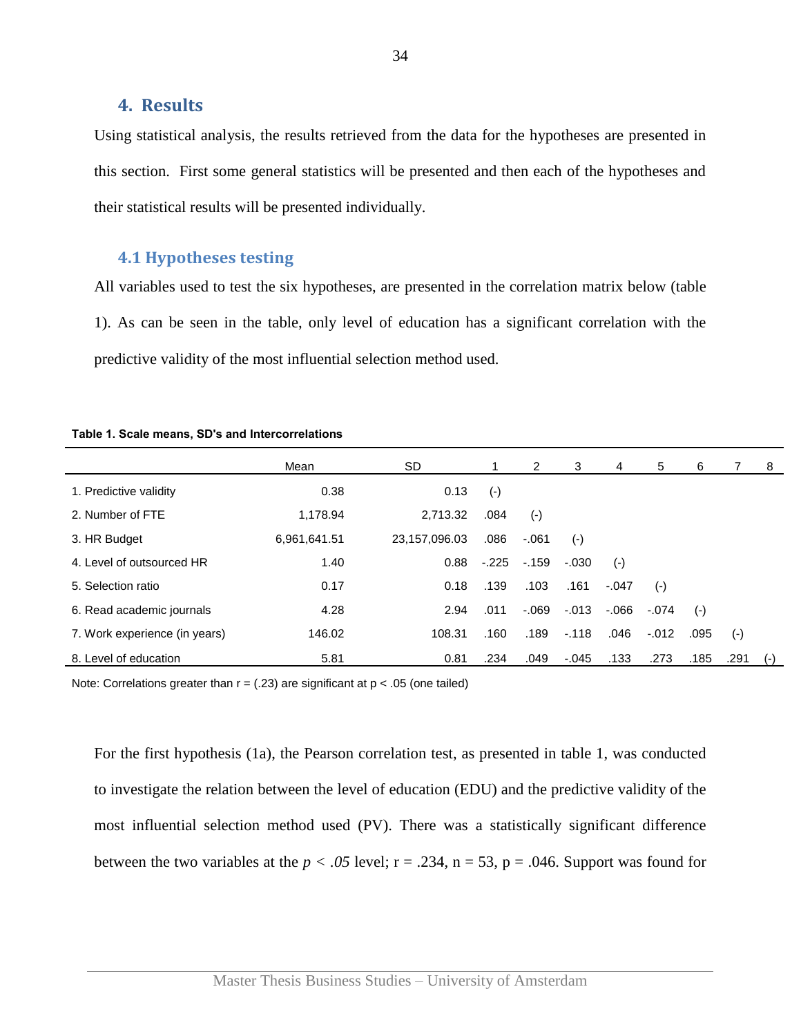## 4. Results

Using statistical analysis, the results retrieved from the data for the hypotheses are presented in this section. First some general statistics will be presented and then each of the hypotheses and their statistical results will be presented individually.

### 4.1 Hypotheses testing

All variables used to test the six hypotheses, are presented in the correlation matrix below (table 1). As can be seen in the table, only level of education has a significant correlation with the predictive validity of the most influential selection method used.

**Table 1. Scale means, SD's and Intercorrelations**

| | Mean | SD | 1 | 2 | 3 | 4 | 5 | 6 | 7 | 8 |
|---|---|---|---|---|---|---|---|---|---|---|
| 1. Predictive validity | 0.38 | 0.13 | (-) | | | | | | | |
| 2. Number of FTE | 1,178.94 | 2,713.32 | .084 | (-) | | | | | | |
| 3. HR Budget | 6,961,641.51 | 23,157,096.03 | .086 | -.061 | (-) | | | | | |
| 4. Level of outsourced HR | 1.40 | 0.88 | -.225 | -.159 | -.030 | (-) | | | | |
| 5. Selection ratio | 0.17 | 0.18 | .139 | .103 | .161 | -.047 | (-) | | | |
| 6. Read academic journals | 4.28 | 2.94 | .011 | -.069 | -.013 | -.066 | -.074 | (-) | | |
| 7. Work experience (in years) | 146.02 | 108.31 | .160 | .189 | -.118 | .046 | -.012 | .095 | (-) | |
| 8. Level of education | 5.81 | 0.81 | .234 | .049 | -.045 | .133 | .273 | .185 | .291 | (-) |

Note: Correlations greater than r = (.23) are significant at p < .05 (one tailed)

For the first hypothesis (1a), the Pearson correlation test, as presented in table 1, was conducted to investigate the relation between the level of education (EDU) and the predictive validity of the most influential selection method used (PV). There was a statistically significant difference between the two variables at the $p < .05$ level; r = .234, n = 53, p = .046. Support was found for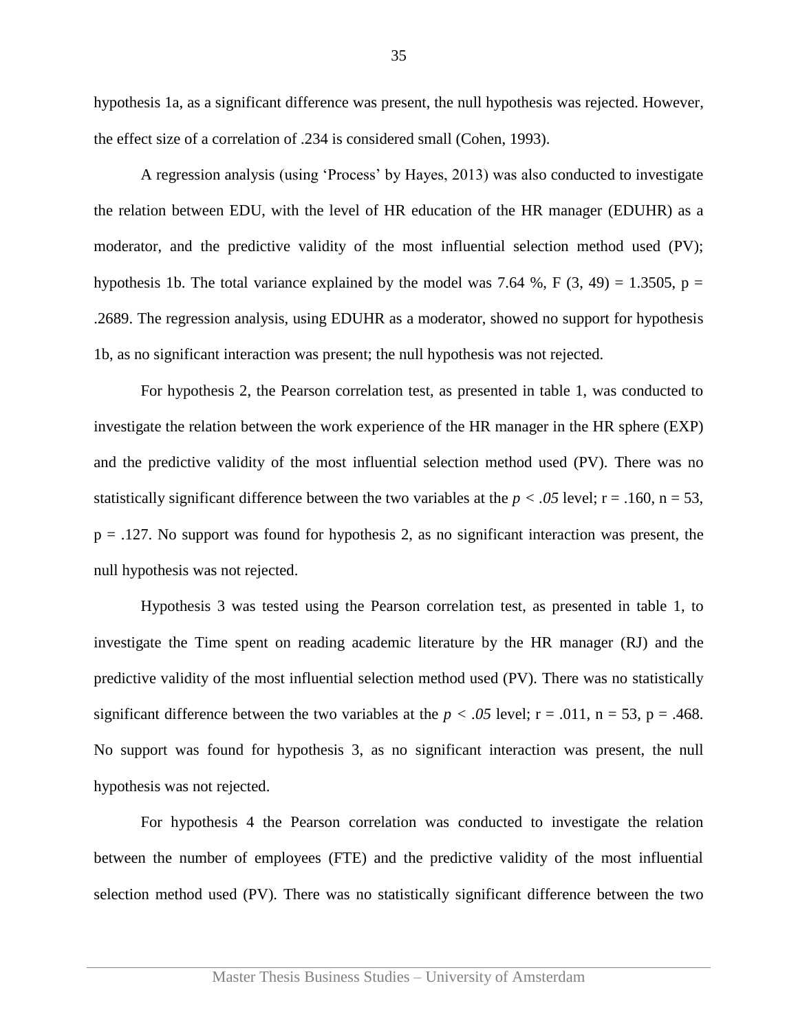hypothesis 1a, as a significant difference was present, the null hypothesis was rejected. However, the effect size of a correlation of .234 is considered small (Cohen, 1993).

A regression analysis (using 'Process' by Hayes, 2013) was also conducted to investigate the relation between EDU, with the level of HR education of the HR manager (EDUHR) as a moderator, and the predictive validity of the most influential selection method used (PV); hypothesis 1b. The total variance explained by the model was 7.64 %, $F(3, 49) = 1.3505$, $p = .2689$. The regression analysis, using EDUHR as a moderator, showed no support for hypothesis 1b, as no significant interaction was present; the null hypothesis was not rejected.

For hypothesis 2, the Pearson correlation test, as presented in table 1, was conducted to investigate the relation between the work experience of the HR manager in the HR sphere (EXP) and the predictive validity of the most influential selection method used (PV). There was no statistically significant difference between the two variables at the $p < .05$ level; $r = .160$, $n = 53$, $p = .127$. No support was found for hypothesis 2, as no significant interaction was present, the null hypothesis was not rejected.

Hypothesis 3 was tested using the Pearson correlation test, as presented in table 1, to investigate the Time spent on reading academic literature by the HR manager (RJ) and the predictive validity of the most influential selection method used (PV). There was no statistically significant difference between the two variables at the $p < .05$ level; $r = .011$, $n = 53$, $p = .468$. No support was found for hypothesis 3, as no significant interaction was present, the null hypothesis was not rejected.

For hypothesis 4 the Pearson correlation was conducted to investigate the relation between the number of employees (FTE) and the predictive validity of the most influential selection method used (PV). There was no statistically significant difference between the two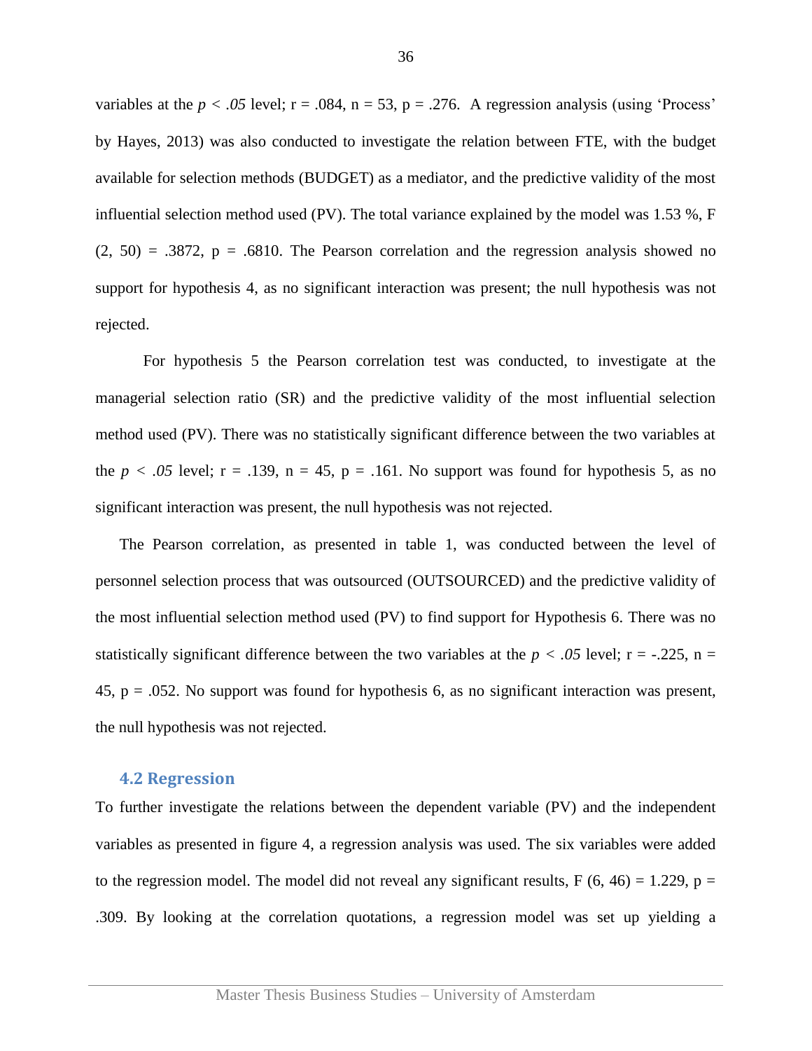variables at the $p < .05$ level; r = .084, n = 53, p = .276. A regression analysis (using 'Process' by Hayes, 2013) was also conducted to investigate the relation between FTE, with the budget available for selection methods (BUDGET) as a mediator, and the predictive validity of the most influential selection method used (PV). The total variance explained by the model was 1.53 %, F (2, 50) = .3872, p = .6810. The Pearson correlation and the regression analysis showed no support for hypothesis 4, as no significant interaction was present; the null hypothesis was not rejected.

For hypothesis 5 the Pearson correlation test was conducted, to investigate at the managerial selection ratio (SR) and the predictive validity of the most influential selection method used (PV). There was no statistically significant difference between the two variables at the $p < .05$ level; r = .139, n = 45, p = .161. No support was found for hypothesis 5, as no significant interaction was present, the null hypothesis was not rejected.

The Pearson correlation, as presented in table 1, was conducted between the level of personnel selection process that was outsourced (OUTSOURCED) and the predictive validity of the most influential selection method used (PV) to find support for Hypothesis 6. There was no statistically significant difference between the two variables at the $p < .05$ level; r = -.225, n = 45, p = .052. No support was found for hypothesis 6, as no significant interaction was present, the null hypothesis was not rejected.

## 4.2 Regression

To further investigate the relations between the dependent variable (PV) and the independent variables as presented in figure 4, a regression analysis was used. The six variables were added to the regression model. The model did not reveal any significant results, F (6, 46) = 1.229, p = .309. By looking at the correlation quotations, a regression model was set up yielding a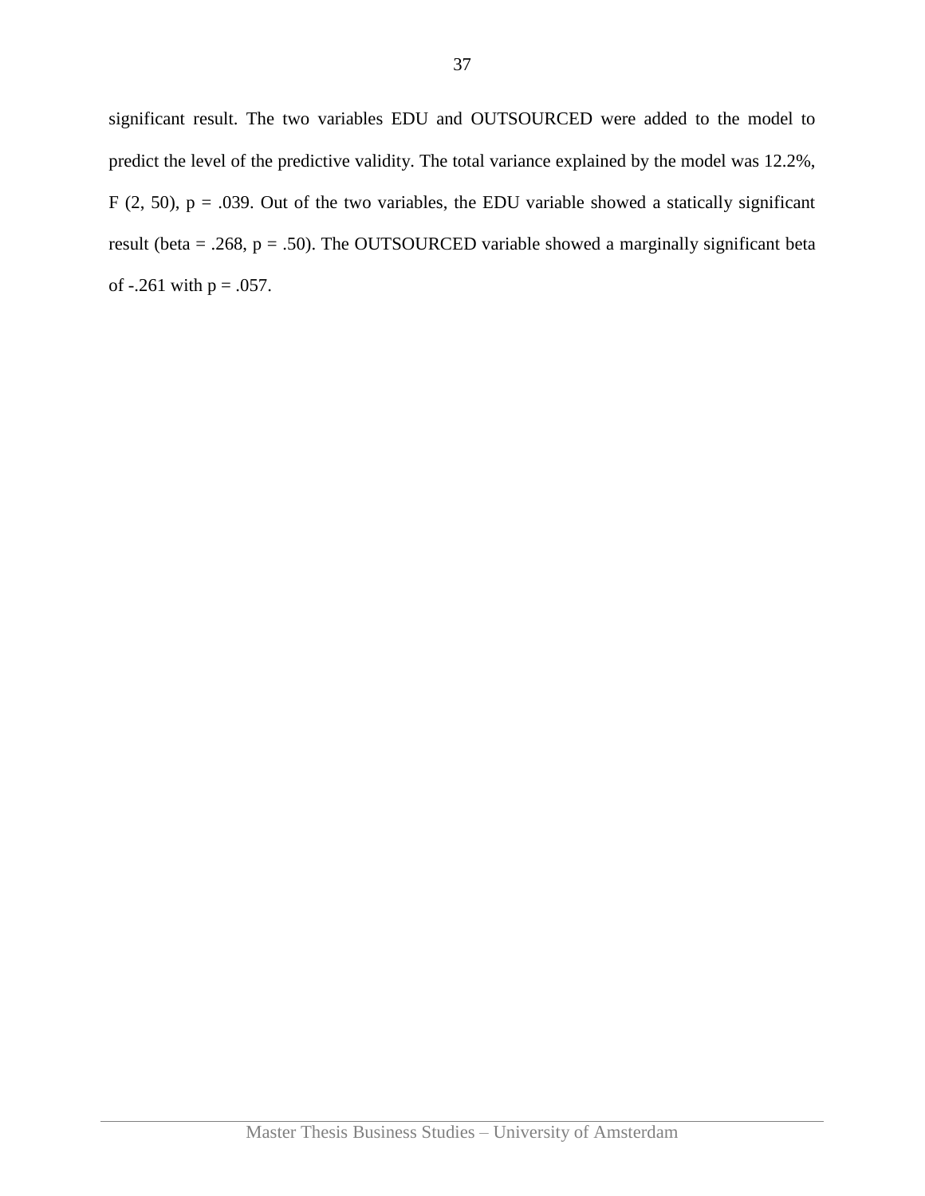significant result. The two variables EDU and OUTSOURCED were added to the model to predict the level of the predictive validity. The total variance explained by the model was 12.2%, $F$ (2, 50), $p$ = .039. Out of the two variables, the EDU variable showed a statically significant result (beta = .268, $p$ = .50). The OUTSOURCED variable showed a marginally significant beta of -.261 with $p$ = .057.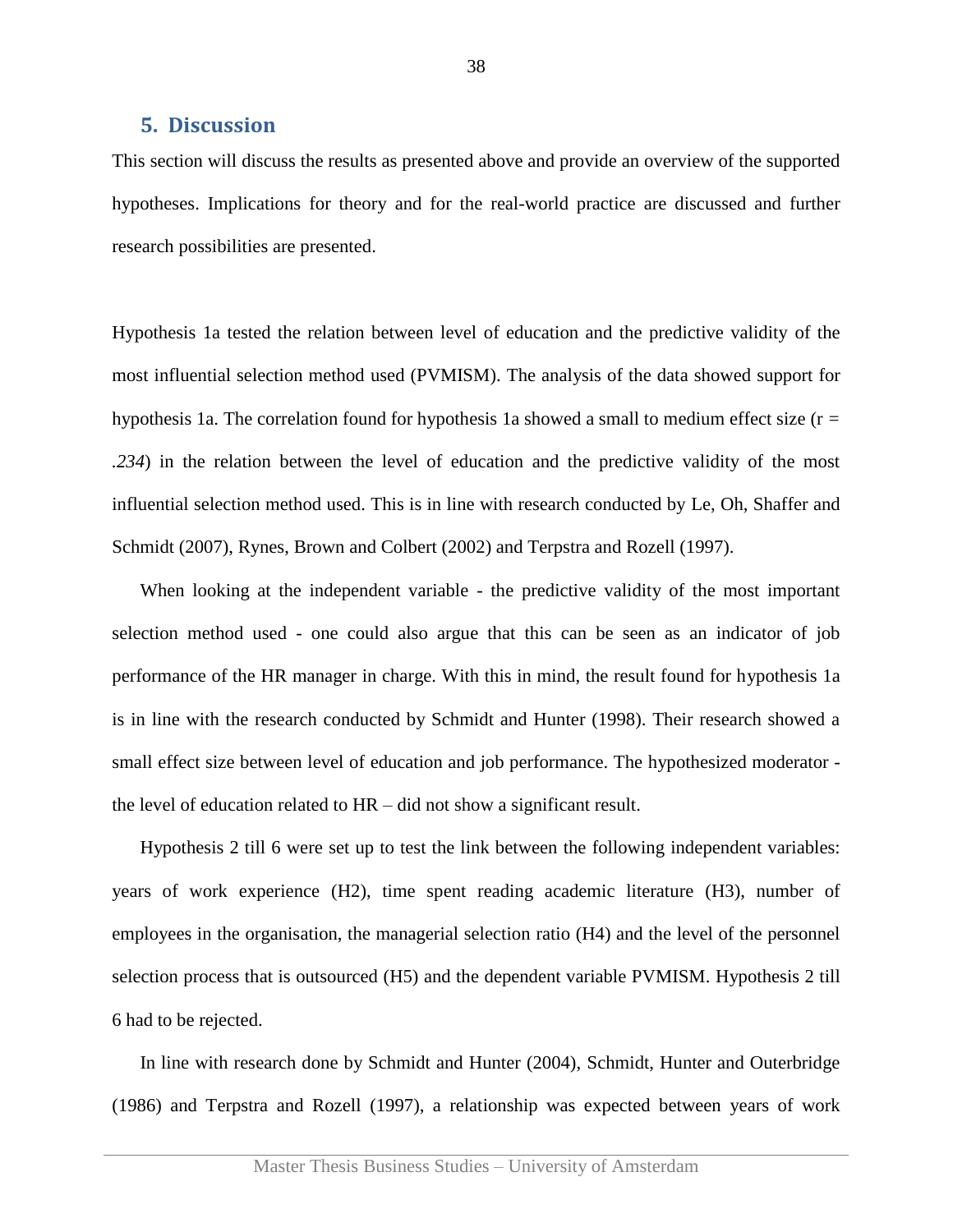## 5. Discussion

This section will discuss the results as presented above and provide an overview of the supported hypotheses. Implications for theory and for the real-world practice are discussed and further research possibilities are presented.

Hypothesis 1a tested the relation between level of education and the predictive validity of the most influential selection method used (PVMISM). The analysis of the data showed support for hypothesis 1a. The correlation found for hypothesis 1a showed a small to medium effect size ($r = .234$) in the relation between the level of education and the predictive validity of the most influential selection method used. This is in line with research conducted by Le, Oh, Shaffer and Schmidt (2007), Rynes, Brown and Colbert (2002) and Terpstra and Rozell (1997).

When looking at the independent variable - the predictive validity of the most important selection method used - one could also argue that this can be seen as an indicator of job performance of the HR manager in charge. With this in mind, the result found for hypothesis 1a is in line with the research conducted by Schmidt and Hunter (1998). Their research showed a small effect size between level of education and job performance. The hypothesized moderator - the level of education related to HR – did not show a significant result.

Hypothesis 2 till 6 were set up to test the link between the following independent variables: years of work experience (H2), time spent reading academic literature (H3), number of employees in the organisation, the managerial selection ratio (H4) and the level of the personnel selection process that is outsourced (H5) and the dependent variable PVMISM. Hypothesis 2 till 6 had to be rejected.

In line with research done by Schmidt and Hunter (2004), Schmidt, Hunter and Outerbridge (1986) and Terpstra and Rozell (1997), a relationship was expected between years of work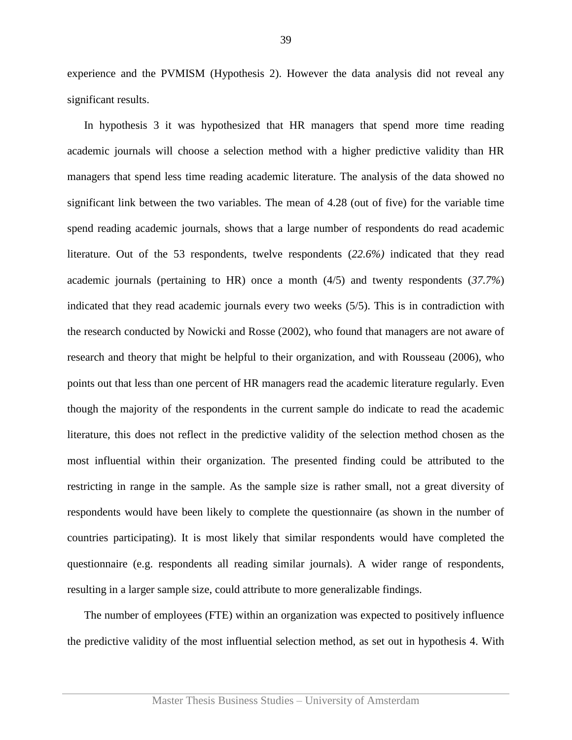experience and the PVMISM (Hypothesis 2). However the data analysis did not reveal any significant results.

In hypothesis 3 it was hypothesized that HR managers that spend more time reading academic journals will choose a selection method with a higher predictive validity than HR managers that spend less time reading academic literature. The analysis of the data showed no significant link between the two variables. The mean of 4.28 (out of five) for the variable time spend reading academic journals, shows that a large number of respondents do read academic literature. Out of the 53 respondents, twelve respondents (*22.6%)* indicated that they read academic journals (pertaining to HR) once a month (4/5) and twenty respondents (*37.7%*) indicated that they read academic journals every two weeks (5/5). This is in contradiction with the research conducted by Nowicki and Rosse (2002), who found that managers are not aware of research and theory that might be helpful to their organization, and with Rousseau (2006), who points out that less than one percent of HR managers read the academic literature regularly. Even though the majority of the respondents in the current sample do indicate to read the academic literature, this does not reflect in the predictive validity of the selection method chosen as the most influential within their organization. The presented finding could be attributed to the restricting in range in the sample. As the sample size is rather small, not a great diversity of respondents would have been likely to complete the questionnaire (as shown in the number of countries participating). It is most likely that similar respondents would have completed the questionnaire (e.g. respondents all reading similar journals). A wider range of respondents, resulting in a larger sample size, could attribute to more generalizable findings.

The number of employees (FTE) within an organization was expected to positively influence the predictive validity of the most influential selection method, as set out in hypothesis 4. With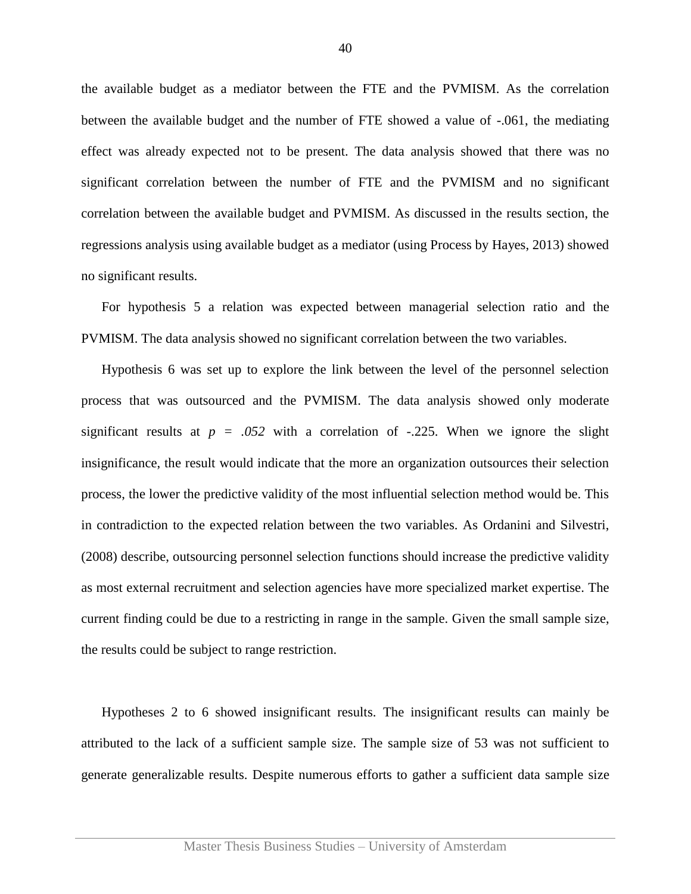the available budget as a mediator between the FTE and the PVMISM. As the correlation between the available budget and the number of FTE showed a value of -.061, the mediating effect was already expected not to be present. The data analysis showed that there was no significant correlation between the number of FTE and the PVMISM and no significant correlation between the available budget and PVMISM. As discussed in the results section, the regressions analysis using available budget as a mediator (using Process by Hayes, 2013) showed no significant results.

For hypothesis 5 a relation was expected between managerial selection ratio and the PVMISM. The data analysis showed no significant correlation between the two variables.

Hypothesis 6 was set up to explore the link between the level of the personnel selection process that was outsourced and the PVMISM. The data analysis showed only moderate significant results at $p = .052$ with a correlation of -.225. When we ignore the slight insignificance, the result would indicate that the more an organization outsources their selection process, the lower the predictive validity of the most influential selection method would be. This in contradiction to the expected relation between the two variables. As Ordanini and Silvestri, (2008) describe, outsourcing personnel selection functions should increase the predictive validity as most external recruitment and selection agencies have more specialized market expertise. The current finding could be due to a restricting in range in the sample. Given the small sample size, the results could be subject to range restriction.

Hypotheses 2 to 6 showed insignificant results. The insignificant results can mainly be attributed to the lack of a sufficient sample size. The sample size of 53 was not sufficient to generate generalizable results. Despite numerous efforts to gather a sufficient data sample size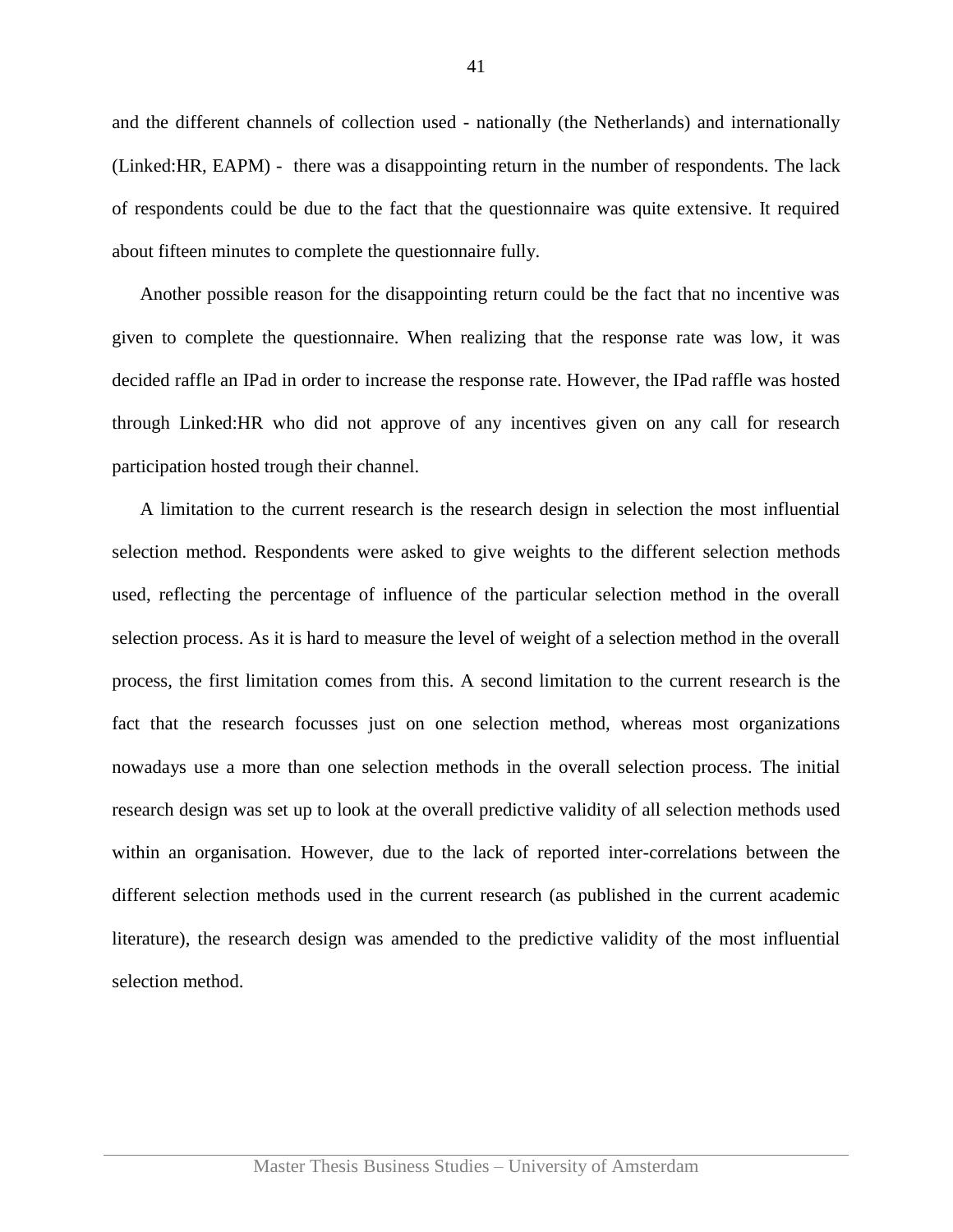and the different channels of collection used - nationally (the Netherlands) and internationally (Linked:HR, EAPM) - there was a disappointing return in the number of respondents. The lack of respondents could be due to the fact that the questionnaire was quite extensive. It required about fifteen minutes to complete the questionnaire fully.

Another possible reason for the disappointing return could be the fact that no incentive was given to complete the questionnaire. When realizing that the response rate was low, it was decided raffle an IPad in order to increase the response rate. However, the IPad raffle was hosted through Linked:HR who did not approve of any incentives given on any call for research participation hosted trough their channel.

A limitation to the current research is the research design in selection the most influential selection method. Respondents were asked to give weights to the different selection methods used, reflecting the percentage of influence of the particular selection method in the overall selection process. As it is hard to measure the level of weight of a selection method in the overall process, the first limitation comes from this. A second limitation to the current research is the fact that the research focusses just on one selection method, whereas most organizations nowadays use a more than one selection methods in the overall selection process. The initial research design was set up to look at the overall predictive validity of all selection methods used within an organisation. However, due to the lack of reported inter-correlations between the different selection methods used in the current research (as published in the current academic literature), the research design was amended to the predictive validity of the most influential selection method.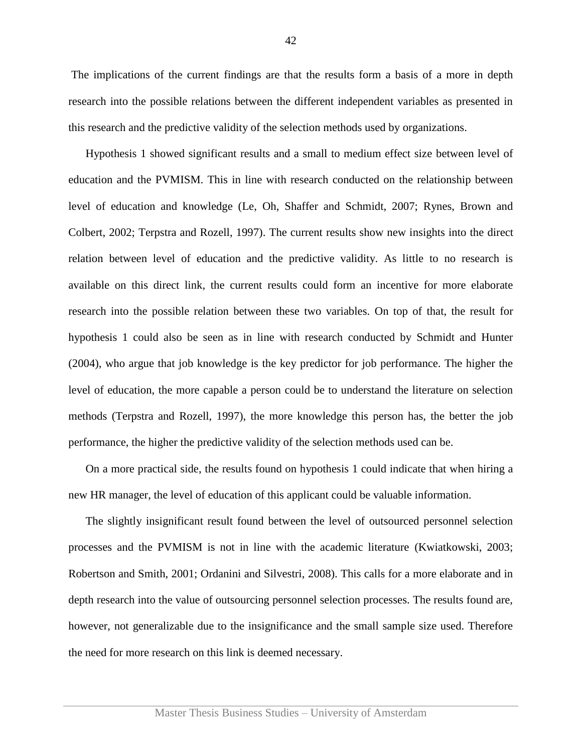The implications of the current findings are that the results form a basis of a more in depth research into the possible relations between the different independent variables as presented in this research and the predictive validity of the selection methods used by organizations.

Hypothesis 1 showed significant results and a small to medium effect size between level of education and the PVMISM. This in line with research conducted on the relationship between level of education and knowledge (Le, Oh, Shaffer and Schmidt, 2007; Rynes, Brown and Colbert, 2002; Terpstra and Rozell, 1997). The current results show new insights into the direct relation between level of education and the predictive validity. As little to no research is available on this direct link, the current results could form an incentive for more elaborate research into the possible relation between these two variables. On top of that, the result for hypothesis 1 could also be seen as in line with research conducted by Schmidt and Hunter (2004), who argue that job knowledge is the key predictor for job performance. The higher the level of education, the more capable a person could be to understand the literature on selection methods (Terpstra and Rozell, 1997), the more knowledge this person has, the better the job performance, the higher the predictive validity of the selection methods used can be.

On a more practical side, the results found on hypothesis 1 could indicate that when hiring a new HR manager, the level of education of this applicant could be valuable information.

The slightly insignificant result found between the level of outsourced personnel selection processes and the PVMISM is not in line with the academic literature (Kwiatkowski, 2003; Robertson and Smith, 2001; Ordanini and Silvestri, 2008). This calls for a more elaborate and in depth research into the value of outsourcing personnel selection processes. The results found are, however, not generalizable due to the insignificance and the small sample size used. Therefore the need for more research on this link is deemed necessary.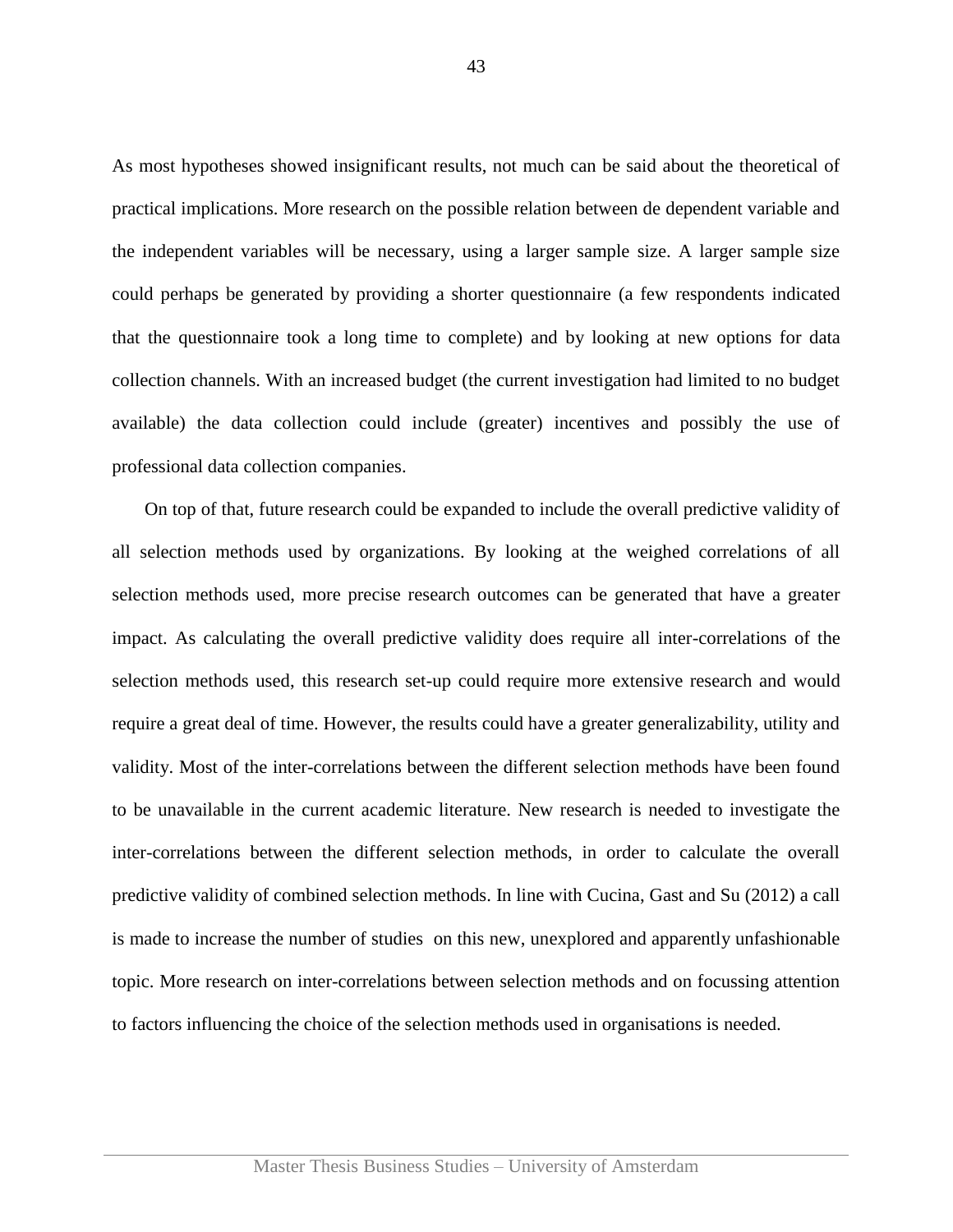As most hypotheses showed insignificant results, not much can be said about the theoretical of practical implications. More research on the possible relation between de dependent variable and the independent variables will be necessary, using a larger sample size. A larger sample size could perhaps be generated by providing a shorter questionnaire (a few respondents indicated that the questionnaire took a long time to complete) and by looking at new options for data collection channels. With an increased budget (the current investigation had limited to no budget available) the data collection could include (greater) incentives and possibly the use of professional data collection companies.

On top of that, future research could be expanded to include the overall predictive validity of all selection methods used by organizations. By looking at the weighed correlations of all selection methods used, more precise research outcomes can be generated that have a greater impact. As calculating the overall predictive validity does require all inter-correlations of the selection methods used, this research set-up could require more extensive research and would require a great deal of time. However, the results could have a greater generalizability, utility and validity. Most of the inter-correlations between the different selection methods have been found to be unavailable in the current academic literature. New research is needed to investigate the inter-correlations between the different selection methods, in order to calculate the overall predictive validity of combined selection methods. In line with Cucina, Gast and Su (2012) a call is made to increase the number of studies on this new, unexplored and apparently unfashionable topic. More research on inter-correlations between selection methods and on focussing attention to factors influencing the choice of the selection methods used in organisations is needed.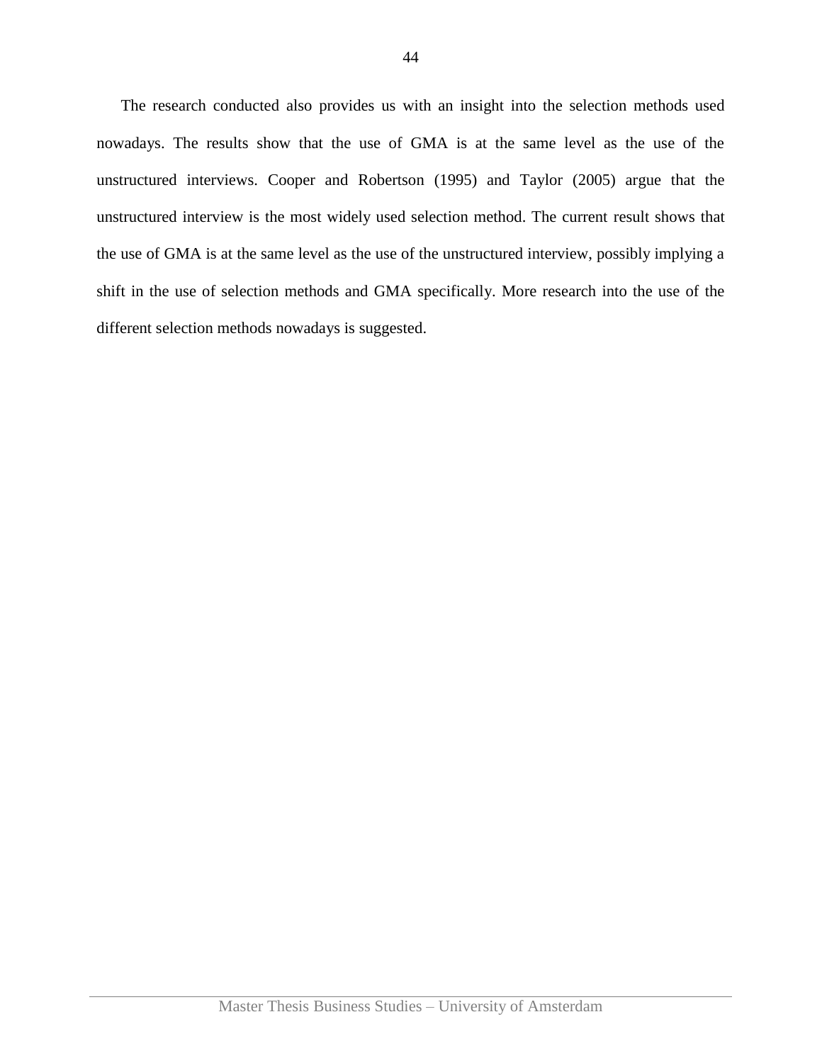The research conducted also provides us with an insight into the selection methods used nowadays. The results show that the use of GMA is at the same level as the use of the unstructured interviews. Cooper and Robertson (1995) and Taylor (2005) argue that the unstructured interview is the most widely used selection method. The current result shows that the use of GMA is at the same level as the use of the unstructured interview, possibly implying a shift in the use of selection methods and GMA specifically. More research into the use of the different selection methods nowadays is suggested.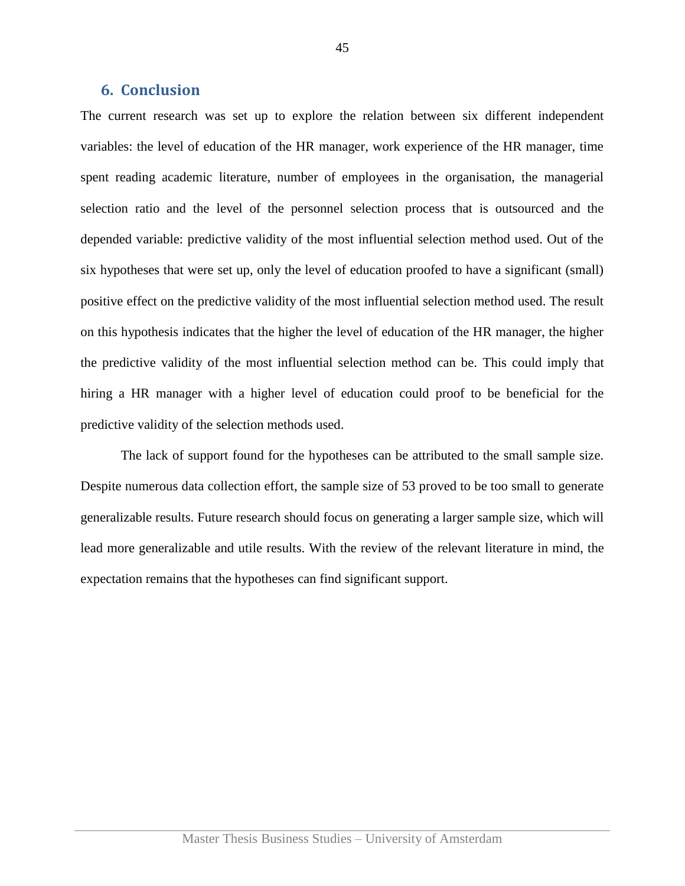## 6. Conclusion

The current research was set up to explore the relation between six different independent variables: the level of education of the HR manager, work experience of the HR manager, time spent reading academic literature, number of employees in the organisation, the managerial selection ratio and the level of the personnel selection process that is outsourced and the depended variable: predictive validity of the most influential selection method used. Out of the six hypotheses that were set up, only the level of education proofed to have a significant (small) positive effect on the predictive validity of the most influential selection method used. The result on this hypothesis indicates that the higher the level of education of the HR manager, the higher the predictive validity of the most influential selection method can be. This could imply that hiring a HR manager with a higher level of education could proof to be beneficial for the predictive validity of the selection methods used.

The lack of support found for the hypotheses can be attributed to the small sample size. Despite numerous data collection effort, the sample size of 53 proved to be too small to generate generalizable results. Future research should focus on generating a larger sample size, which will lead more generalizable and utile results. With the review of the relevant literature in mind, the expectation remains that the hypotheses can find significant support.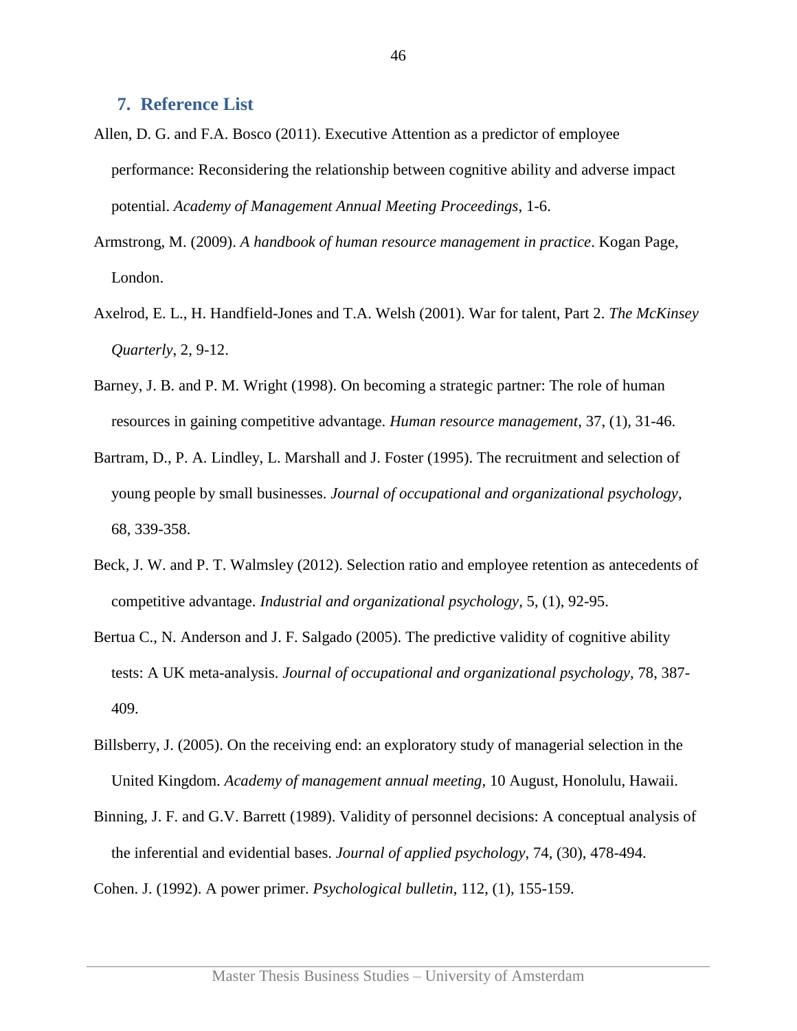## 7. Reference List

Allen, D. G. and F.A. Bosco (2011). Executive Attention as a predictor of employee performance: Reconsidering the relationship between cognitive ability and adverse impact potential. *Academy of Management Annual Meeting Proceedings*, 1-6.

Armstrong, M. (2009). *A handbook of human resource management in practice*. Kogan Page, London.

Axelrod, E. L., H. Handfield-Jones and T.A. Welsh (2001). War for talent, Part 2. *The McKinsey Quarterly*, 2, 9-12.

Barney, J. B. and P. M. Wright (1998). On becoming a strategic partner: The role of human resources in gaining competitive advantage. *Human resource management*, 37, (1), 31-46.

Bartram, D., P. A. Lindley, L. Marshall and J. Foster (1995). The recruitment and selection of young people by small businesses. *Journal of occupational and organizational psychology*, 68, 339-358.

Beck, J. W. and P. T. Walmsley (2012). Selection ratio and employee retention as antecedents of competitive advantage. *Industrial and organizational psychology*, 5, (1), 92-95.

Bertua C., N. Anderson and J. F. Salgado (2005). The predictive validity of cognitive ability tests: A UK meta-analysis. *Journal of occupational and organizational psychology*, 78, 387-409.

Billsberry, J. (2005). On the receiving end: an exploratory study of managerial selection in the United Kingdom. *Academy of management annual meeting*, 10 August, Honolulu, Hawaii.

Binning, J. F. and G.V. Barrett (1989). Validity of personnel decisions: A conceptual analysis of the inferential and evidential bases. *Journal of applied psychology*, 74, (30), 478-494.

Cohen. J. (1992). A power primer. *Psychological bulletin*, 112, (1), 155-159.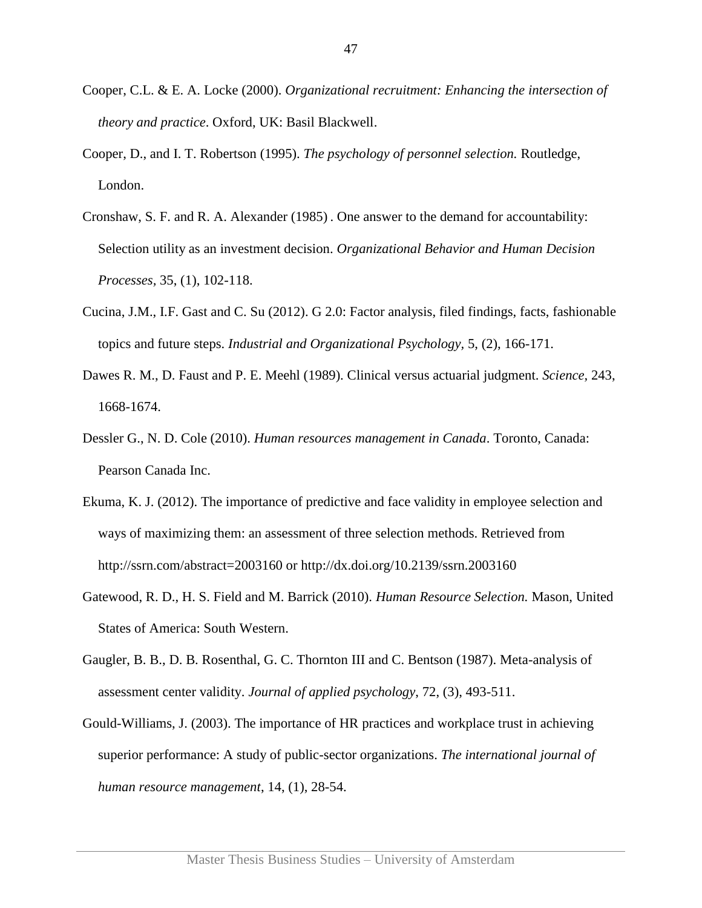Cooper, C.L. & E. A. Locke (2000). *Organizational recruitment: Enhancing the intersection of theory and practice*. Oxford, UK: Basil Blackwell.

Cooper, D., and I. T. Robertson (1995). *The psychology of personnel selection.* Routledge, London.

Cronshaw, S. F. and R. A. Alexander (1985) . One answer to the demand for accountability: Selection utility as an investment decision. *Organizational Behavior and Human Decision Processes*, 35, (1), 102-118.

Cucina, J.M., I.F. Gast and C. Su (2012). G 2.0: Factor analysis, filed findings, facts, fashionable topics and future steps. *Industrial and Organizational Psychology*, 5, (2), 166-171.

Dawes R. M., D. Faust and P. E. Meehl (1989). Clinical versus actuarial judgment. *Science*, 243, 1668-1674.

Dessler G., N. D. Cole (2010). *Human resources management in Canada*. Toronto, Canada: Pearson Canada Inc.

Ekuma, K. J. (2012). The importance of predictive and face validity in employee selection and ways of maximizing them: an assessment of three selection methods. Retrieved from http://ssrn.com/abstract=2003160 or http://dx.doi.org/10.2139/ssrn.2003160

Gatewood, R. D., H. S. Field and M. Barrick (2010). *Human Resource Selection.* Mason, United States of America: South Western.

Gaugler, B. B., D. B. Rosenthal, G. C. Thornton III and C. Bentson (1987). Meta-analysis of assessment center validity. *Journal of applied psychology*, 72, (3), 493-511.

Gould-Williams, J. (2003). The importance of HR practices and workplace trust in achieving superior performance: A study of public-sector organizations. *The international journal of human resource management*, 14, (1), 28-54.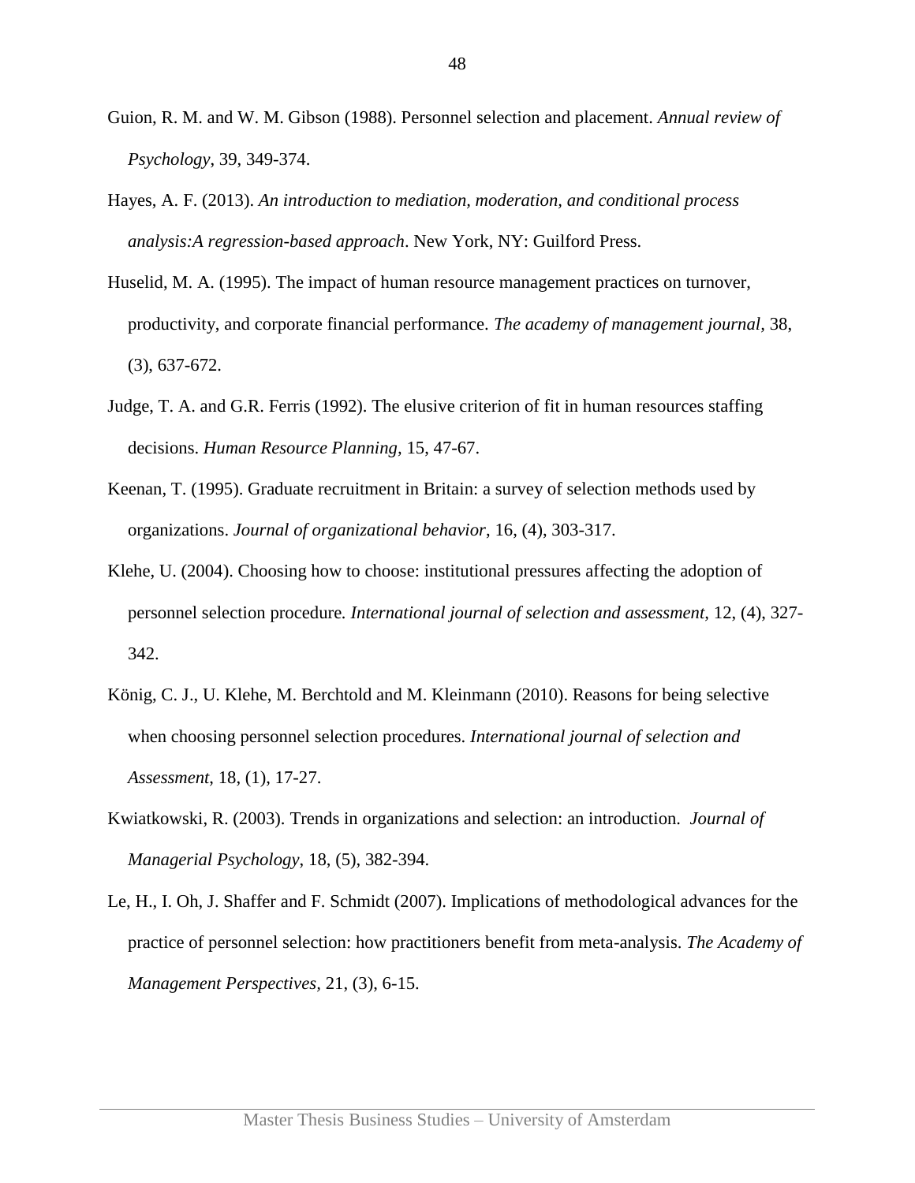Guion, R. M. and W. M. Gibson (1988). Personnel selection and placement. *Annual review of Psychology*, 39, 349-374.

Hayes, A. F. (2013). *An introduction to mediation, moderation, and conditional process analysis:A regression-based approach*. New York, NY: Guilford Press.

Huselid, M. A. (1995). The impact of human resource management practices on turnover, productivity, and corporate financial performance. *The academy of management journal*, 38, (3), 637-672.

Judge, T. A. and G.R. Ferris (1992). The elusive criterion of fit in human resources staffing decisions. *Human Resource Planning,* 15, 47-67.

Keenan, T. (1995). Graduate recruitment in Britain: a survey of selection methods used by organizations. *Journal of organizational behavior*, 16, (4), 303-317.

Klehe, U. (2004). Choosing how to choose: institutional pressures affecting the adoption of personnel selection procedure*. International journal of selection and assessment,* 12, (4), 327-342.

König, C. J., U. Klehe, M. Berchtold and M. Kleinmann (2010). Reasons for being selective when choosing personnel selection procedures. *International journal of selection and Assessment*, 18, (1), 17-27.

Kwiatkowski, R. (2003). Trends in organizations and selection: an introduction. *Journal of Managerial Psychology*, 18, (5), 382-394.

Le, H., I. Oh, J. Shaffer and F. Schmidt (2007). Implications of methodological advances for the practice of personnel selection: how practitioners benefit from meta-analysis. *The Academy of Management Perspectives*, 21, (3), 6-15.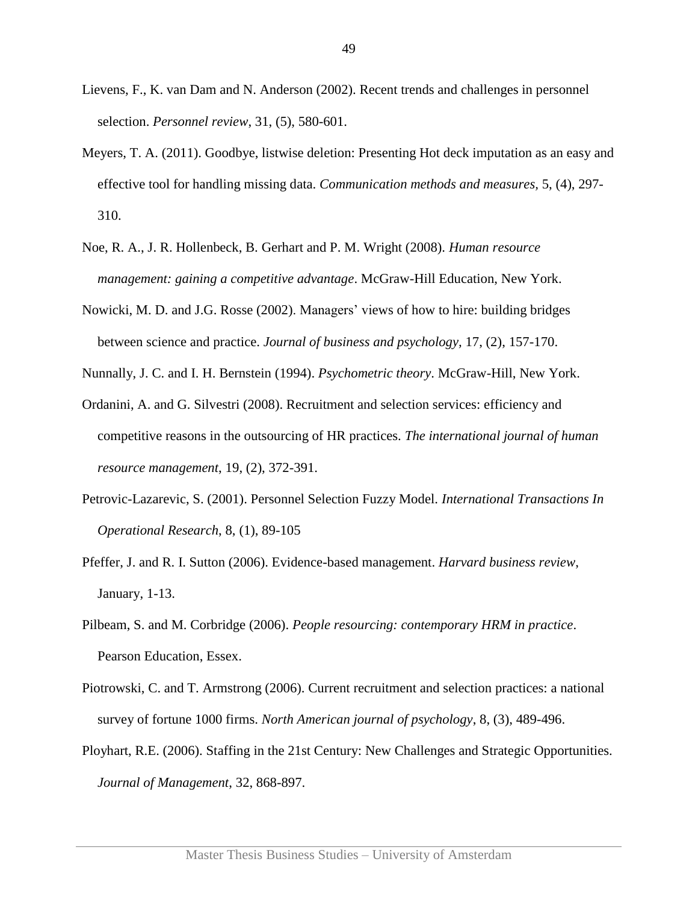Lievens, F., K. van Dam and N. Anderson (2002). Recent trends and challenges in personnel selection. *Personnel review*, 31, (5), 580-601.

Meyers, T. A. (2011). Goodbye, listwise deletion: Presenting Hot deck imputation as an easy and effective tool for handling missing data. *Communication methods and measures*, 5, (4), 297-310.

Noe, R. A., J. R. Hollenbeck, B. Gerhart and P. M. Wright (2008). *Human resource management: gaining a competitive advantage*. McGraw-Hill Education, New York.

Nowicki, M. D. and J.G. Rosse (2002). Managers' views of how to hire: building bridges between science and practice. *Journal of business and psychology*, 17, (2), 157-170.

Nunnally, J. C. and I. H. Bernstein (1994). *Psychometric theory*. McGraw-Hill, New York.

Ordanini, A. and G. Silvestri (2008). Recruitment and selection services: efficiency and competitive reasons in the outsourcing of HR practices. *The international journal of human resource management*, 19, (2), 372-391.

Petrovic-Lazarevic, S. (2001). Personnel Selection Fuzzy Model. *International Transactions In Operational Research*, 8, (1), 89-105

Pfeffer, J. and R. I. Sutton (2006). Evidence-based management. *Harvard business review*, January, 1-13.

Pilbeam, S. and M. Corbridge (2006). *People resourcing: contemporary HRM in practice*. Pearson Education, Essex.

Piotrowski, C. and T. Armstrong (2006). Current recruitment and selection practices: a national survey of fortune 1000 firms. *North American journal of psychology*, 8, (3), 489-496.

Ployhart, R.E. (2006). Staffing in the 21st Century: New Challenges and Strategic Opportunities. *Journal of Management*, 32, 868-897.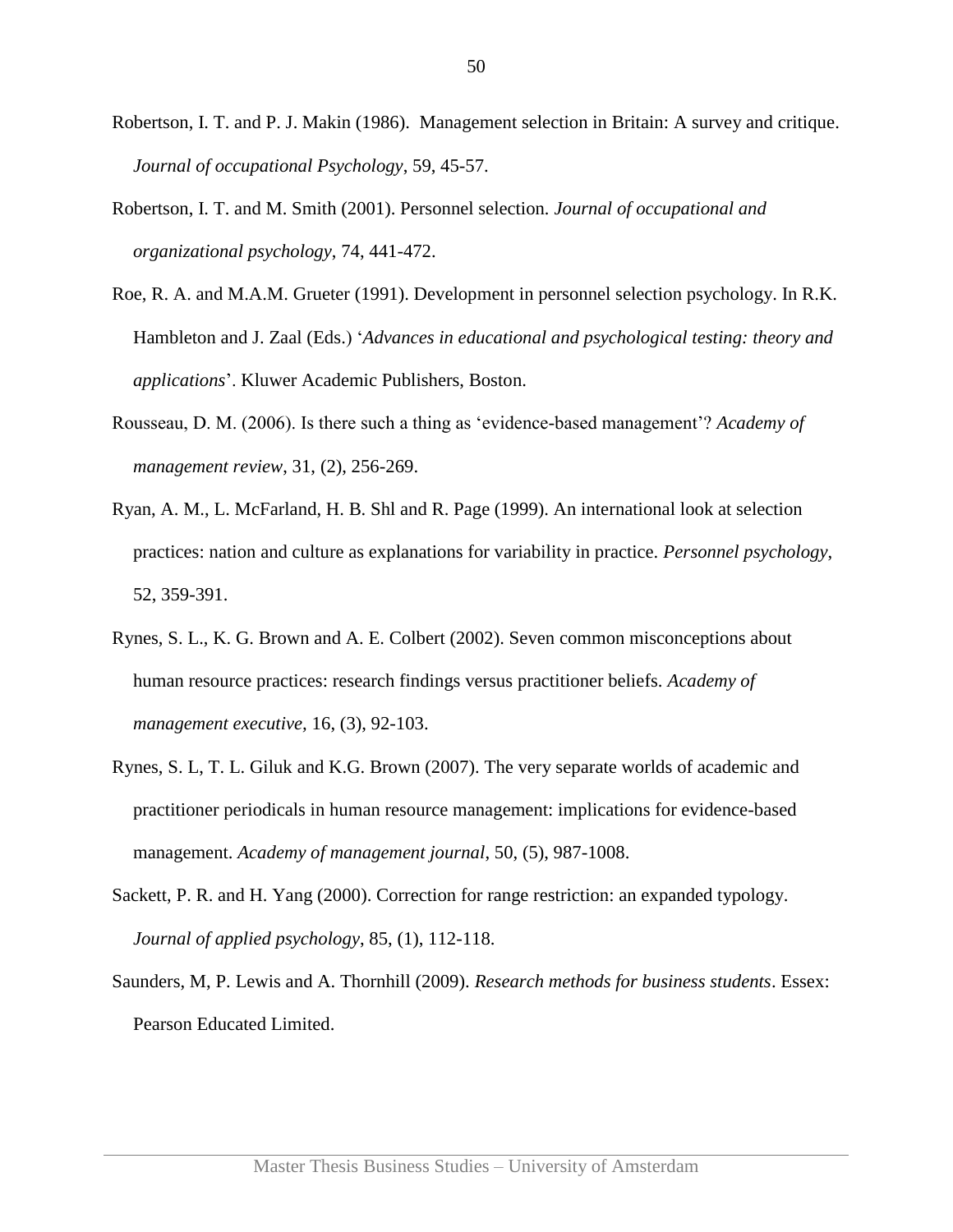Robertson, I. T. and P. J. Makin (1986). Management selection in Britain: A survey and critique. *Journal of occupational Psychology*, 59, 45-57.

Robertson, I. T. and M. Smith (2001). Personnel selection. *Journal of occupational and organizational psychology*, 74, 441-472.

Roe, R. A. and M.A.M. Grueter (1991). Development in personnel selection psychology. In R.K. Hambleton and J. Zaal (Eds.) '*Advances in educational and psychological testing: theory and applications*'. Kluwer Academic Publishers, Boston.

Rousseau, D. M. (2006). Is there such a thing as 'evidence-based management'? *Academy of management review*, 31, (2), 256-269.

Ryan, A. M., L. McFarland, H. B. Shl and R. Page (1999). An international look at selection practices: nation and culture as explanations for variability in practice. *Personnel psychology*, 52, 359-391.

Rynes, S. L., K. G. Brown and A. E. Colbert (2002). Seven common misconceptions about human resource practices: research findings versus practitioner beliefs. *Academy of management executive,* 16, (3), 92-103.

Rynes, S. L, T. L. Giluk and K.G. Brown (2007). The very separate worlds of academic and practitioner periodicals in human resource management: implications for evidence-based management. *Academy of management journal*, 50, (5), 987-1008.

Sackett, P. R. and H. Yang (2000). Correction for range restriction: an expanded typology. *Journal of applied psychology*, 85, (1), 112-118.

Saunders, M, P. Lewis and A. Thornhill (2009). *Research methods for business students*. Essex: Pearson Educated Limited.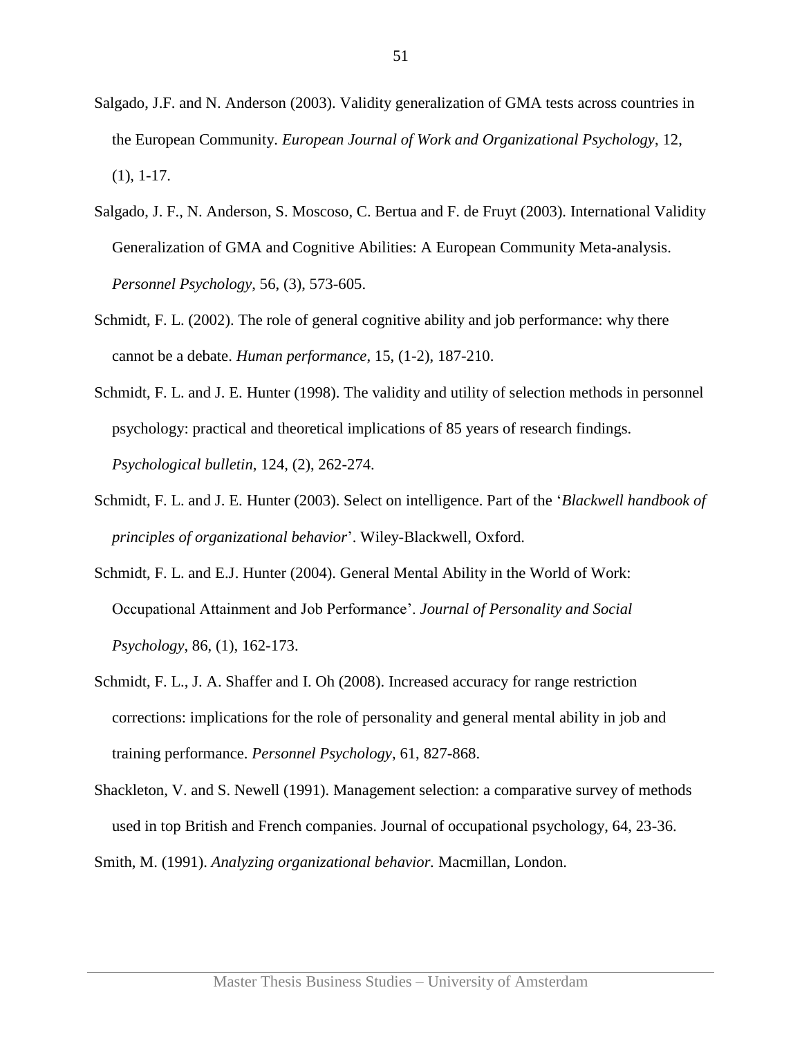Salgado, J.F. and N. Anderson (2003). Validity generalization of GMA tests across countries in the European Community. *European Journal of Work and Organizational Psychology*, 12, (1), 1-17.

Salgado, J. F., N. Anderson, S. Moscoso, C. Bertua and F. de Fruyt (2003). International Validity Generalization of GMA and Cognitive Abilities: A European Community Meta-analysis. *Personnel Psychology*, 56, (3), 573-605.

Schmidt, F. L. (2002). The role of general cognitive ability and job performance: why there cannot be a debate. *Human performance*, 15, (1-2), 187-210.

Schmidt, F. L. and J. E. Hunter (1998). The validity and utility of selection methods in personnel psychology: practical and theoretical implications of 85 years of research findings. *Psychological bulletin*, 124, (2), 262-274.

Schmidt, F. L. and J. E. Hunter (2003). Select on intelligence. Part of the '*Blackwell handbook of principles of organizational behavior*'. Wiley-Blackwell, Oxford.

Schmidt, F. L. and E.J. Hunter (2004). General Mental Ability in the World of Work: Occupational Attainment and Job Performance'. *Journal of Personality and Social Psychology*, 86, (1), 162-173.

Schmidt, F. L., J. A. Shaffer and I. Oh (2008). Increased accuracy for range restriction corrections: implications for the role of personality and general mental ability in job and training performance. *Personnel Psychology*, 61, 827-868.

Shackleton, V. and S. Newell (1991). Management selection: a comparative survey of methods used in top British and French companies. Journal of occupational psychology, 64, 23-36.

Smith, M. (1991). *Analyzing organizational behavior.* Macmillan, London.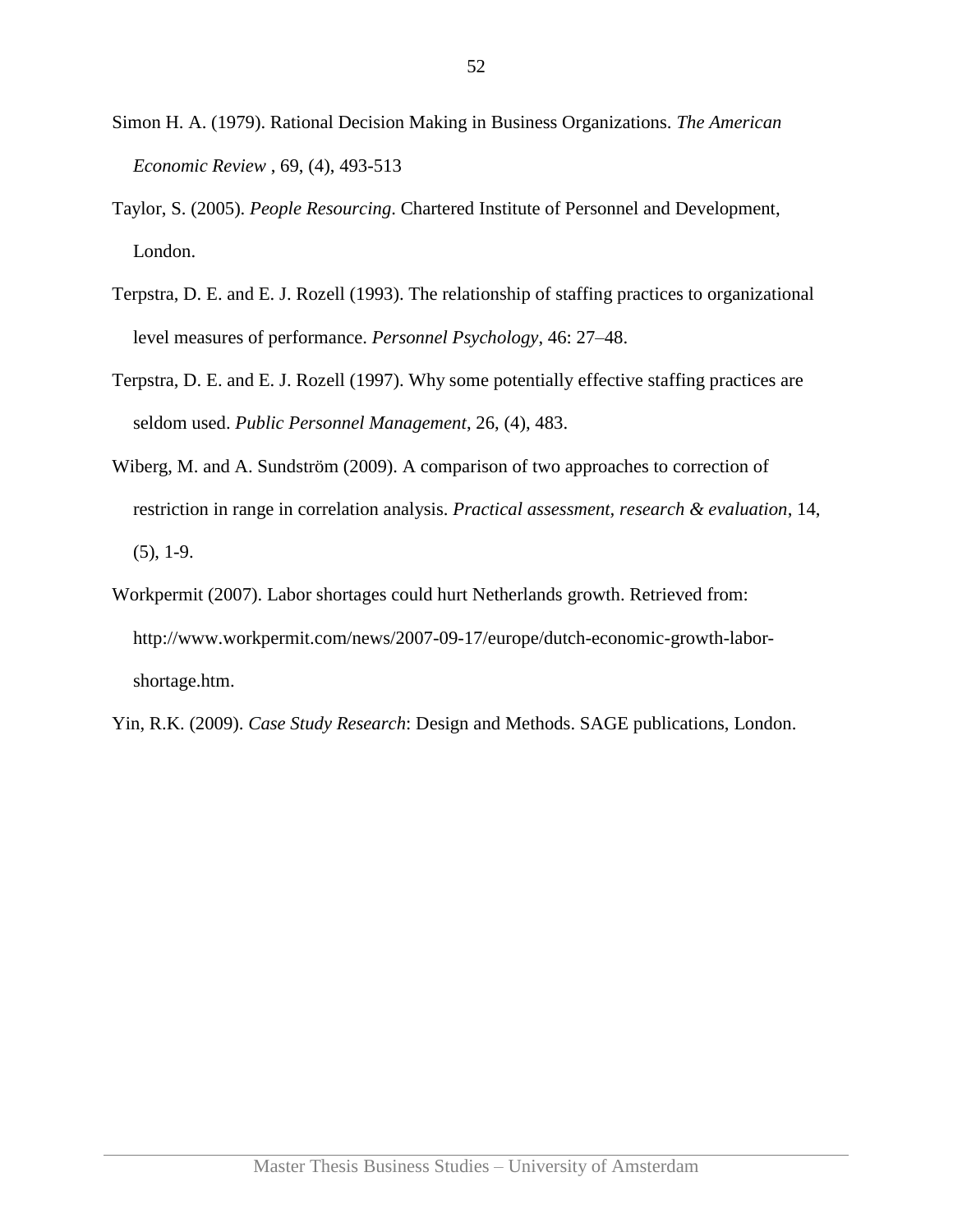Simon H. A. (1979). Rational Decision Making in Business Organizations. *The American Economic Review* , 69, (4), 493-513

Taylor, S. (2005). *People Resourcing*. Chartered Institute of Personnel and Development, London.

Terpstra, D. E. and E. J. Rozell (1993). The relationship of staffing practices to organizational level measures of performance. *Personnel Psychology*, 46: 27–48.

Terpstra, D. E. and E. J. Rozell (1997). Why some potentially effective staffing practices are seldom used. *Public Personnel Management*, 26, (4), 483.

Wiberg, M. and A. Sundström (2009). A comparison of two approaches to correction of restriction in range in correlation analysis. *Practical assessment, research & evaluation*, 14, (5), 1-9.

Workpermit (2007). Labor shortages could hurt Netherlands growth. Retrieved from: http://www.workpermit.com/news/2007-09-17/europe/dutch-economic-growth-labor-shortage.htm.

Yin, R.K. (2009). *Case Study Research*: Design and Methods. SAGE publications, London.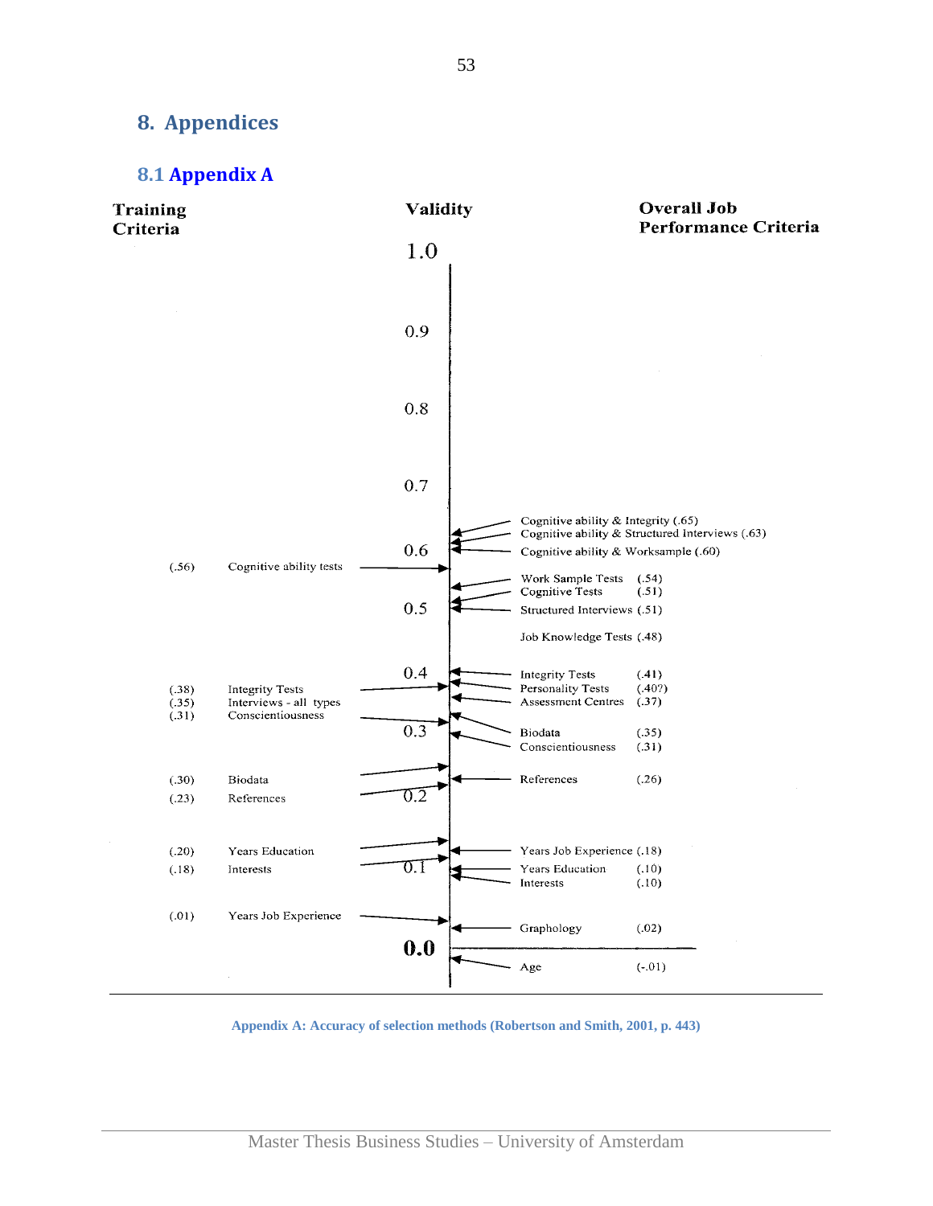# 8. Appendices

## 8.1 Appendix A

| Training Criteria | | Validity | Overall Job Performance Criteria | |
|---|---|---|---|---|
| | | 1.0 | | |
| | | 0.9 | | |
| | | 0.8 | | |
| | | 0.7 | | |
| | | | Cognitive ability & Integrity | (.65) |
| | | | Cognitive ability & Structured Interviews | (.63) |
| | | 0.6 | Cognitive ability & Worksample | (.60) |
| (.56) | Cognitive ability tests | | | |
| | | | Work Sample Tests | (.54) |
| | | | Cognitive Tests | (.51) |
| | | 0.5 | Structured Interviews | (.51) |
| | | | Job Knowledge Tests | (.48) |
| | | 0.4 | Integrity Tests | (.41) |
| (.38) | Integrity Tests | | Personality Tests | (.40?) |
| (.35) | Interviews - all types | | Assessment Centres | (.37) |
| (.31) | Conscientiousness | | | |
| | | 0.3 | Biodata | (.35) |
| | | | Conscientiousness | (.31) |
| (.30) | Biodata | | References | (.26) |
| (.23) | References | 0.2 | | |
| (.20) | Years Education | | Years Job Experience | (.18) |
| (.18) | Interests | 0.1 | Years Education | (.10) |
| | | | Interests | (.10) |
| (.01) | Years Job Experience | | Graphology | (.02) |
| | | 0.0 | | |
| | | | Age | (-.01) |

Appendix A: Accuracy of selection methods (Robertson and Smith, 2001, p. 443)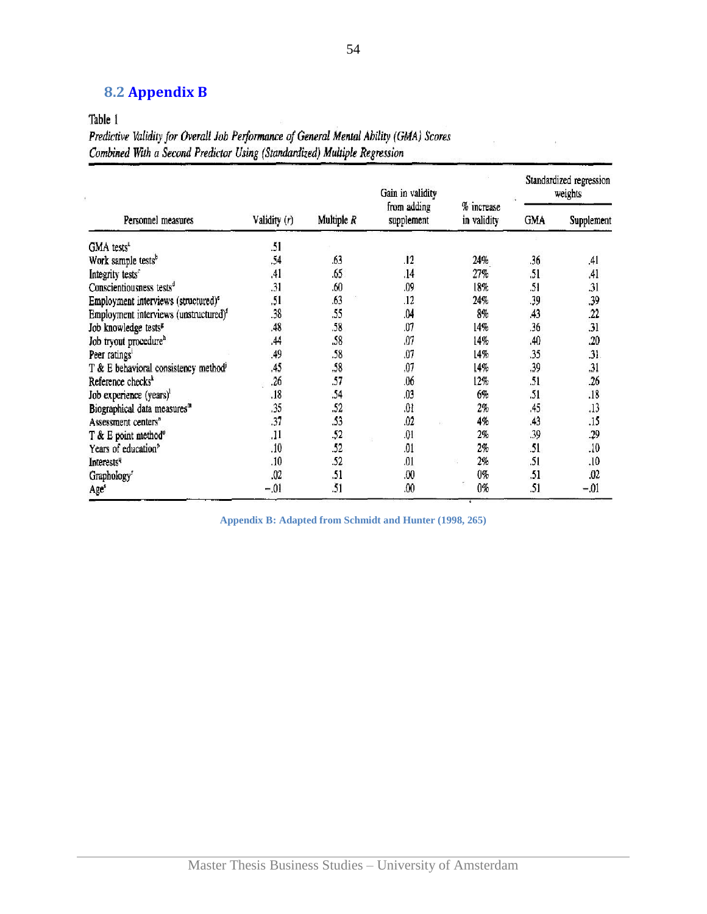## 8.2 Appendix B

Table 1

*Predictive Validity for Overall Job Performance of General Mental Ability (GMA) Scores Combined With a Second Predictor Using (Standardized) Multiple Regression*

| Personnel measures | Validity ($r$) | Multiple $R$ | Gain in validity from adding supplement | % increase in validity | Standardized regression weights | |
|---|---|---|---|---|---|---|
| | | | | | GMA | Supplement |
| GMA tests[a] | .51 | | | | | |
| Work sample tests[b] | .54 | .63 | .12 | 24% | .36 | .41 |
| Integrity tests[c] | .41 | .65 | .14 | 27% | .51 | .41 |
| Conscientiousness tests[d] | .31 | .60 | .09 | 18% | .51 | .31 |
| Employment interviews (structured)[e] | .51 | .63 | .12 | 24% | .39 | .39 |
| Employment interviews (unstructured)[f] | .38 | .55 | .04 | 8% | .43 | .22 |
| Job knowledge tests[g] | .48 | .58 | .07 | 14% | .36 | .31 |
| Job tryout procedure[h] | .44 | .58 | .07 | 14% | .40 | .20 |
| Peer ratings[i] | .49 | .58 | .07 | 14% | .35 | .31 |
| T & E behavioral consistency method[j] | .45 | .58 | .07 | 14% | .39 | .31 |
| Reference checks[k] | .26 | .57 | .06 | 12% | .51 | .26 |
| Job experience (years)[l] | .18 | .54 | .03 | 6% | .51 | .18 |
| Biographical data measures[m] | .35 | .52 | .01 | 2% | .45 | .13 |
| Assessment centers[n] | .37 | .53 | .02 | 4% | .43 | .15 |
| T & E point method[o] | .11 | .52 | .01 | 2% | .39 | .29 |
| Years of education[p] | .10 | .52 | .01 | 2% | .51 | .10 |
| Interests[q] | .10 | .52 | .01 | 2% | .51 | .10 |
| Graphology[r] | .02 | .51 | .00 | 0% | .51 | .02 |
| Age[s] | −.01 | .51 | .00 | 0% | .51 | −.01 |

**Appendix B: Adapted from Schmidt and Hunter (1998, 265)**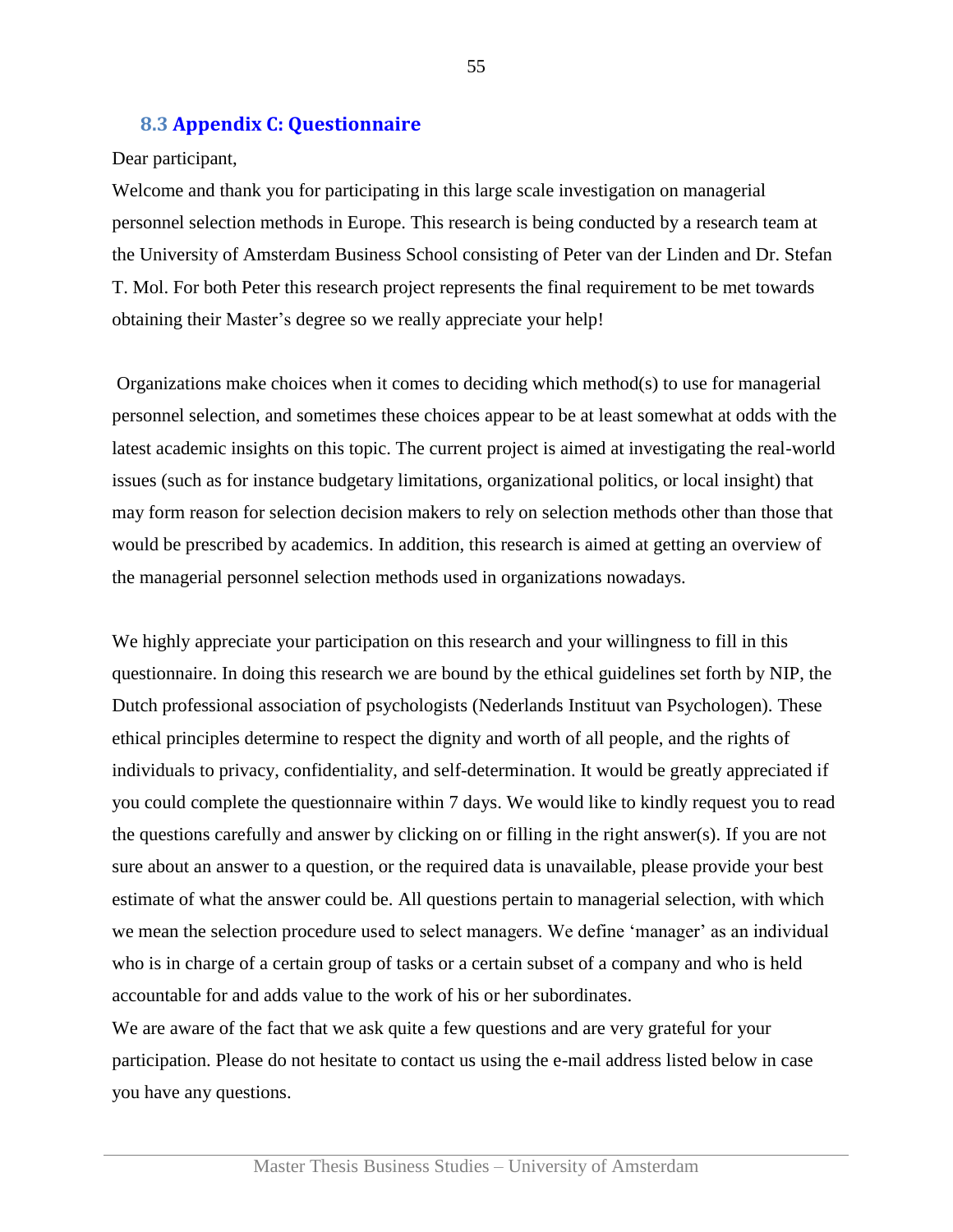## 8.3 Appendix C: Questionnaire

Dear participant,

Welcome and thank you for participating in this large scale investigation on managerial personnel selection methods in Europe. This research is being conducted by a research team at the University of Amsterdam Business School consisting of Peter van der Linden and Dr. Stefan T. Mol. For both Peter this research project represents the final requirement to be met towards obtaining their Master's degree so we really appreciate your help!

Organizations make choices when it comes to deciding which method(s) to use for managerial personnel selection, and sometimes these choices appear to be at least somewhat at odds with the latest academic insights on this topic. The current project is aimed at investigating the real-world issues (such as for instance budgetary limitations, organizational politics, or local insight) that may form reason for selection decision makers to rely on selection methods other than those that would be prescribed by academics. In addition, this research is aimed at getting an overview of the managerial personnel selection methods used in organizations nowadays.

We highly appreciate your participation on this research and your willingness to fill in this questionnaire. In doing this research we are bound by the ethical guidelines set forth by NIP, the Dutch professional association of psychologists (Nederlands Instituut van Psychologen). These ethical principles determine to respect the dignity and worth of all people, and the rights of individuals to privacy, confidentiality, and self-determination. It would be greatly appreciated if you could complete the questionnaire within 7 days. We would like to kindly request you to read the questions carefully and answer by clicking on or filling in the right answer(s). If you are not sure about an answer to a question, or the required data is unavailable, please provide your best estimate of what the answer could be. All questions pertain to managerial selection, with which we mean the selection procedure used to select managers. We define 'manager' as an individual who is in charge of a certain group of tasks or a certain subset of a company and who is held accountable for and adds value to the work of his or her subordinates.

We are aware of the fact that we ask quite a few questions and are very grateful for your participation. Please do not hesitate to contact us using the e-mail address listed below in case you have any questions.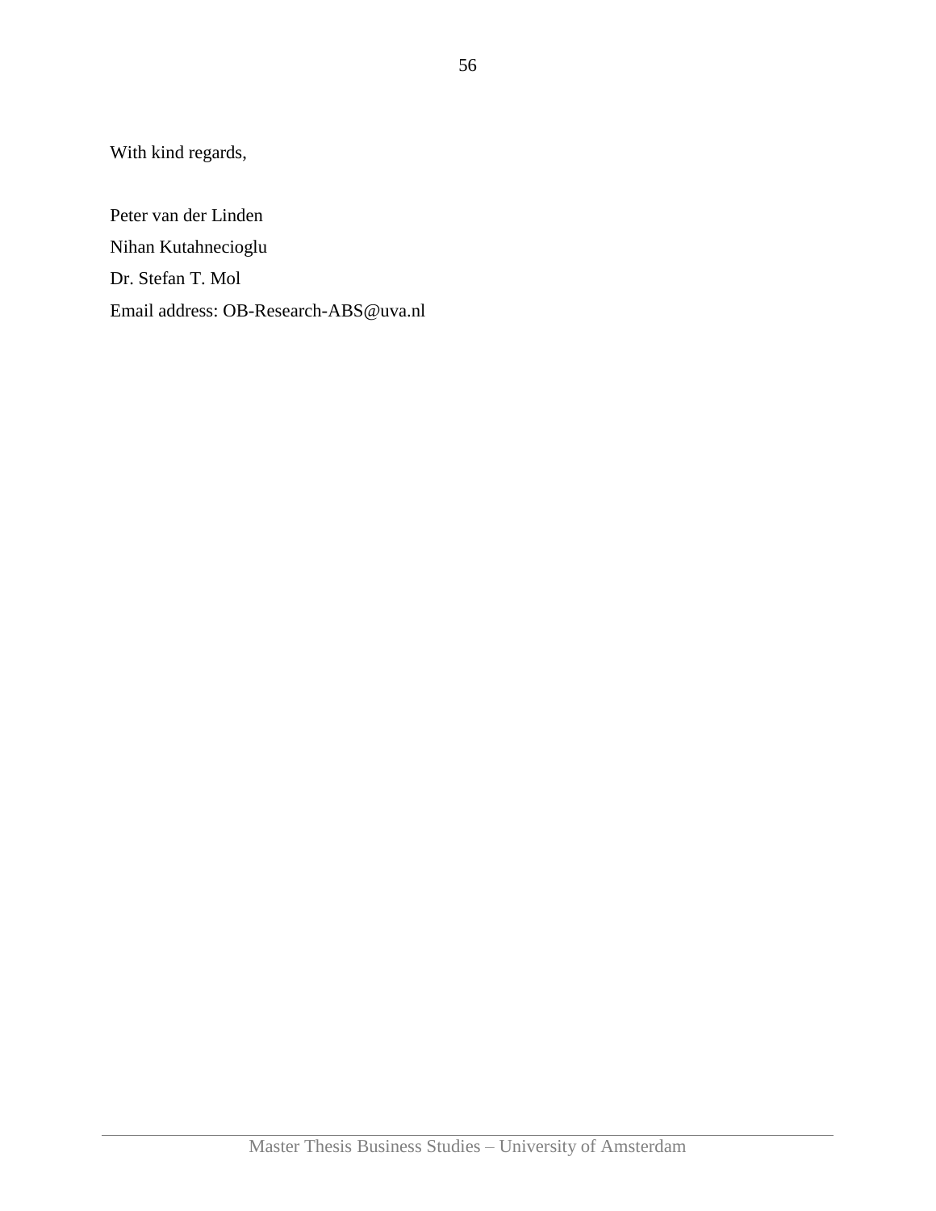With kind regards,

Peter van der Linden

Nihan Kutahnecioglu

Dr. Stefan T. Mol

Email address: OB-Research-ABS@uva.nl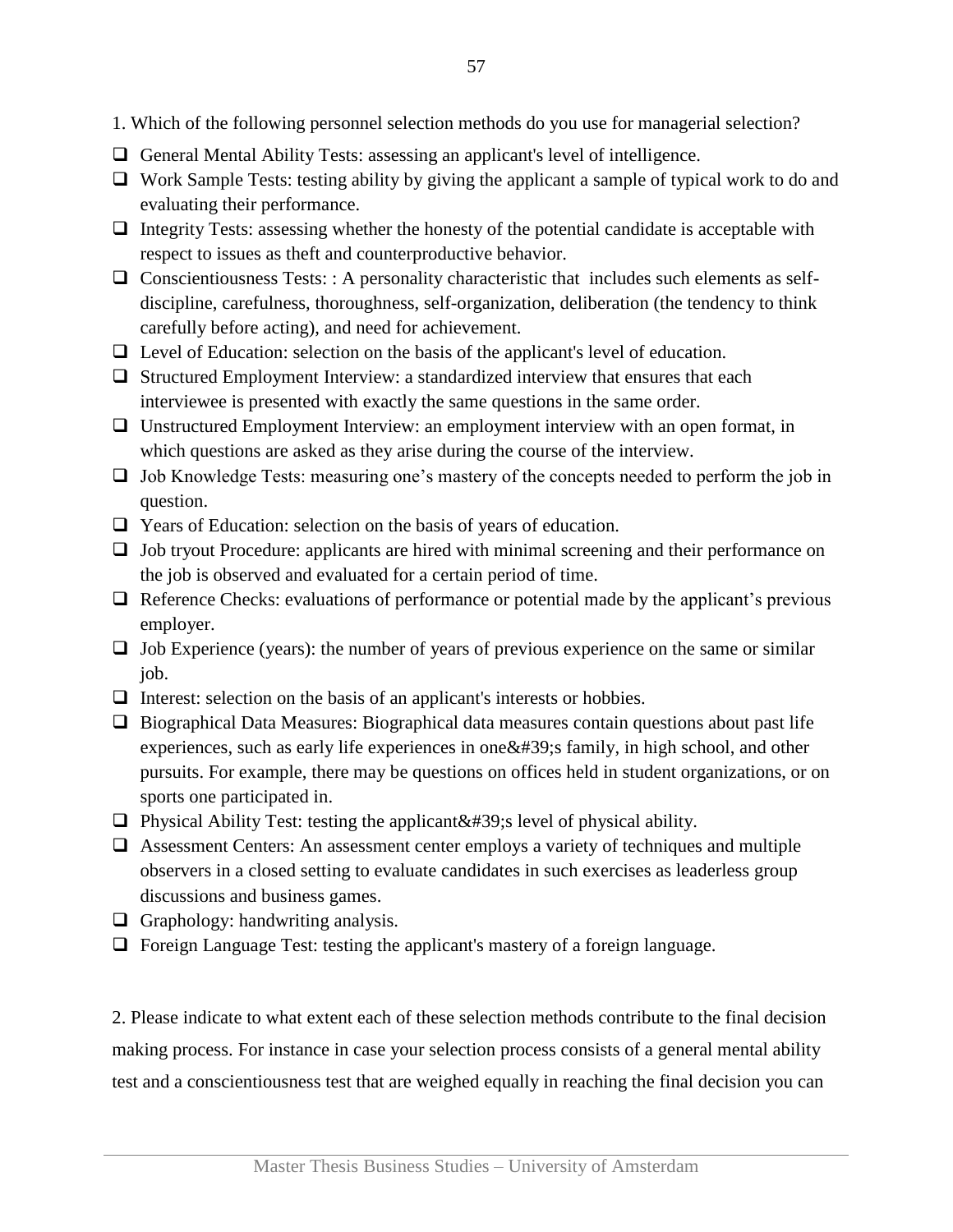1. Which of the following personnel selection methods do you use for managerial selection?

- ❑ General Mental Ability Tests: assessing an applicant's level of intelligence.
- ❑ Work Sample Tests: testing ability by giving the applicant a sample of typical work to do and evaluating their performance.
- ❑ Integrity Tests: assessing whether the honesty of the potential candidate is acceptable with respect to issues as theft and counterproductive behavior.
- ❑ Conscientiousness Tests: : A personality characteristic that includes such elements as self-discipline, carefulness, thoroughness, self-organization, deliberation (the tendency to think carefully before acting), and need for achievement.
- ❑ Level of Education: selection on the basis of the applicant's level of education.
- ❑ Structured Employment Interview: a standardized interview that ensures that each interviewee is presented with exactly the same questions in the same order.
- ❑ Unstructured Employment Interview: an employment interview with an open format, in which questions are asked as they arise during the course of the interview.
- ❑ Job Knowledge Tests: measuring one's mastery of the concepts needed to perform the job in question.
- ❑ Years of Education: selection on the basis of years of education.
- ❑ Job tryout Procedure: applicants are hired with minimal screening and their performance on the job is observed and evaluated for a certain period of time.
- ❑ Reference Checks: evaluations of performance or potential made by the applicant's previous employer.
- ❑ Job Experience (years): the number of years of previous experience on the same or similar job.
- ❑ Interest: selection on the basis of an applicant's interests or hobbies.
- ❑ Biographical Data Measures: Biographical data measures contain questions about past life experiences, such as early life experiences in one&#39;s family, in high school, and other pursuits. For example, there may be questions on offices held in student organizations, or on sports one participated in.
- ❑ Physical Ability Test: testing the applicant&#39;s level of physical ability.
- ❑ Assessment Centers: An assessment center employs a variety of techniques and multiple observers in a closed setting to evaluate candidates in such exercises as leaderless group discussions and business games.
- ❑ Graphology: handwriting analysis.
- ❑ Foreign Language Test: testing the applicant's mastery of a foreign language.

2. Please indicate to what extent each of these selection methods contribute to the final decision making process. For instance in case your selection process consists of a general mental ability test and a conscientiousness test that are weighed equally in reaching the final decision you can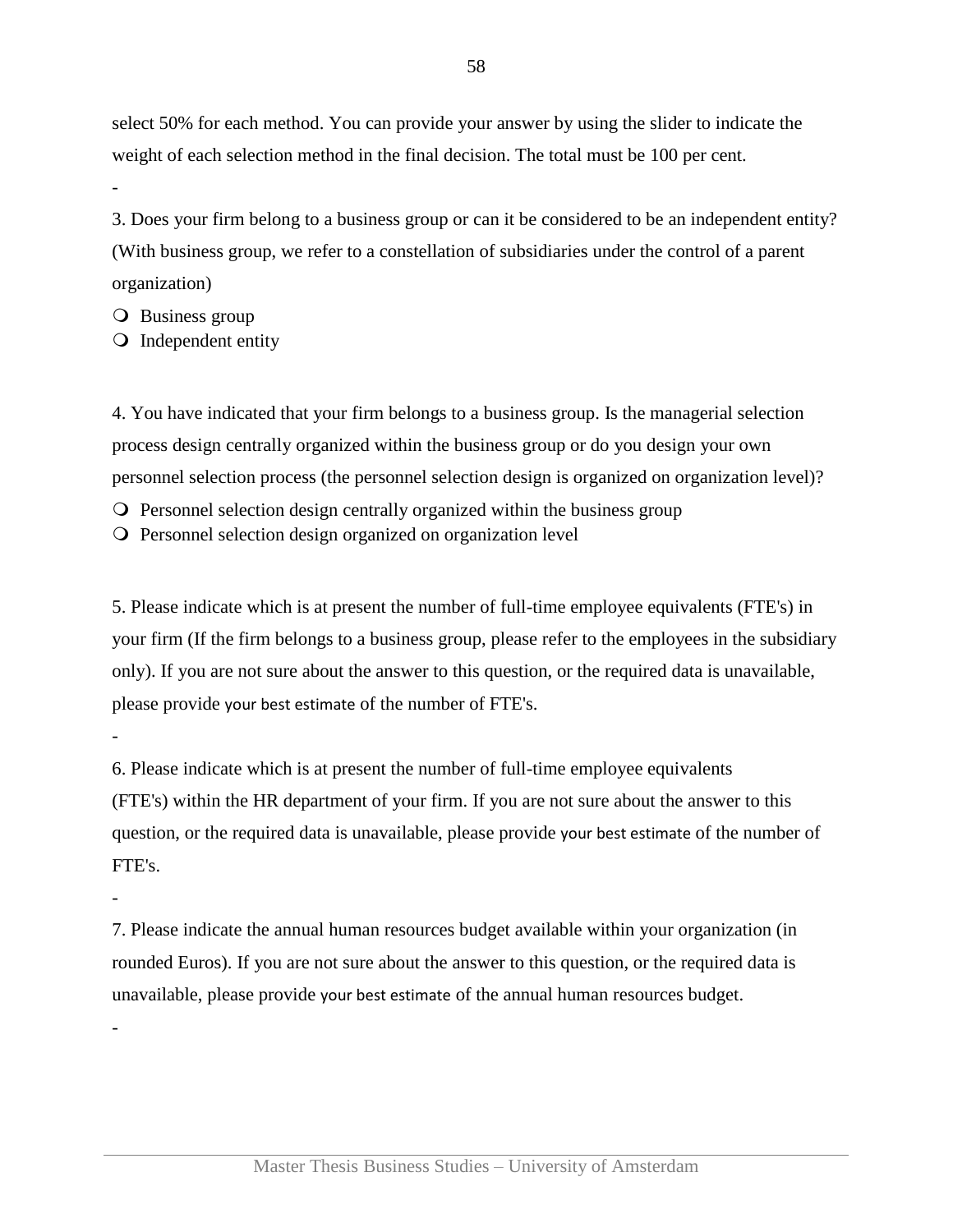select 50% for each method. You can provide your answer by using the slider to indicate the weight of each selection method in the final decision. The total must be 100 per cent.

-

3. Does your firm belong to a business group or can it be considered to be an independent entity? (With business group, we refer to a constellation of subsidiaries under the control of a parent organization)

- Business group
- Independent entity

4. You have indicated that your firm belongs to a business group. Is the managerial selection process design centrally organized within the business group or do you design your own personnel selection process (the personnel selection design is organized on organization level)?

- Personnel selection design centrally organized within the business group
- Personnel selection design organized on organization level

5. Please indicate which is at present the number of full-time employee equivalents (FTE's) in your firm (If the firm belongs to a business group, please refer to the employees in the subsidiary only). If you are not sure about the answer to this question, or the required data is unavailable, please provide your best estimate of the number of FTE's.

-

6. Please indicate which is at present the number of full-time employee equivalents (FTE's) within the HR department of your firm. If you are not sure about the answer to this question, or the required data is unavailable, please provide your best estimate of the number of FTE's.

-

7. Please indicate the annual human resources budget available within your organization (in rounded Euros). If you are not sure about the answer to this question, or the required data is unavailable, please provide your best estimate of the annual human resources budget.

-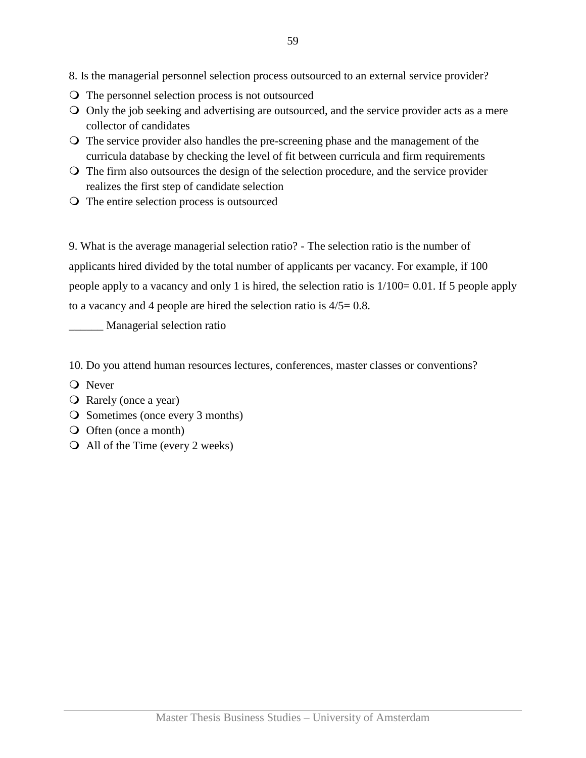8. Is the managerial personnel selection process outsourced to an external service provider?

- The personnel selection process is not outsourced
- Only the job seeking and advertising are outsourced, and the service provider acts as a mere collector of candidates
- The service provider also handles the pre-screening phase and the management of the curricula database by checking the level of fit between curricula and firm requirements
- The firm also outsources the design of the selection procedure, and the service provider realizes the first step of candidate selection
- The entire selection process is outsourced

9. What is the average managerial selection ratio? - The selection ratio is the number of applicants hired divided by the total number of applicants per vacancy. For example, if 100 people apply to a vacancy and only 1 is hired, the selection ratio is 1/100= 0.01. If 5 people apply to a vacancy and 4 people are hired the selection ratio is 4/5= 0.8.

______ Managerial selection ratio

10. Do you attend human resources lectures, conferences, master classes or conventions?

- Never
- Rarely (once a year)
- Sometimes (once every 3 months)
- Often (once a month)
- All of the Time (every 2 weeks)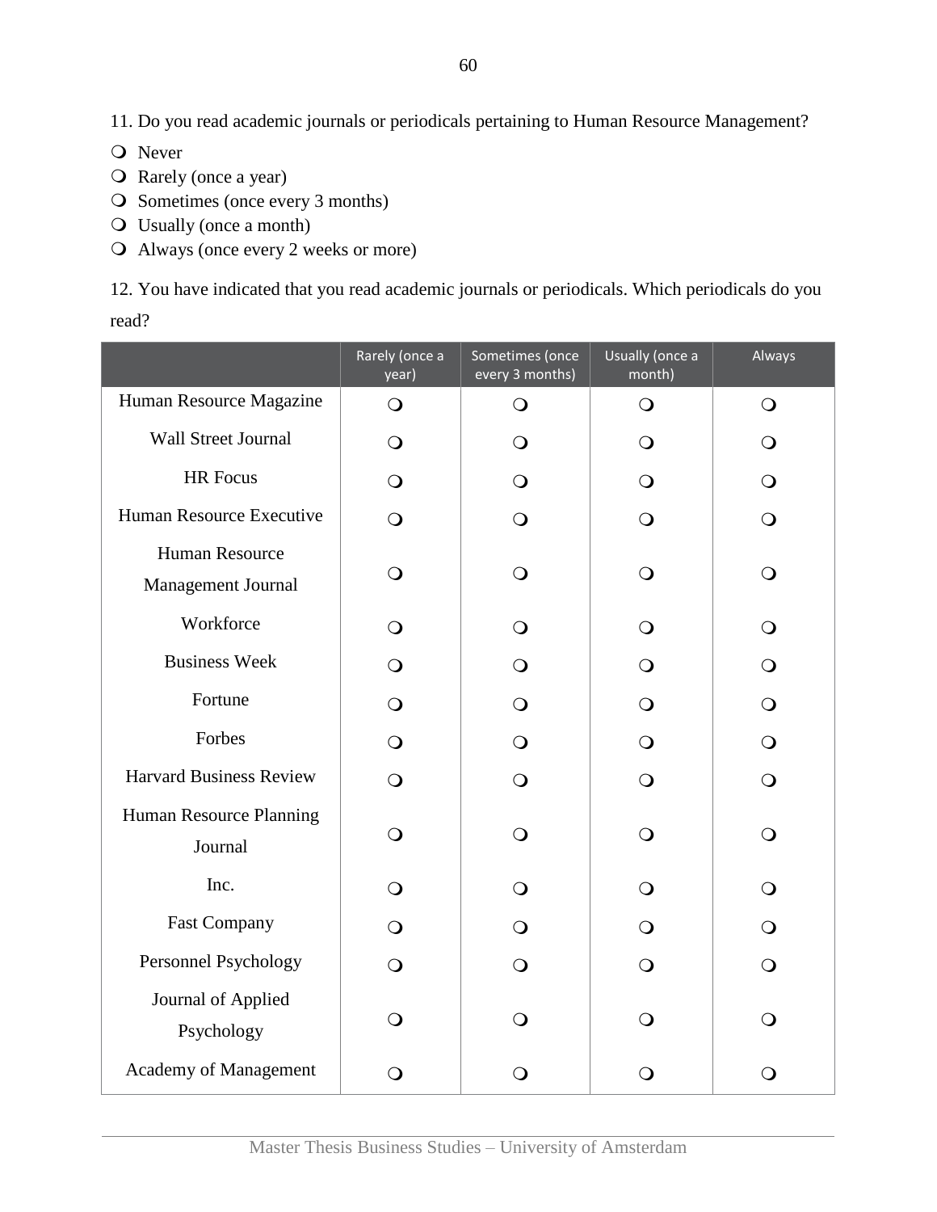11. Do you read academic journals or periodicals pertaining to Human Resource Management?

- ❍ Never
- ❍ Rarely (once a year)
- ❍ Sometimes (once every 3 months)
- ❍ Usually (once a month)
- ❍ Always (once every 2 weeks or more)

12. You have indicated that you read academic journals or periodicals. Which periodicals do you read?

| | Rarely (once a year) | Sometimes (once every 3 months) | Usually (once a month) | Always |
|---|---|---|---|---|
| Human Resource Magazine | ❍ | ❍ | ❍ | ❍ |
| Wall Street Journal | ❍ | ❍ | ❍ | ❍ |
| HR Focus | ❍ | ❍ | ❍ | ❍ |
| Human Resource Executive | ❍ | ❍ | ❍ | ❍ |
| Human Resource Management Journal | ❍ | ❍ | ❍ | ❍ |
| Workforce | ❍ | ❍ | ❍ | ❍ |
| Business Week | ❍ | ❍ | ❍ | ❍ |
| Fortune | ❍ | ❍ | ❍ | ❍ |
| Forbes | ❍ | ❍ | ❍ | ❍ |
| Harvard Business Review | ❍ | ❍ | ❍ | ❍ |
| Human Resource Planning Journal | ❍ | ❍ | ❍ | ❍ |
| Inc. | ❍ | ❍ | ❍ | ❍ |
| Fast Company | ❍ | ❍ | ❍ | ❍ |
| Personnel Psychology | ❍ | ❍ | ❍ | ❍ |
| Journal of Applied Psychology | ❍ | ❍ | ❍ | ❍ |
| Academy of Management | ❍ | ❍ | ❍ | ❍ |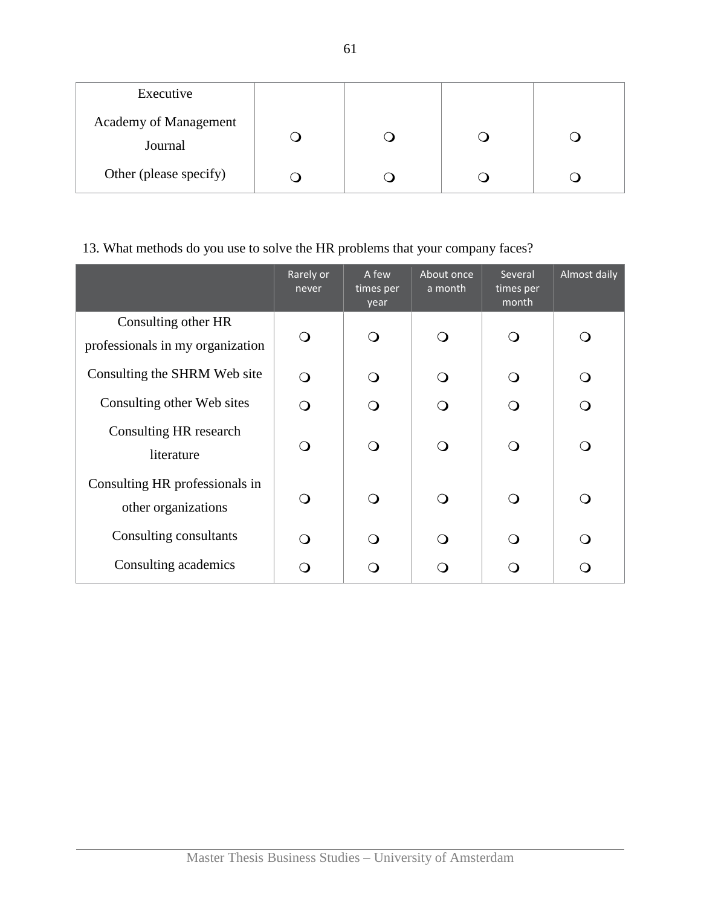| | | | | |
|---|---|---|---|---|
| Executive | | | | |
| Academy of Management Journal | ❍ | ❍ | ❍ | ❍ |
| Other (please specify) | ❍ | ❍ | ❍ | ❍ |

13. What methods do you use to solve the HR problems that your company faces?

| | Rarely or never | A few times per year | About once a month | Several times per month | Almost daily |
|---|---|---|---|---|---|
| Consulting other HR professionals in my organization | ❍ | ❍ | ❍ | ❍ | ❍ |
| Consulting the SHRM Web site | ❍ | ❍ | ❍ | ❍ | ❍ |
| Consulting other Web sites | ❍ | ❍ | ❍ | ❍ | ❍ |
| Consulting HR research literature | ❍ | ❍ | ❍ | ❍ | ❍ |
| Consulting HR professionals in other organizations | ❍ | ❍ | ❍ | ❍ | ❍ |
| Consulting consultants | ❍ | ❍ | ❍ | ❍ | ❍ |
| Consulting academics | ❍ | ❍ | ❍ | ❍ | ❍ |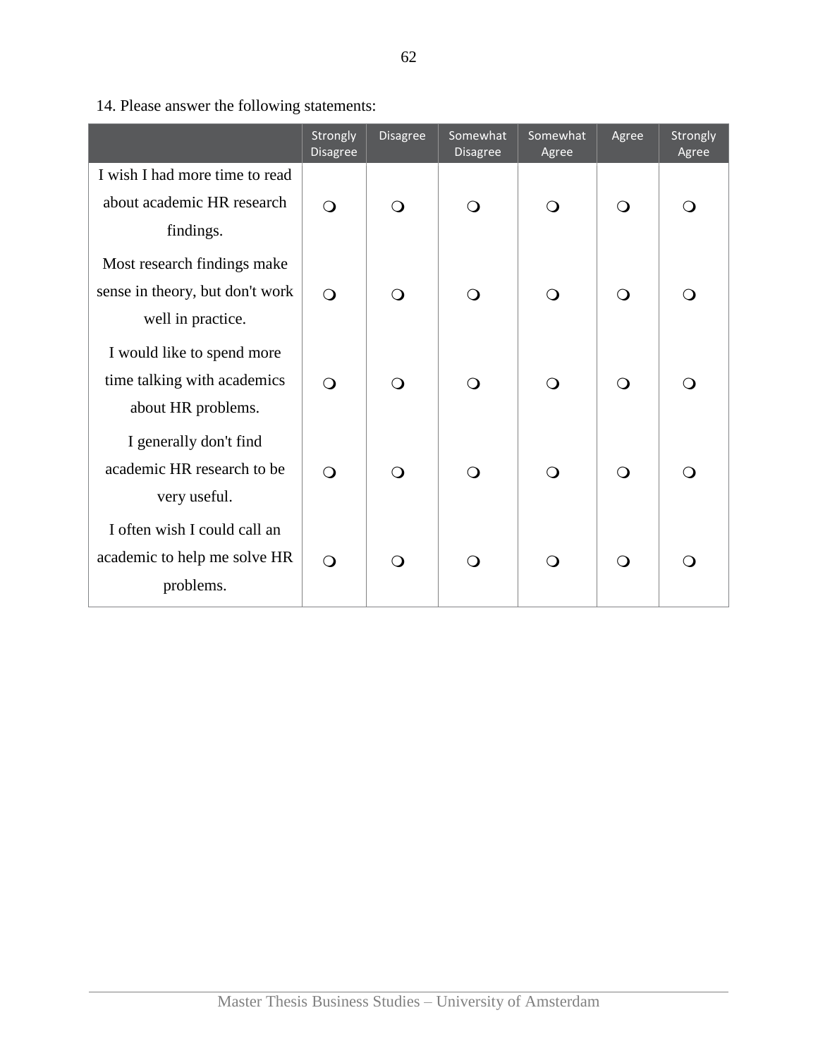14. Please answer the following statements:

| | Strongly Disagree | Disagree | Somewhat Disagree | Somewhat Agree | Agree | Strongly Agree |
|---|---|---|---|---|---|---|
| I wish I had more time to read about academic HR research findings. | ❍ | ❍ | ❍ | ❍ | ❍ | ❍ |
| Most research findings make sense in theory, but don't work well in practice. | ❍ | ❍ | ❍ | ❍ | ❍ | ❍ |
| I would like to spend more time talking with academics about HR problems. | ❍ | ❍ | ❍ | ❍ | ❍ | ❍ |
| I generally don't find academic HR research to be very useful. | ❍ | ❍ | ❍ | ❍ | ❍ | ❍ |
| I often wish I could call an academic to help me solve HR problems. | ❍ | ❍ | ❍ | ❍ | ❍ | ❍ |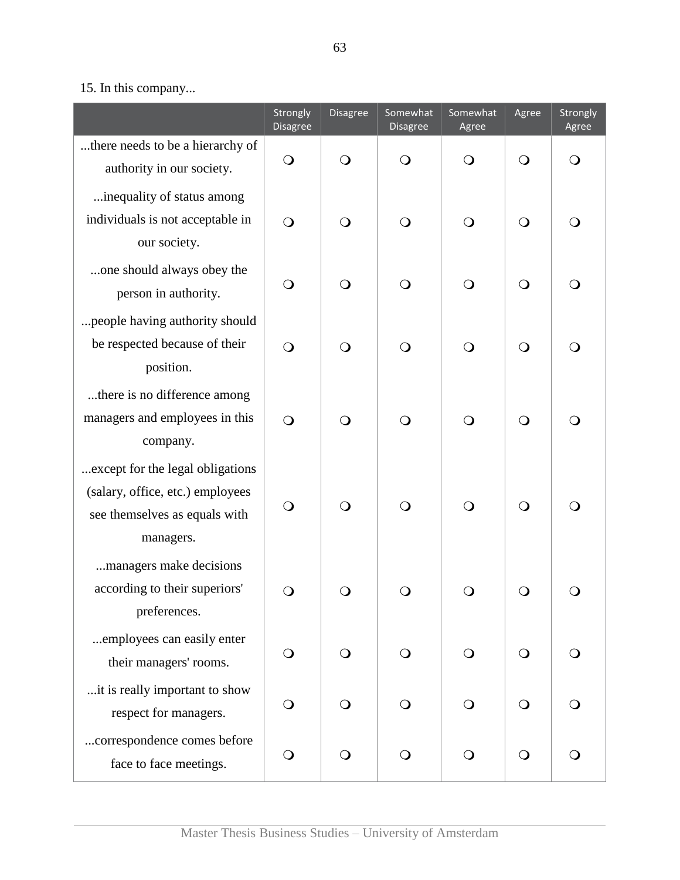15. In this company...

| | Strongly Disagree | Disagree | Somewhat Disagree | Somewhat Agree | Agree | Strongly Agree |
|---|---|---|---|---|---|---|
| ...there needs to be a hierarchy of authority in our society. | ❍ | ❍ | ❍ | ❍ | ❍ | ❍ |
| ...inequality of status among individuals is not acceptable in our society. | ❍ | ❍ | ❍ | ❍ | ❍ | ❍ |
| ...one should always obey the person in authority. | ❍ | ❍ | ❍ | ❍ | ❍ | ❍ |
| ...people having authority should be respected because of their position. | ❍ | ❍ | ❍ | ❍ | ❍ | ❍ |
| ...there is no difference among managers and employees in this company. | ❍ | ❍ | ❍ | ❍ | ❍ | ❍ |
| ...except for the legal obligations (salary, office, etc.) employees see themselves as equals with managers. | ❍ | ❍ | ❍ | ❍ | ❍ | ❍ |
| ...managers make decisions according to their superiors' preferences. | ❍ | ❍ | ❍ | ❍ | ❍ | ❍ |
| ...employees can easily enter their managers' rooms. | ❍ | ❍ | ❍ | ❍ | ❍ | ❍ |
| ...it is really important to show respect for managers. | ❍ | ❍ | ❍ | ❍ | ❍ | ❍ |
| ...correspondence comes before face to face meetings. | ❍ | ❍ | ❍ | ❍ | ❍ | ❍ |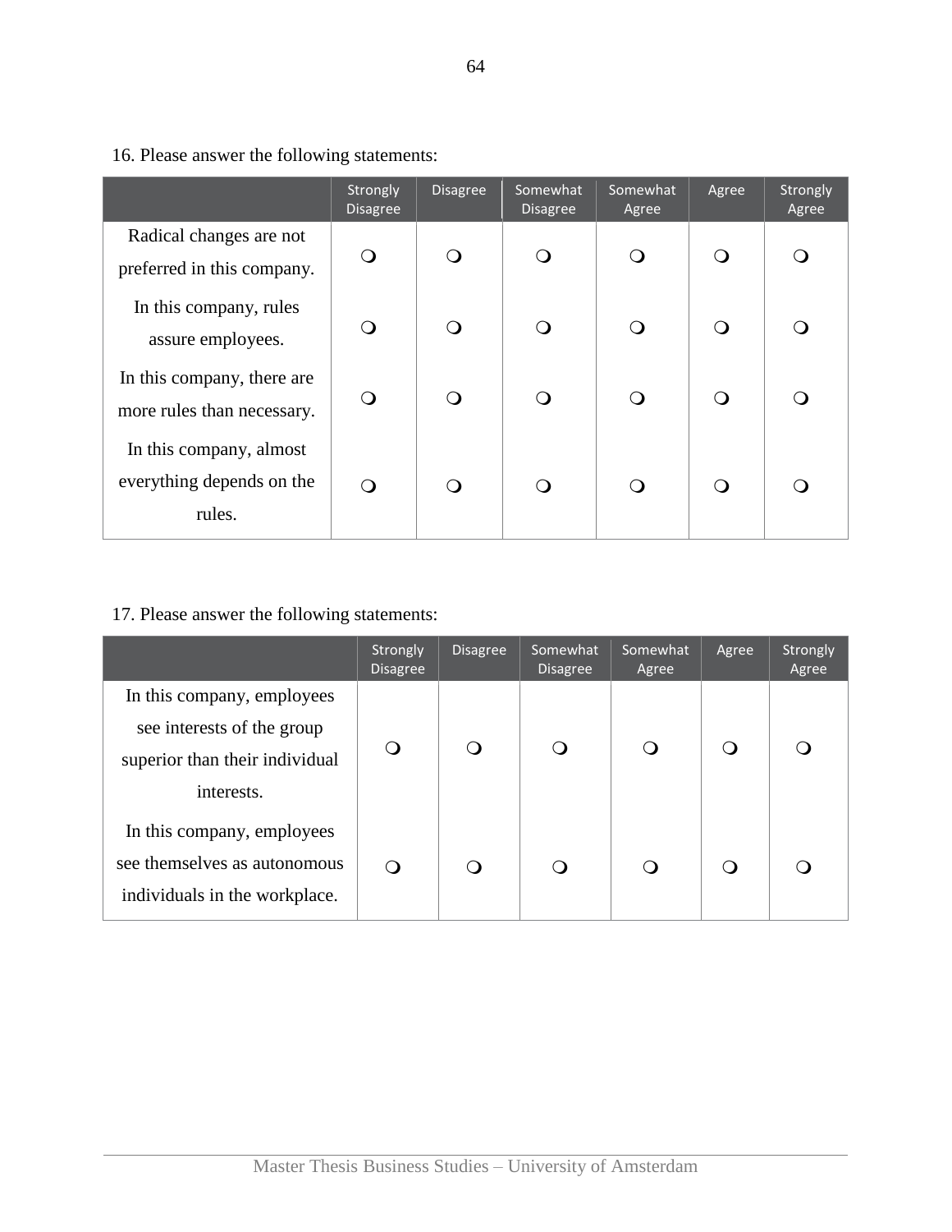16. Please answer the following statements:

| | Strongly Disagree | Disagree | Somewhat Disagree | Somewhat Agree | Agree | Strongly Agree |
|---|---|---|---|---|---|---|
| Radical changes are not preferred in this company. | ❍ | ❍ | ❍ | ❍ | ❍ | ❍ |
| In this company, rules assure employees. | ❍ | ❍ | ❍ | ❍ | ❍ | ❍ |
| In this company, there are more rules than necessary. | ❍ | ❍ | ❍ | ❍ | ❍ | ❍ |
| In this company, almost everything depends on the rules. | ❍ | ❍ | ❍ | ❍ | ❍ | ❍ |

17. Please answer the following statements:

| | Strongly Disagree | Disagree | Somewhat Disagree | Somewhat Agree | Agree | Strongly Agree |
|---|---|---|---|---|---|---|
| In this company, employees see interests of the group superior than their individual interests. | ❍ | ❍ | ❍ | ❍ | ❍ | ❍ |
| In this company, employees see themselves as autonomous individuals in the workplace. | ❍ | ❍ | ❍ | ❍ | ❍ | ❍ |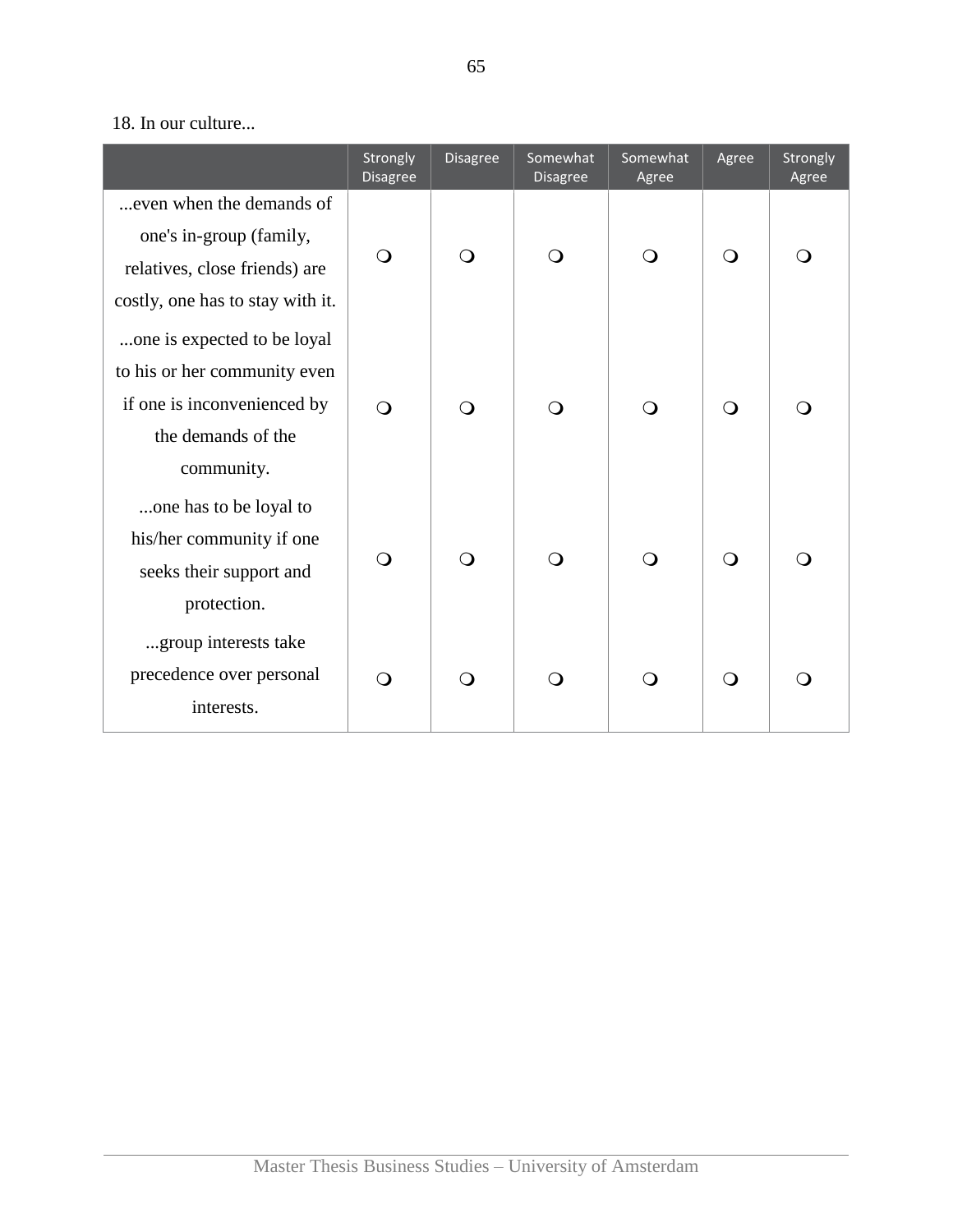18. In our culture...

| | Strongly Disagree | Disagree | Somewhat Disagree | Somewhat Agree | Agree | Strongly Agree |
|---|---|---|---|---|---|---|
| ...even when the demands of one's in-group (family, relatives, close friends) are costly, one has to stay with it. | ❍ | ❍ | ❍ | ❍ | ❍ | ❍ |
| ...one is expected to be loyal to his or her community even if one is inconvenienced by the demands of the community. | ❍ | ❍ | ❍ | ❍ | ❍ | ❍ |
| ...one has to be loyal to his/her community if one seeks their support and protection. | ❍ | ❍ | ❍ | ❍ | ❍ | ❍ |
| ...group interests take precedence over personal interests. | ❍ | ❍ | ❍ | ❍ | ❍ | ❍ |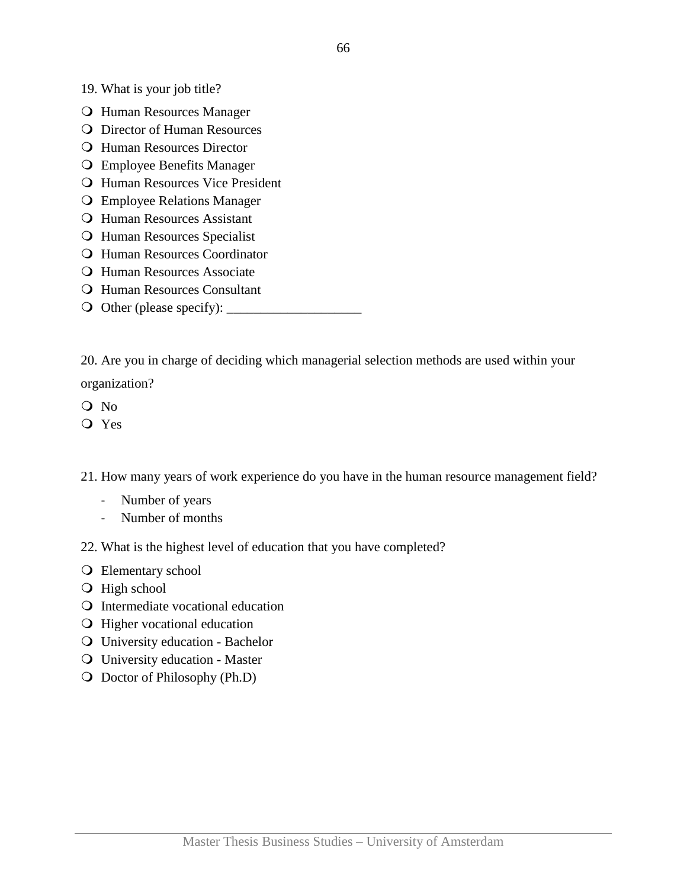19. What is your job title?

- Human Resources Manager
- Director of Human Resources
- Human Resources Director
- Employee Benefits Manager
- Human Resources Vice President
- Employee Relations Manager
- Human Resources Assistant
- Human Resources Specialist
- Human Resources Coordinator
- Human Resources Associate
- Human Resources Consultant
- Other (please specify): ____________________

20. Are you in charge of deciding which managerial selection methods are used within your organization?

- No
- Yes

21. How many years of work experience do you have in the human resource management field?

- Number of years
- Number of months

22. What is the highest level of education that you have completed?

- Elementary school
- High school
- Intermediate vocational education
- Higher vocational education
- University education - Bachelor
- University education - Master
- Doctor of Philosophy (Ph.D)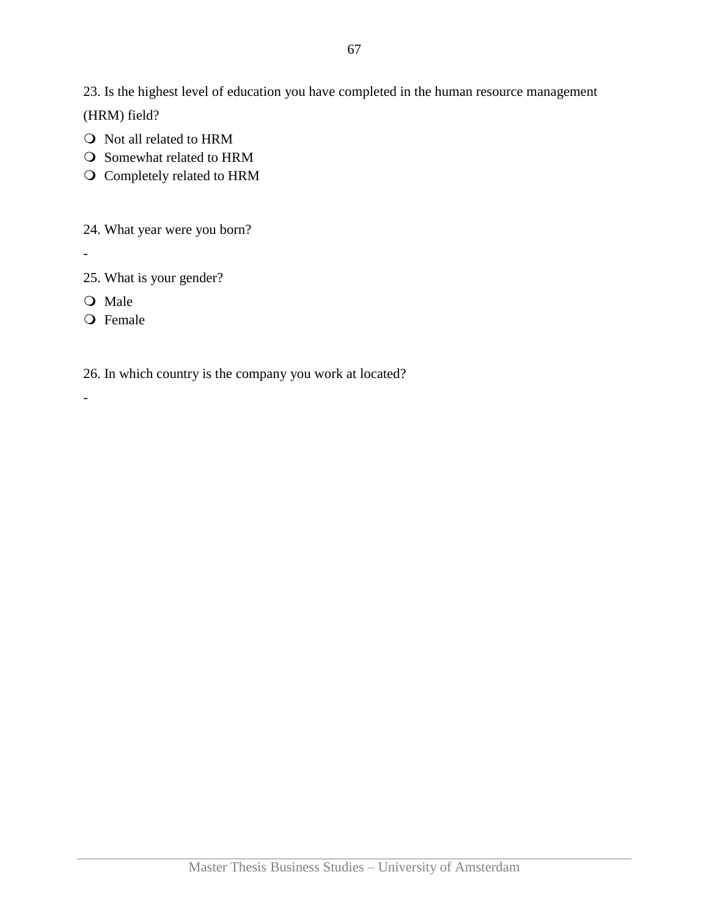23. Is the highest level of education you have completed in the human resource management (HRM) field?

- Not all related to HRM
- Somewhat related to HRM
- Completely related to HRM

24. What year were you born?

-

25. What is your gender?

- Male
- Female

26. In which country is the company you work at located?

-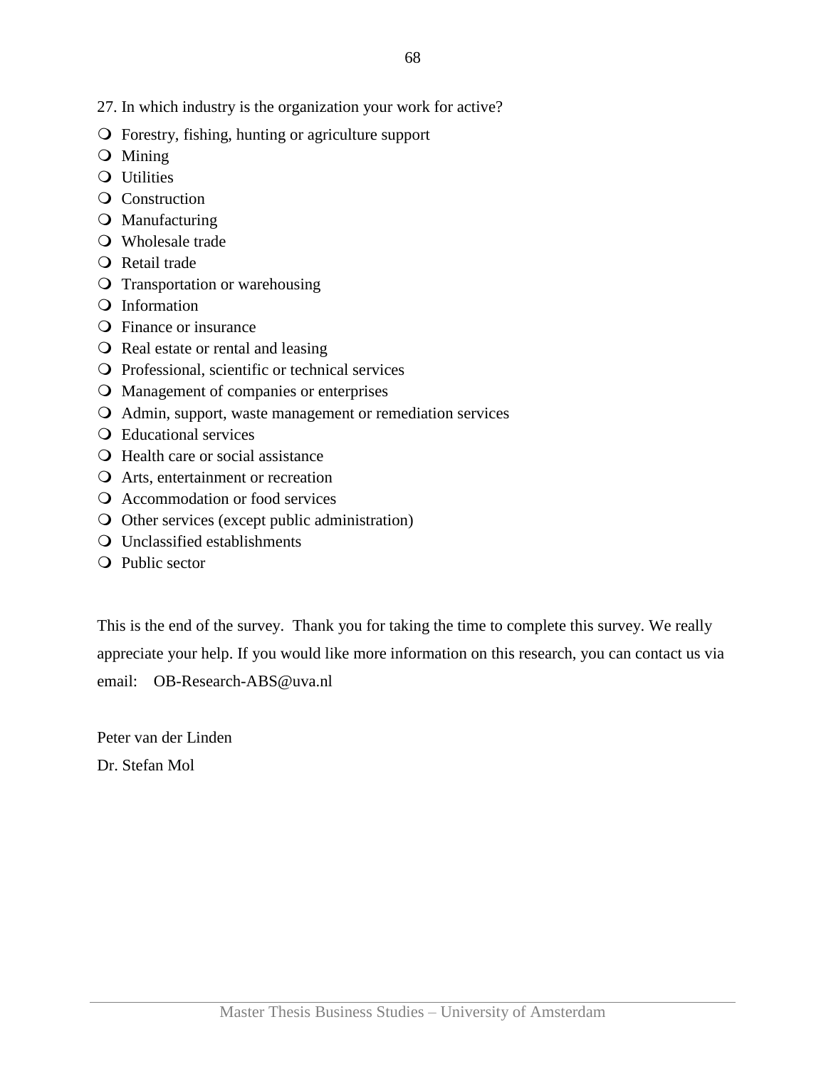27. In which industry is the organization your work for active?

- Forestry, fishing, hunting or agriculture support
- Mining
- Utilities
- Construction
- Manufacturing
- Wholesale trade
- Retail trade
- Transportation or warehousing
- Information
- Finance or insurance
- Real estate or rental and leasing
- Professional, scientific or technical services
- Management of companies or enterprises
- Admin, support, waste management or remediation services
- Educational services
- Health care or social assistance
- Arts, entertainment or recreation
- Accommodation or food services
- Other services (except public administration)
- Unclassified establishments
- Public sector

This is the end of the survey. Thank you for taking the time to complete this survey. We really appreciate your help. If you would like more information on this research, you can contact us via email: OB-Research-ABS@uva.nl

Peter van der Linden

Dr. Stefan Mol